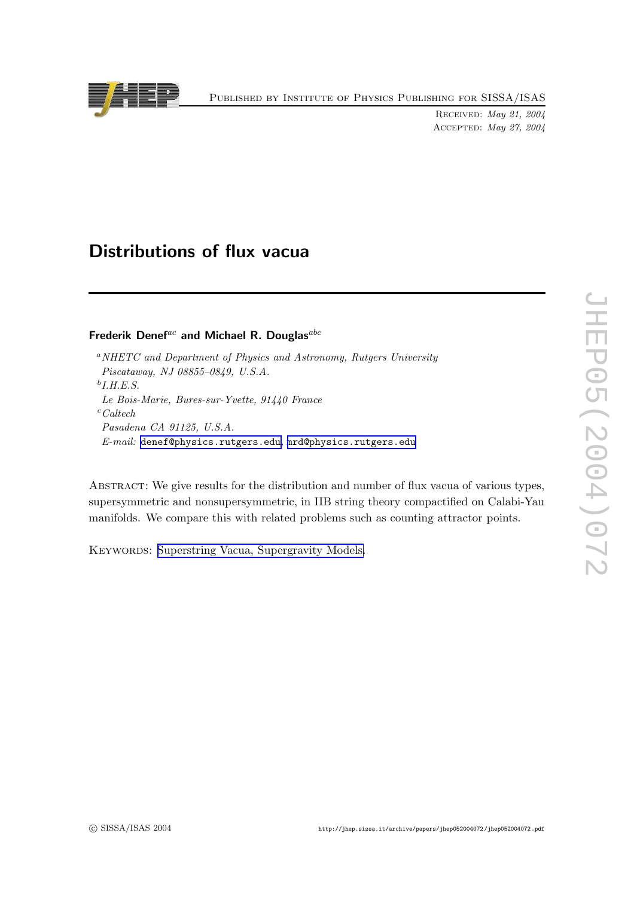Received: *May 21, 2004*
Accepted: *May 27, 2004*

# Distributions of flux vacua

**Frederik Denef**[ac] **and Michael R. Douglas**[abc]

[a] *NHETC and Department of Physics and Astronomy, Rutgers University Piscataway, NJ 08855–0849, U.S.A.*
[b] *I.H.E.S. Le Bois-Marie, Bures-sur-Yvette, 91440 France*
[c] *Caltech Pasadena CA 91125, U.S.A.*
*E-mail:* denef@physics.rutgers.edu, mrd@physics.rutgers.edu

Abstract: We give results for the distribution and number of flux vacua of various types, supersymmetric and nonsupersymmetric, in IIB string theory compactified on Calabi-Yau manifolds. We compare this with related problems such as counting attractor points.

Keywords: Superstring Vacua, Supergravity Models.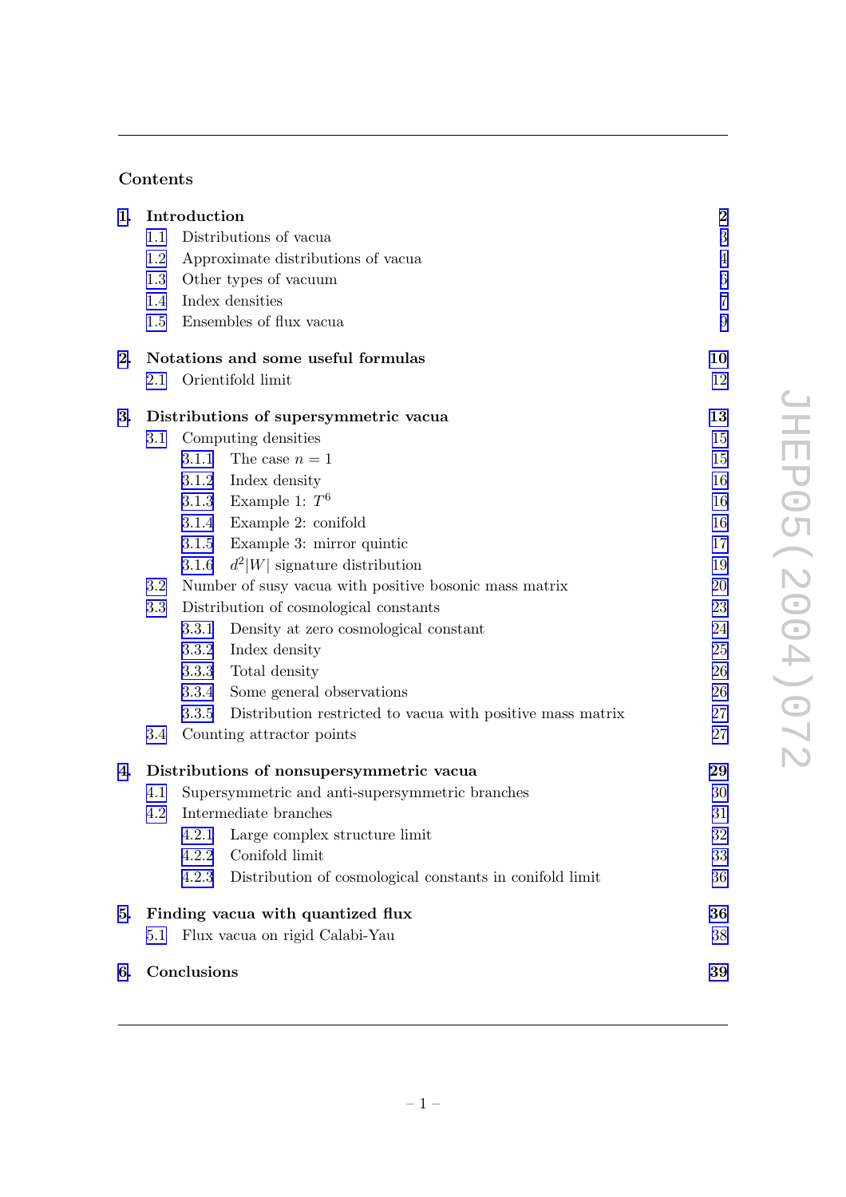## Contents

| | | |
|---|---|---|
| **1. Introduction** | | **2** |
| 1.1 Distributions of vacua | | 3 |
| 1.2 Approximate distributions of vacua | | 4 |
| 1.3 Other types of vacuum | | 6 |
| 1.4 Index densities | | 7 |
| 1.5 Ensembles of flux vacua | | 9 |
| **2. Notations and some useful formulas** | | **10** |
| 2.1 Orientifold limit | | 12 |
| **3. Distributions of supersymmetric vacua** | | **13** |
| 3.1 Computing densities | | 15 |
| | 3.1.1 The case $n = 1$ | 15 |
| | 3.1.2 Index density | 16 |
| | 3.1.3 Example 1: $T^6$ | 16 |
| | 3.1.4 Example 2: conifold | 16 |
| | 3.1.5 Example 3: mirror quintic | 17 |
| | 3.1.6 $d^2\|W\|$ signature distribution | 19 |
| 3.2 Number of susy vacua with positive bosonic mass matrix | | 20 |
| 3.3 Distribution of cosmological constants | | 23 |
| | 3.3.1 Density at zero cosmological constant | 24 |
| | 3.3.2 Index density | 25 |
| | 3.3.3 Total density | 26 |
| | 3.3.4 Some general observations | 26 |
| | 3.3.5 Distribution restricted to vacua with positive mass matrix | 27 |
| 3.4 Counting attractor points | | 27 |
| **4. Distributions of nonsupersymmetric vacua** | | **29** |
| 4.1 Supersymmetric and anti-supersymmetric branches | | 30 |
| 4.2 Intermediate branches | | 31 |
| | 4.2.1 Large complex structure limit | 32 |
| | 4.2.2 Conifold limit | 33 |
| | 4.2.3 Distribution of cosmological constants in conifold limit | 36 |
| **5. Finding vacua with quantized flux** | | **36** |
| 5.1 Flux vacua on rigid Calabi-Yau | | 38 |
| **6. Conclusions** | | **39** |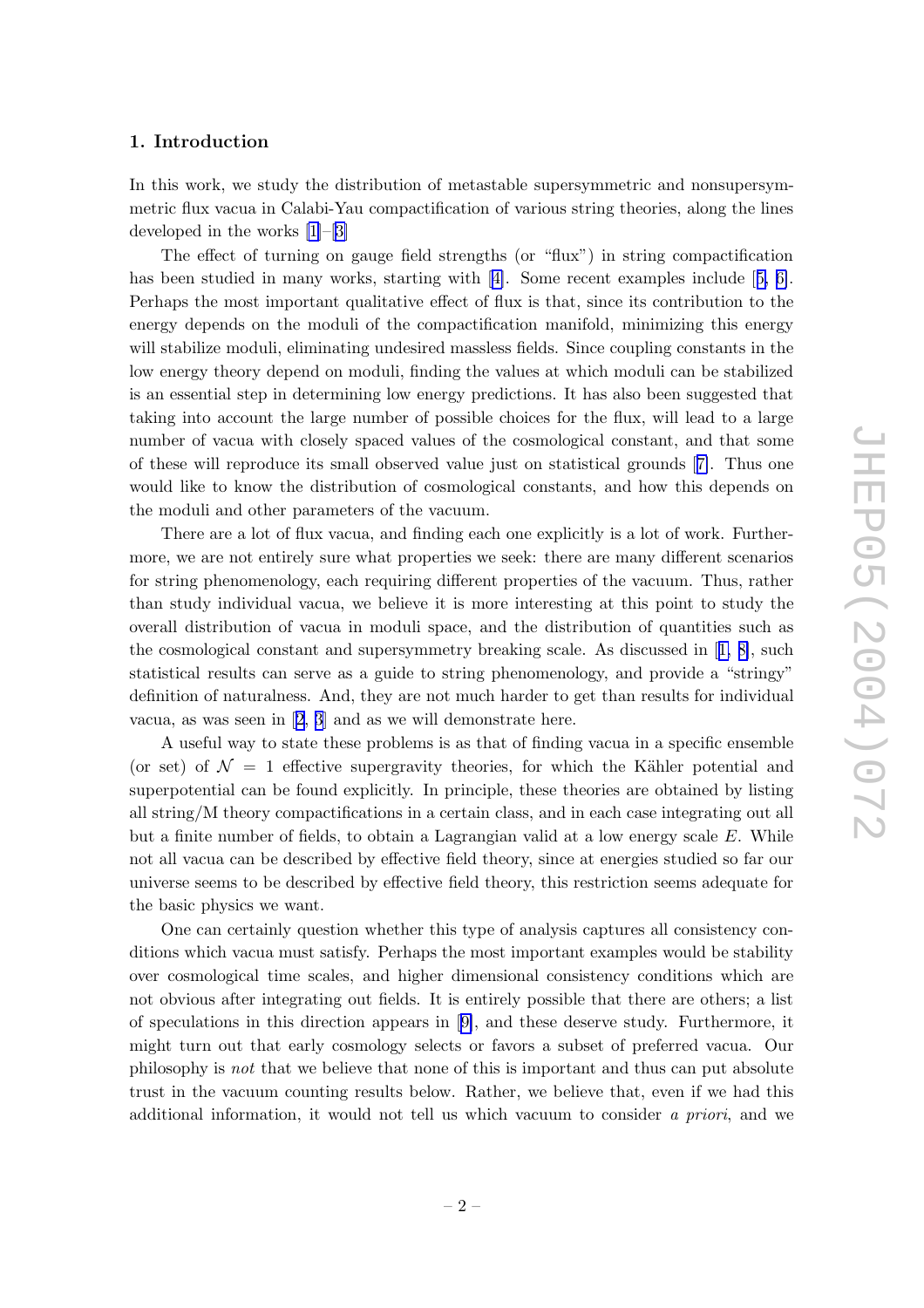## 1. Introduction

In this work, we study the distribution of metastable supersymmetric and nonsupersymmetric flux vacua in Calabi-Yau compactification of various string theories, along the lines developed in the works [1]–[3].

The effect of turning on gauge field strengths (or "flux") in string compactification has been studied in many works, starting with [4]. Some recent examples include [5, 6]. Perhaps the most important qualitative effect of flux is that, since its contribution to the energy depends on the moduli of the compactification manifold, minimizing this energy will stabilize moduli, eliminating undesired massless fields. Since coupling constants in the low energy theory depend on moduli, finding the values at which moduli can be stabilized is an essential step in determining low energy predictions. It has also been suggested that taking into account the large number of possible choices for the flux, will lead to a large number of vacua with closely spaced values of the cosmological constant, and that some of these will reproduce its small observed value just on statistical grounds [7]. Thus one would like to know the distribution of cosmological constants, and how this depends on the moduli and other parameters of the vacuum.

There are a lot of flux vacua, and finding each one explicitly is a lot of work. Furthermore, we are not entirely sure what properties we seek: there are many different scenarios for string phenomenology, each requiring different properties of the vacuum. Thus, rather than study individual vacua, we believe it is more interesting at this point to study the overall distribution of vacua in moduli space, and the distribution of quantities such as the cosmological constant and supersymmetry breaking scale. As discussed in [1, 8], such statistical results can serve as a guide to string phenomenology, and provide a "stringy" definition of naturalness. And, they are not much harder to get than results for individual vacua, as was seen in [2, 3] and as we will demonstrate here.

A useful way to state these problems is as that of finding vacua in a specific ensemble (or set) of $\mathcal{N} = 1$ effective supergravity theories, for which the Kähler potential and superpotential can be found explicitly. In principle, these theories are obtained by listing all string/M theory compactifications in a certain class, and in each case integrating out all but a finite number of fields, to obtain a Lagrangian valid at a low energy scale $E$. While not all vacua can be described by effective field theory, since at energies studied so far our universe seems to be described by effective field theory, this restriction seems adequate for the basic physics we want.

One can certainly question whether this type of analysis captures all consistency conditions which vacua must satisfy. Perhaps the most important examples would be stability over cosmological time scales, and higher dimensional consistency conditions which are not obvious after integrating out fields. It is entirely possible that there are others; a list of speculations in this direction appears in [9], and these deserve study. Furthermore, it might turn out that early cosmology selects or favors a subset of preferred vacua. Our philosophy is *not* that we believe that none of this is important and thus can put absolute trust in the vacuum counting results below. Rather, we believe that, even if we had this additional information, it would not tell us which vacuum to consider *a priori*, and we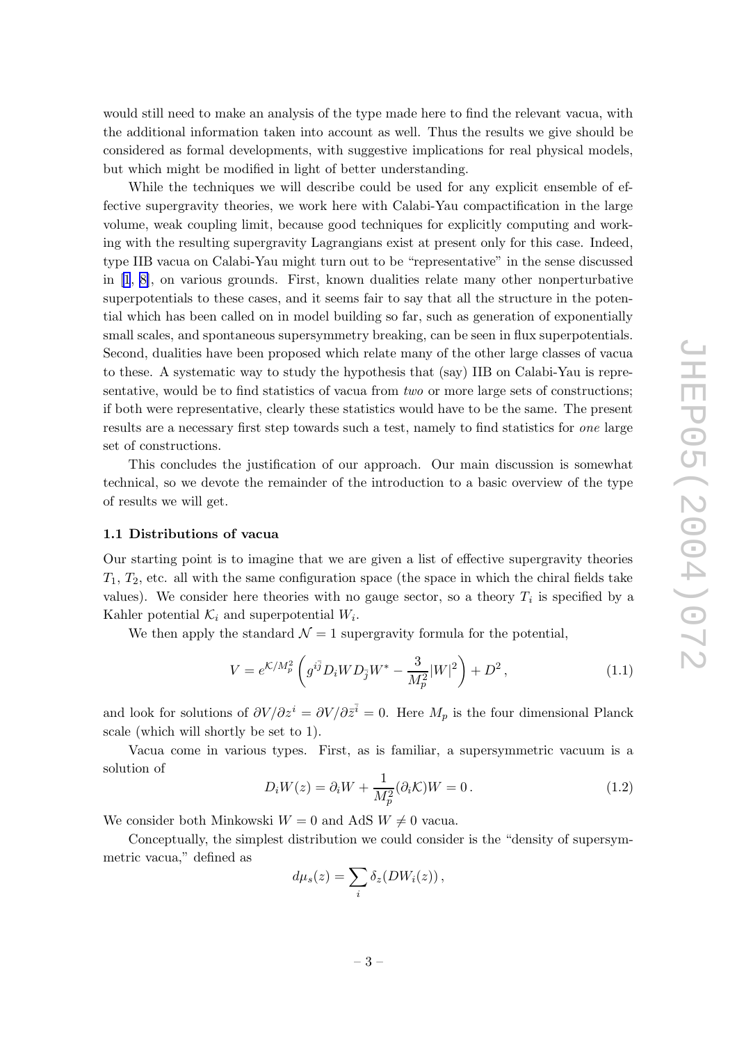would still need to make an analysis of the type made here to find the relevant vacua, with the additional information taken into account as well. Thus the results we give should be considered as formal developments, with suggestive implications for real physical models, but which might be modified in light of better understanding.

While the techniques we will describe could be used for any explicit ensemble of effective supergravity theories, we work here with Calabi-Yau compactification in the large volume, weak coupling limit, because good techniques for explicitly computing and working with the resulting supergravity Lagrangians exist at present only for this case. Indeed, type IIB vacua on Calabi-Yau might turn out to be "representative" in the sense discussed in [1, 8], on various grounds. First, known dualities relate many other nonperturbative superpotentials to these cases, and it seems fair to say that all the structure in the potential which has been called on in model building so far, such as generation of exponentially small scales, and spontaneous supersymmetry breaking, can be seen in flux superpotentials. Second, dualities have been proposed which relate many of the other large classes of vacua to these. A systematic way to study the hypothesis that (say) IIB on Calabi-Yau is representative, would be to find statistics of vacua from *two* or more large sets of constructions; if both were representative, clearly these statistics would have to be the same. The present results are a necessary first step towards such a test, namely to find statistics for *one* large set of constructions.

This concludes the justification of our approach. Our main discussion is somewhat technical, so we devote the remainder of the introduction to a basic overview of the type of results we will get.

### 1.1 Distributions of vacua

Our starting point is to imagine that we are given a list of effective supergravity theories $T_1$, $T_2$, etc. all with the same configuration space (the space in which the chiral fields take values). We consider here theories with no gauge sector, so a theory $T_i$ is specified by a Kahler potential $\mathcal{K}_i$ and superpotential $W_i$.

We then apply the standard $\mathcal{N}=1$ supergravity formula for the potential,

$$V = e^{\mathcal{K}/M_p^2}\left(g^{i\bar{j}}D_iWD_{\bar{j}}W^* - \frac{3}{M_p^2}|W|^2\right) + D^2\,, \tag{1.1}$$

and look for solutions of $\partial V/\partial z^i = \partial V/\partial \bar{z}^{\bar{i}} = 0$. Here $M_p$ is the four dimensional Planck scale (which will shortly be set to 1).

Vacua come in various types. First, as is familiar, a supersymmetric vacuum is a solution of

$$D_iW(z) = \partial_i W + \frac{1}{M_p^2}(\partial_i\mathcal{K})W = 0\,. \tag{1.2}$$

We consider both Minkowski $W=0$ and AdS $W \neq 0$ vacua.

Conceptually, the simplest distribution we could consider is the "density of supersymmetric vacua," defined as

$$d\mu_s(z) = \sum_i \delta_z(DW_i(z))\,,$$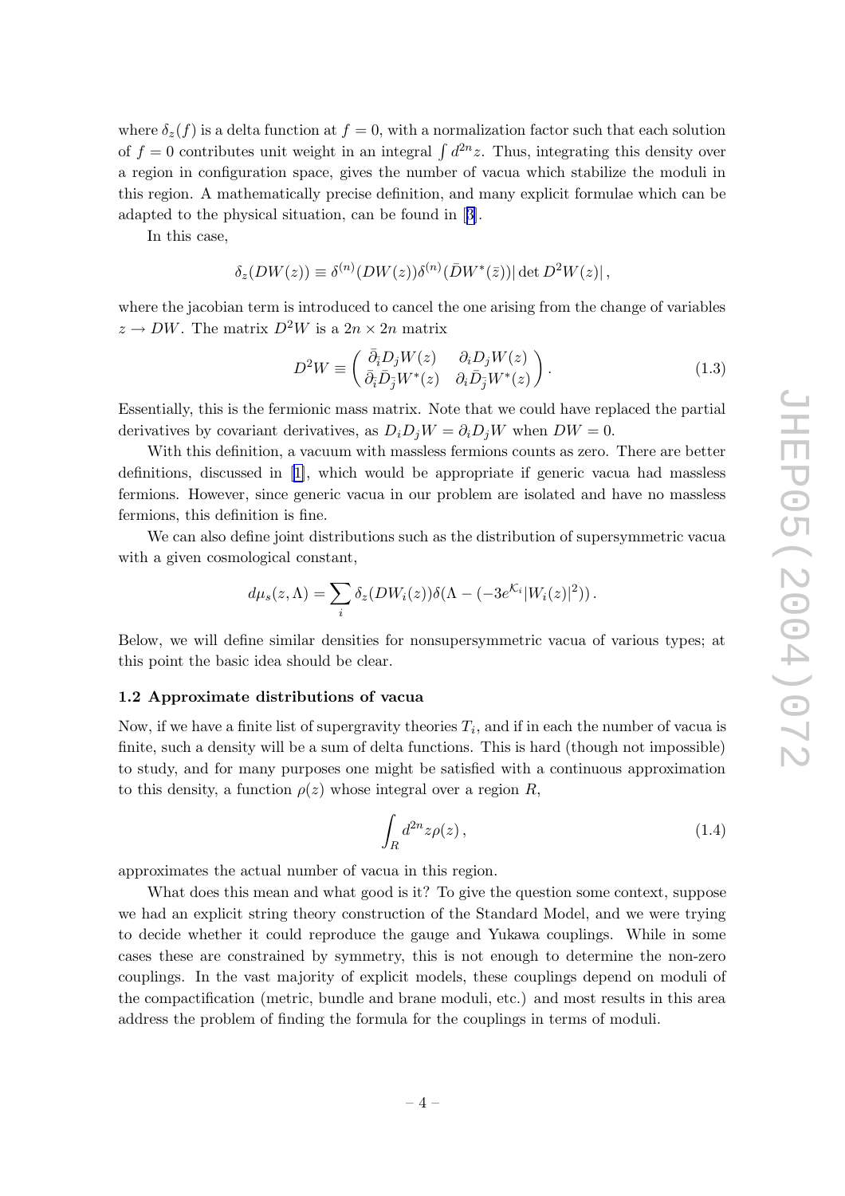where $\delta_z(f)$ is a delta function at $f = 0$, with a normalization factor such that each solution of $f = 0$ contributes unit weight in an integral $\int d^{2n}z$. Thus, integrating this density over a region in configuration space, gives the number of vacua which stabilize the moduli in this region. A mathematically precise definition, and many explicit formulae which can be adapted to the physical situation, can be found in [3].

In this case,

$$\delta_z(DW(z)) \equiv \delta^{(n)}(DW(z))\delta^{(n)}(\bar{D}W^*(\bar{z}))|\det D^2W(z)|\,,$$

where the jacobian term is introduced to cancel the one arising from the change of variables $z \to DW$. The matrix $D^2W$ is a $2n \times 2n$ matrix

$$D^2W \equiv \begin{pmatrix} \bar{\partial}_{\bar{i}} D_j W(z) & \partial_i D_j W(z) \\ \bar{\partial}_{\bar{i}} \bar{D}_{\bar{j}} W^*(z) & \partial_i \bar{D}_{\bar{j}} W^*(z) \end{pmatrix}. \tag{1.3}$$

Essentially, this is the fermionic mass matrix. Note that we could have replaced the partial derivatives by covariant derivatives, as $D_i D_j W = \partial_i D_j W$ when $DW = 0$.

With this definition, a vacuum with massless fermions counts as zero. There are better definitions, discussed in [1], which would be appropriate if generic vacua had massless fermions. However, since generic vacua in our problem are isolated and have no massless fermions, this definition is fine.

We can also define joint distributions such as the distribution of supersymmetric vacua with a given cosmological constant,

$$d\mu_s(z,\Lambda) = \sum_i \delta_z(DW_i(z))\delta(\Lambda - (-3e^{\mathcal{K}_i}|W_i(z)|^2))\,.$$

Below, we will define similar densities for nonsupersymmetric vacua of various types; at this point the basic idea should be clear.

### 1.2 Approximate distributions of vacua

Now, if we have a finite list of supergravity theories $T_i$, and if in each the number of vacua is finite, such a density will be a sum of delta functions. This is hard (though not impossible) to study, and for many purposes one might be satisfied with a continuous approximation to this density, a function $\rho(z)$ whose integral over a region $R$,

$$\int_R d^{2n}z\rho(z)\,, \tag{1.4}$$

approximates the actual number of vacua in this region.

What does this mean and what good is it? To give the question some context, suppose we had an explicit string theory construction of the Standard Model, and we were trying to decide whether it could reproduce the gauge and Yukawa couplings. While in some cases these are constrained by symmetry, this is not enough to determine the non-zero couplings. In the vast majority of explicit models, these couplings depend on moduli of the compactification (metric, bundle and brane moduli, etc.) and most results in this area address the problem of finding the formula for the couplings in terms of moduli.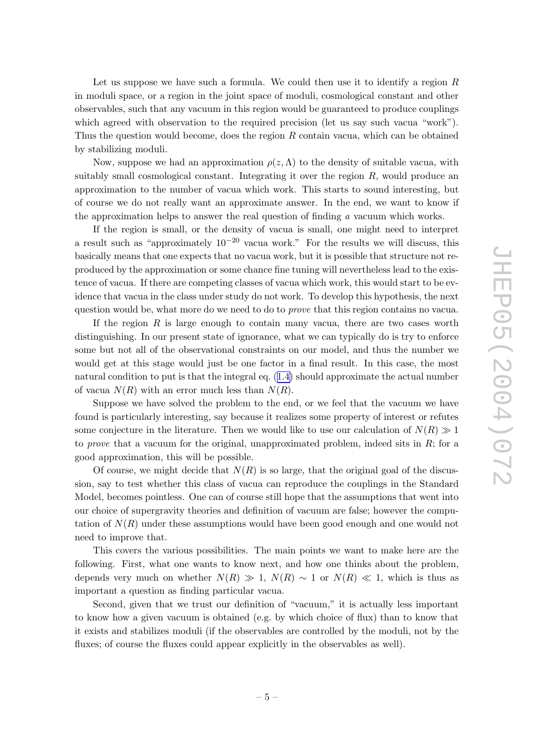Let us suppose we have such a formula. We could then use it to identify a region $R$ in moduli space, or a region in the joint space of moduli, cosmological constant and other observables, such that any vacuum in this region would be guaranteed to produce couplings which agreed with observation to the required precision (let us say such vacua "work"). Thus the question would become, does the region $R$ contain vacua, which can be obtained by stabilizing moduli.

Now, suppose we had an approximation $\rho(z, \Lambda)$ to the density of suitable vacua, with suitably small cosmological constant. Integrating it over the region $R$, would produce an approximation to the number of vacua which work. This starts to sound interesting, but of course we do not really want an approximate answer. In the end, we want to know if the approximation helps to answer the real question of finding *a* vacuum which works.

If the region is small, or the density of vacua is small, one might need to interpret a result such as "approximately $10^{-20}$ vacua work." For the results we will discuss, this basically means that one expects that no vacua work, but it is possible that structure not reproduced by the approximation or some chance fine tuning will nevertheless lead to the existence of vacua. If there are competing classes of vacua which work, this would start to be evidence that vacua in the class under study do not work. To develop this hypothesis, the next question would be, what more do we need to do to *prove* that this region contains no vacua.

If the region $R$ is large enough to contain many vacua, there are two cases worth distinguishing. In our present state of ignorance, what we can typically do is try to enforce some but not all of the observational constraints on our model, and thus the number we would get at this stage would just be one factor in a final result. In this case, the most natural condition to put is that the integral eq. (1.4) should approximate the actual number of vacua $N(R)$ with an error much less than $N(R)$.

Suppose we have solved the problem to the end, or we feel that the vacuum we have found is particularly interesting, say because it realizes some property of interest or refutes some conjecture in the literature. Then we would like to use our calculation of $N(R) \gg 1$ to *prove* that a vacuum for the original, unapproximated problem, indeed sits in $R$; for a good approximation, this will be possible.

Of course, we might decide that $N(R)$ is so large, that the original goal of the discussion, say to test whether this class of vacua can reproduce the couplings in the Standard Model, becomes pointless. One can of course still hope that the assumptions that went into our choice of supergravity theories and definition of vacuum are false; however the computation of $N(R)$ under these assumptions would have been good enough and one would not need to improve that.

This covers the various possibilities. The main points we want to make here are the following. First, what one wants to know next, and how one thinks about the problem, depends very much on whether $N(R) \gg 1$, $N(R) \sim 1$ or $N(R) \ll 1$, which is thus as important a question as finding particular vacua.

Second, given that we trust our definition of "vacuum," it is actually less important to know how a given vacuum is obtained (e.g. by which choice of flux) than to know that it exists and stabilizes moduli (if the observables are controlled by the moduli, not by the fluxes; of course the fluxes could appear explicitly in the observables as well).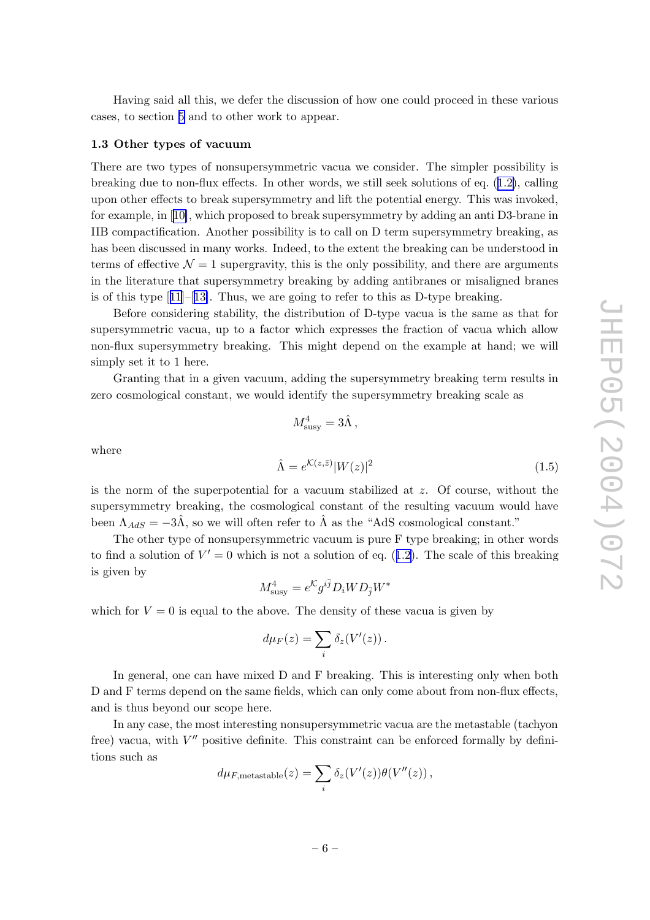Having said all this, we defer the discussion of how one could proceed in these various cases, to section 5 and to other work to appear.

### 1.3 Other types of vacuum

There are two types of nonsupersymmetric vacua we consider. The simpler possibility is breaking due to non-flux effects. In other words, we still seek solutions of eq. (1.2), calling upon other effects to break supersymmetry and lift the potential energy. This was invoked, for example, in [10], which proposed to break supersymmetry by adding an anti D3-brane in IIB compactification. Another possibility is to call on D term supersymmetry breaking, as has been discussed in many works. Indeed, to the extent the breaking can be understood in terms of effective $\mathcal{N} = 1$ supergravity, this is the only possibility, and there are arguments in the literature that supersymmetry breaking by adding antibranes or misaligned branes is of this type [11]–[13]. Thus, we are going to refer to this as D-type breaking.

Before considering stability, the distribution of D-type vacua is the same as that for supersymmetric vacua, up to a factor which expresses the fraction of vacua which allow non-flux supersymmetry breaking. This might depend on the example at hand; we will simply set it to 1 here.

Granting that in a given vacuum, adding the supersymmetry breaking term results in zero cosmological constant, we would identify the supersymmetry breaking scale as

$$M^4_{\rm susy} = 3\hat{\Lambda}\,,$$

where

$$\hat{\Lambda} = e^{\mathcal{K}(z,\bar{z})}|W(z)|^2 \tag{1.5}$$

is the norm of the superpotential for a vacuum stabilized at $z$. Of course, without the supersymmetry breaking, the cosmological constant of the resulting vacuum would have been $\Lambda_{AdS} = -3\hat{\Lambda}$, so we will often refer to $\hat{\Lambda}$ as the "AdS cosmological constant."

The other type of nonsupersymmetric vacuum is pure F type breaking; in other words to find a solution of $V' = 0$ which is not a solution of eq. (1.2). The scale of this breaking is given by

$$M^4_{\rm susy} = e^{\mathcal{K}} g^{i\bar{j}} D_i W D_{\bar{j}} W^*$$

which for $V = 0$ is equal to the above. The density of these vacua is given by

$$d\mu_F(z) = \sum_i \delta_z(V'(z))\,.$$

In general, one can have mixed D and F breaking. This is interesting only when both D and F terms depend on the same fields, which can only come about from non-flux effects, and is thus beyond our scope here.

In any case, the most interesting nonsupersymmetric vacua are the metastable (tachyon free) vacua, with $V''$ positive definite. This constraint can be enforced formally by definitions such as

$$d\mu_{F,\rm metastable}(z) = \sum_i \delta_z(V'(z))\theta(V''(z))\,,$$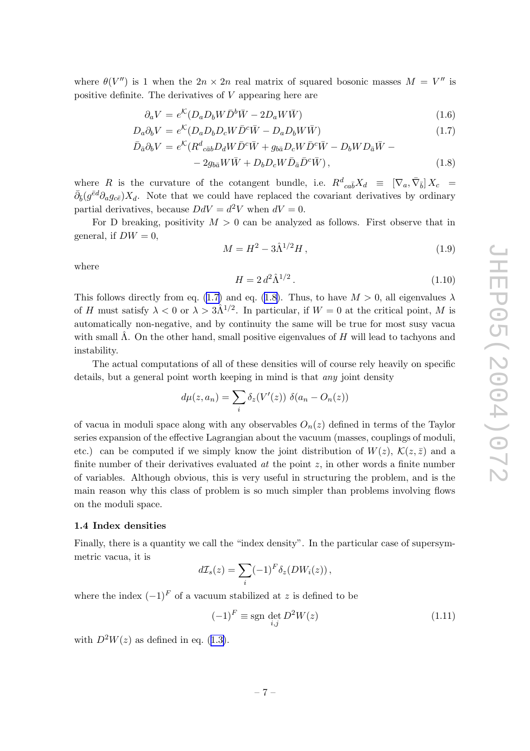where $\theta(V'')$ is 1 when the $2n \times 2n$ real matrix of squared bosonic masses $M = V''$ is positive definite. The derivatives of $V$ appearing here are

$$\partial_a V = e^{\mathcal{K}}(D_a D_b W \bar{D}^b \bar{W} - 2 D_a W \bar{W}) \tag{1.6}$$

$$D_a \partial_b V = e^{\mathcal{K}}(D_a D_b D_c W \bar{D}^c \bar{W} - D_a D_b W \bar{W}) \tag{1.7}$$

$$\begin{aligned}\bar{D}_{\bar{a}} \partial_b V = e^{\mathcal{K}}(&R^d{}_{c\bar{a}b} D_d W \bar{D}^c \bar{W} + g_{b\bar{a}} D_c W \bar{D}^c \bar{W} - D_b W D_{\bar{a}} \bar{W} - \\ &- 2 g_{b\bar{a}} W \bar{W} + D_b D_c W \bar{D}_{\bar{a}} \bar{D}^c \bar{W}),\end{aligned} \tag{1.8}$$

where $R$ is the curvature of the cotangent bundle, i.e. $R^d{}_{ca\bar{b}} X_d \equiv [\nabla_a, \bar{\nabla}_{\bar{b}}] X_c = \bar{\partial}_{\bar{b}}(g^{\bar{e}d} \partial_a g_{c\bar{e}}) X_d$. Note that we could have replaced the covariant derivatives by ordinary partial derivatives, because $DdV = d^2 V$ when $dV = 0$.

For D breaking, positivity $M > 0$ can be analyzed as follows. First observe that in general, if $DW = 0$,

$$M = H^2 - 3\hat{\Lambda}^{1/2} H\,, \tag{1.9}$$

where

$$H = 2\, d^2 \hat{\Lambda}^{1/2}\,. \tag{1.10}$$

This follows directly from eq. (1.7) and eq. (1.8). Thus, to have $M > 0$, all eigenvalues $\lambda$ of $H$ must satisfy $\lambda < 0$ or $\lambda > 3\hat{\Lambda}^{1/2}$. In particular, if $W = 0$ at the critical point, $M$ is automatically non-negative, and by continuity the same will be true for most susy vacua with small $\hat{\Lambda}$. On the other hand, small positive eigenvalues of $H$ will lead to tachyons and instability.

The actual computations of all of these densities will of course rely heavily on specific details, but a general point worth keeping in mind is that *any* joint density

$$d\mu(z, a_n) = \sum_i \delta_z(V'(z))\; \delta(a_n - O_n(z))$$

of vacua in moduli space along with any observables $O_n(z)$ defined in terms of the Taylor series expansion of the effective Lagrangian about the vacuum (masses, couplings of moduli, etc.) can be computed if we simply know the joint distribution of $W(z)$, $\mathcal{K}(z, \bar{z})$ and a finite number of their derivatives evaluated *at* the point $z$, in other words a finite number of variables. Although obvious, this is very useful in structuring the problem, and is the main reason why this class of problem is so much simpler than problems involving flows on the moduli space.

### 1.4 Index densities

Finally, there is a quantity we call the "index density". In the particular case of supersymmetric vacua, it is

$$d\mathcal{I}_s(z) = \sum_i (-1)^F \delta_z(DW_i(z))\,,$$

where the index $(-1)^F$ of a vacuum stabilized at $z$ is defined to be

$$(-1)^F \equiv \operatorname{sgn} \det_{i,j} D^2 W(z) \tag{1.11}$$

with $D^2 W(z)$ as defined in eq. (1.3).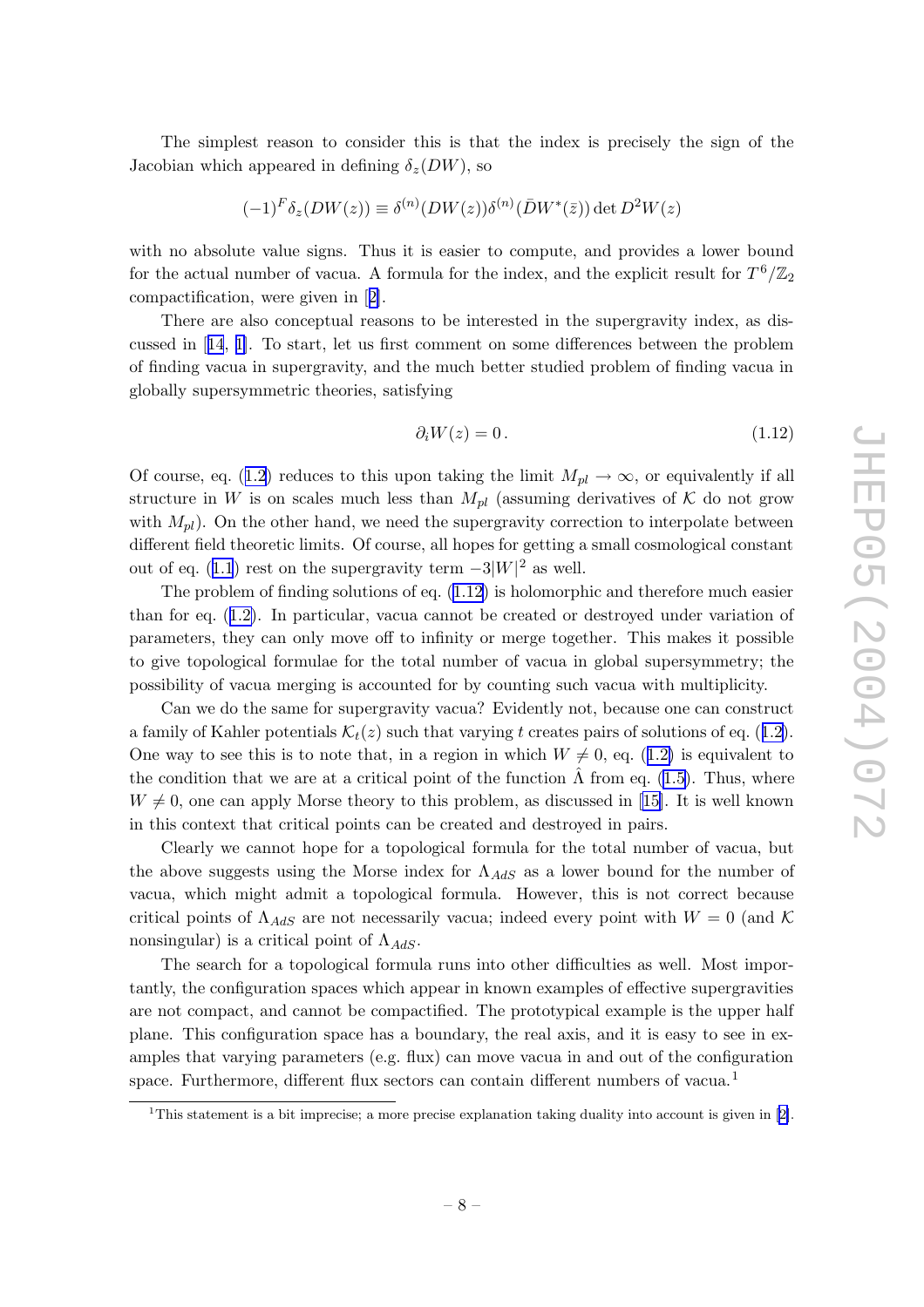The simplest reason to consider this is that the index is precisely the sign of the Jacobian which appeared in defining $\delta_z(DW)$, so

$$(-1)^F \delta_z(DW(z)) \equiv \delta^{(n)}(DW(z))\delta^{(n)}(\bar{D}W^*(\bar{z})) \det D^2W(z)$$

with no absolute value signs. Thus it is easier to compute, and provides a lower bound for the actual number of vacua. A formula for the index, and the explicit result for $T^6/\mathbb{Z}_2$ compactification, were given in [2].

There are also conceptual reasons to be interested in the supergravity index, as discussed in [14, 1]. To start, let us first comment on some differences between the problem of finding vacua in supergravity, and the much better studied problem of finding vacua in globally supersymmetric theories, satisfying

$$\partial_i W(z) = 0\,. \tag{1.12}$$

Of course, eq. (1.2) reduces to this upon taking the limit $M_{pl} \to \infty$, or equivalently if all structure in $W$ is on scales much less than $M_{pl}$ (assuming derivatives of $\mathcal{K}$ do not grow with $M_{pl}$). On the other hand, we need the supergravity correction to interpolate between different field theoretic limits. Of course, all hopes for getting a small cosmological constant out of eq. (1.1) rest on the supergravity term $-3|W|^2$ as well.

The problem of finding solutions of eq. (1.12) is holomorphic and therefore much easier than for eq. (1.2). In particular, vacua cannot be created or destroyed under variation of parameters, they can only move off to infinity or merge together. This makes it possible to give topological formulae for the total number of vacua in global supersymmetry; the possibility of vacua merging is accounted for by counting such vacua with multiplicity.

Can we do the same for supergravity vacua? Evidently not, because one can construct a family of Kahler potentials $\mathcal{K}_t(z)$ such that varying $t$ creates pairs of solutions of eq. (1.2). One way to see this is to note that, in a region in which $W \neq 0$, eq. (1.2) is equivalent to the condition that we are at a critical point of the function $\hat{\Lambda}$ from eq. (1.5). Thus, where $W \neq 0$, one can apply Morse theory to this problem, as discussed in [15]. It is well known in this context that critical points can be created and destroyed in pairs.

Clearly we cannot hope for a topological formula for the total number of vacua, but the above suggests using the Morse index for $\Lambda_{AdS}$ as a lower bound for the number of vacua, which might admit a topological formula. However, this is not correct because critical points of $\Lambda_{AdS}$ are not necessarily vacua; indeed every point with $W = 0$ (and $\mathcal{K}$ nonsingular) is a critical point of $\Lambda_{AdS}$.

The search for a topological formula runs into other difficulties as well. Most importantly, the configuration spaces which appear in known examples of effective supergravities are not compact, and cannot be compactified. The prototypical example is the upper half plane. This configuration space has a boundary, the real axis, and it is easy to see in examples that varying parameters (e.g. flux) can move vacua in and out of the configuration space. Furthermore, different flux sectors can contain different numbers of vacua.[1]

[1] This statement is a bit imprecise; a more precise explanation taking duality into account is given in [2].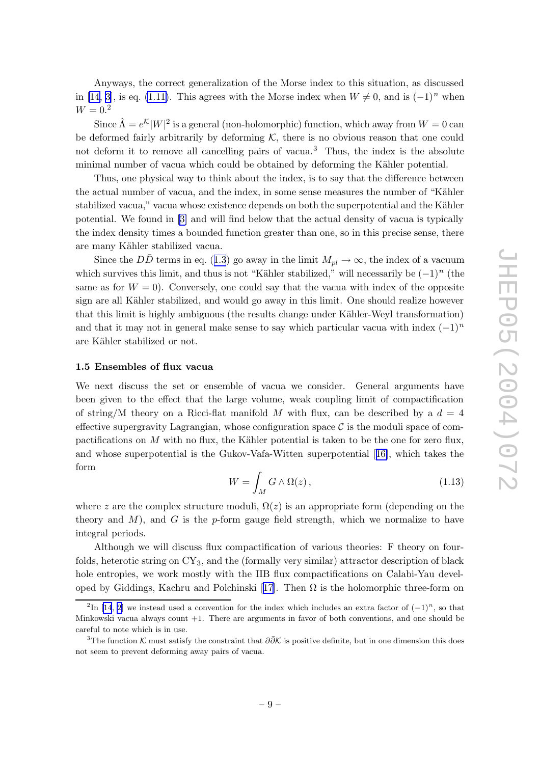Anyways, the correct generalization of the Morse index to this situation, as discussed in [14, 3], is eq. (1.11). This agrees with the Morse index when $W \neq 0$, and is $(-1)^n$ when $W = 0$.[2]

Since $\hat{\Lambda} = e^{\mathcal{K}}|W|^2$ is a general (non-holomorphic) function, which away from $W = 0$ can be deformed fairly arbitrarily by deforming $\mathcal{K}$, there is no obvious reason that one could not deform it to remove all cancelling pairs of vacua.[3] Thus, the index is the absolute minimal number of vacua which could be obtained by deforming the Kähler potential.

Thus, one physical way to think about the index, is to say that the difference between the actual number of vacua, and the index, in some sense measures the number of "Kähler stabilized vacua," vacua whose existence depends on both the superpotential and the Kähler potential. We found in [3] and will find below that the actual density of vacua is typically the index density times a bounded function greater than one, so in this precise sense, there are many Kähler stabilized vacua.

Since the $D\bar{D}$ terms in eq. (1.3) go away in the limit $M_{pl} \to \infty$, the index of a vacuum which survives this limit, and thus is not "Kähler stabilized," will necessarily be $(-1)^n$ (the same as for $W = 0$). Conversely, one could say that the vacua with index of the opposite sign are all Kähler stabilized, and would go away in this limit. One should realize however that this limit is highly ambiguous (the results change under Kähler-Weyl transformation) and that it may not in general make sense to say which particular vacua with index $(-1)^n$ are Kähler stabilized or not.

### 1.5 Ensembles of flux vacua

We next discuss the set or ensemble of vacua we consider. General arguments have been given to the effect that the large volume, weak coupling limit of compactification of string/M theory on a Ricci-flat manifold $M$ with flux, can be described by a $d = 4$ effective supergravity Lagrangian, whose configuration space $\mathcal{C}$ is the moduli space of compactifications on $M$ with no flux, the Kähler potential is taken to be the one for zero flux, and whose superpotential is the Gukov-Vafa-Witten superpotential [16], which takes the form

$$W = \int_M G \wedge \Omega(z)\,, \tag{1.13}$$

where $z$ are the complex structure moduli, $\Omega(z)$ is an appropriate form (depending on the theory and $M$), and $G$ is the $p$-form gauge field strength, which we normalize to have integral periods.

Although we will discuss flux compactification of various theories: F theory on fourfolds, heterotic string on $\mathrm{CY}_3$, and the (formally very similar) attractor description of black hole entropies, we work mostly with the IIB flux compactifications on Calabi-Yau developed by Giddings, Kachru and Polchinski [17]. Then $\Omega$ is the holomorphic three-form on

---

[2] In [14, 2] we instead used a convention for the index which includes an extra factor of $(-1)^n$, so that Minkowski vacua always count $+1$. There are arguments in favor of both conventions, and one should be careful to note which is in use.

[3] The function $\mathcal{K}$ must satisfy the constraint that $\partial\bar{\partial}\mathcal{K}$ is positive definite, but in one dimension this does not seem to prevent deforming away pairs of vacua.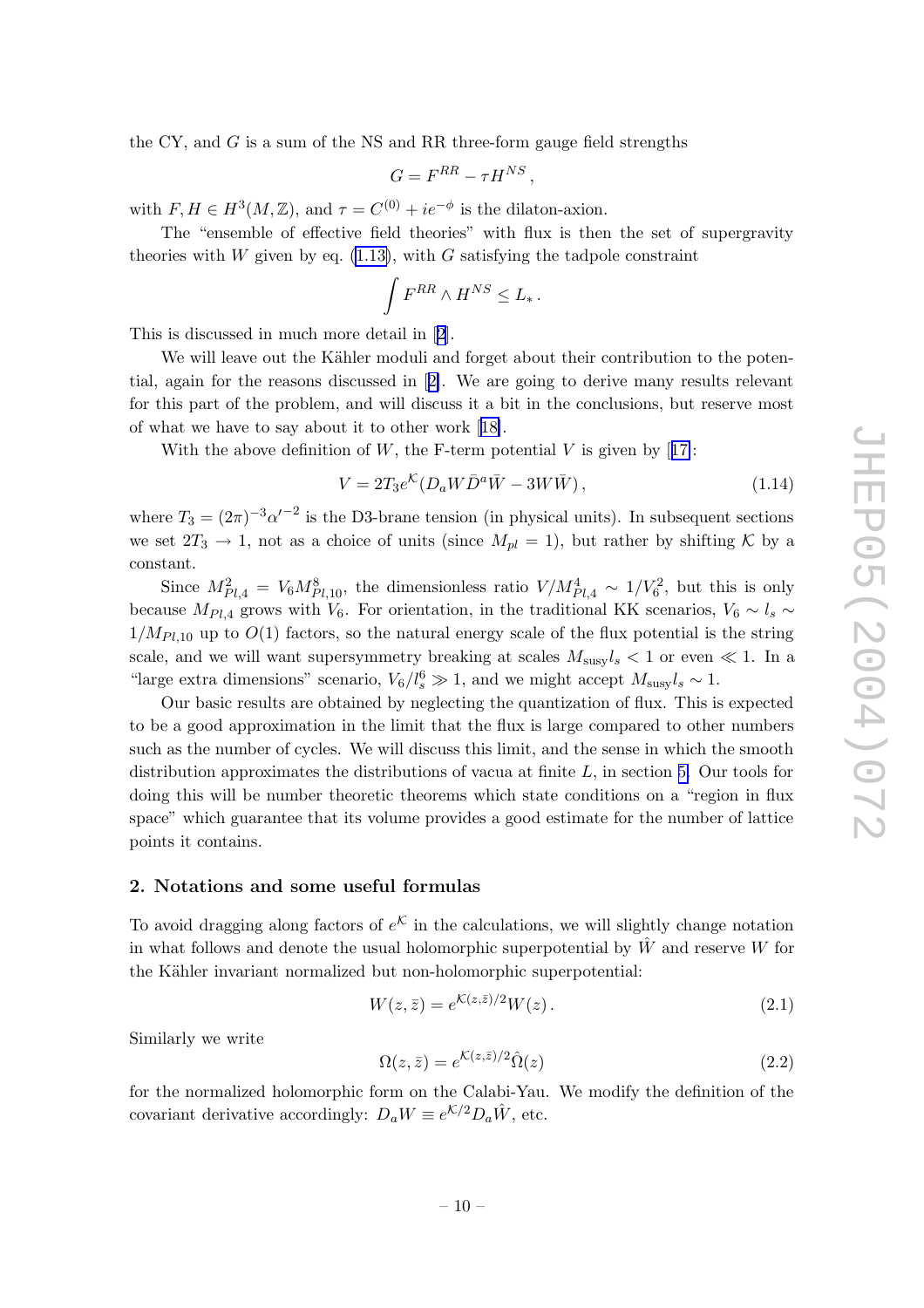the CY, and $G$ is a sum of the NS and RR three-form gauge field strengths

$$G = F^{RR} - \tau H^{NS},$$

with $F, H \in H^3(M, \mathbb{Z})$, and $\tau = C^{(0)} + ie^{-\phi}$ is the dilaton-axion.

The "ensemble of effective field theories" with flux is then the set of supergravity theories with $W$ given by eq. (1.13), with $G$ satisfying the tadpole constraint

$$\int F^{RR} \wedge H^{NS} \leq L_*.$$

This is discussed in much more detail in [2].

We will leave out the Kähler moduli and forget about their contribution to the potential, again for the reasons discussed in [2]. We are going to derive many results relevant for this part of the problem, and will discuss it a bit in the conclusions, but reserve most of what we have to say about it to other work [18].

With the above definition of $W$, the F-term potential $V$ is given by [17]:

$$V = 2T_3 e^{\mathcal{K}} (D_a W \bar{D}^a \bar{W} - 3W\bar{W}), \tag{1.14}$$

where $T_3 = (2\pi)^{-3}\alpha'^{-2}$ is the D3-brane tension (in physical units). In subsequent sections we set $2T_3 \to 1$, not as a choice of units (since $M_{pl} = 1$), but rather by shifting $\mathcal{K}$ by a constant.

Since $M_{Pl,4}^2 = V_6 M_{Pl,10}^8$, the dimensionless ratio $V/M_{Pl,4}^4 \sim 1/V_6^2$, but this is only because $M_{Pl,4}$ grows with $V_6$. For orientation, in the traditional KK scenarios, $V_6 \sim l_s \sim 1/M_{Pl,10}$ up to $O(1)$ factors, so the natural energy scale of the flux potential is the string scale, and we will want supersymmetry breaking at scales $M_{\mathrm{susy}} l_s < 1$ or even $\ll 1$. In a "large extra dimensions" scenario, $V_6/l_s^6 \gg 1$, and we might accept $M_{\mathrm{susy}} l_s \sim 1$.

Our basic results are obtained by neglecting the quantization of flux. This is expected to be a good approximation in the limit that the flux is large compared to other numbers such as the number of cycles. We will discuss this limit, and the sense in which the smooth distribution approximates the distributions of vacua at finite $L$, in section 5. Our tools for doing this will be number theoretic theorems which state conditions on a "region in flux space" which guarantee that its volume provides a good estimate for the number of lattice points it contains.

## 2. Notations and some useful formulas

To avoid dragging along factors of $e^{\mathcal{K}}$ in the calculations, we will slightly change notation in what follows and denote the usual holomorphic superpotential by $\hat{W}$ and reserve $W$ for the Kähler invariant normalized but non-holomorphic superpotential:

$$W(z, \bar{z}) = e^{\mathcal{K}(z,\bar{z})/2} W(z). \tag{2.1}$$

Similarly we write

$$\Omega(z, \bar{z}) = e^{\mathcal{K}(z,\bar{z})/2} \hat{\Omega}(z) \tag{2.2}$$

for the normalized holomorphic form on the Calabi-Yau. We modify the definition of the covariant derivative accordingly: $D_a W \equiv e^{\mathcal{K}/2} D_a \hat{W}$, etc.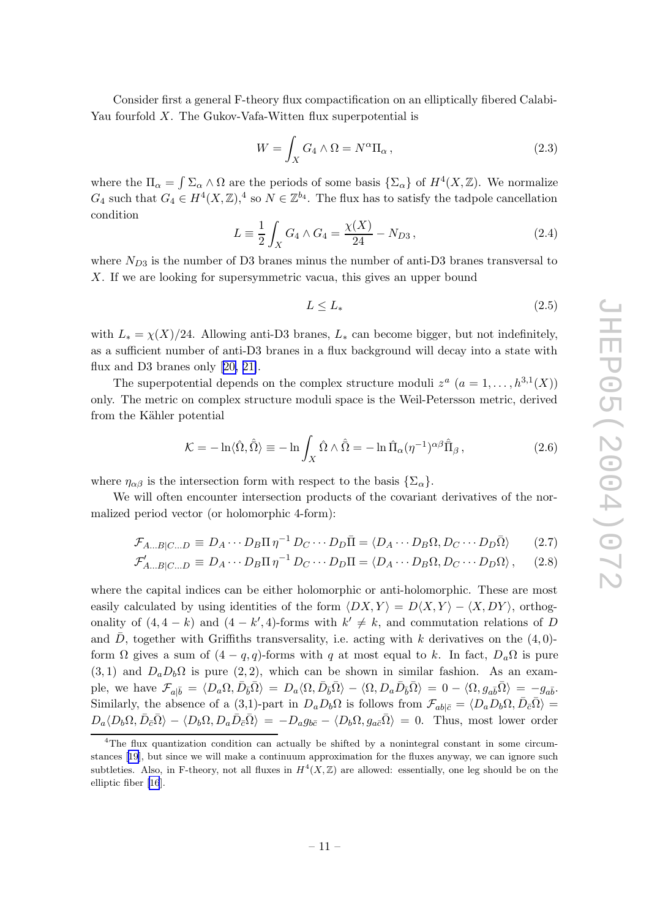Consider first a general F-theory flux compactification on an elliptically fibered Calabi-Yau fourfold $X$. The Gukov-Vafa-Witten flux superpotential is

$$W = \int_X G_4 \wedge \Omega = N^\alpha \Pi_\alpha \,, \tag{2.3}$$

where the $\Pi_\alpha = \int \Sigma_\alpha \wedge \Omega$ are the periods of some basis $\{\Sigma_\alpha\}$ of $H^4(X,\mathbb{Z})$. We normalize $G_4$ such that $G_4 \in H^4(X,\mathbb{Z})$,[4] so $N \in \mathbb{Z}^{b_4}$. The flux has to satisfy the tadpole cancellation condition

$$L \equiv \frac{1}{2}\int_X G_4 \wedge G_4 = \frac{\chi(X)}{24} - N_{D3} \,, \tag{2.4}$$

where $N_{D3}$ is the number of D3 branes minus the number of anti-D3 branes transversal to $X$. If we are looking for supersymmetric vacua, this gives an upper bound

$$L \leq L_* \tag{2.5}$$

with $L_* = \chi(X)/24$. Allowing anti-D3 branes, $L_*$ can become bigger, but not indefinitely, as a sufficient number of anti-D3 branes in a flux background will decay into a state with flux and D3 branes only [20, 21].

The superpotential depends on the complex structure moduli $z^a$ ($a = 1, \ldots, h^{3,1}(X)$) only. The metric on complex structure moduli space is the Weil-Petersson metric, derived from the Kähler potential

$$\mathcal{K} = -\ln\langle \hat{\Omega}, \hat{\bar{\Omega}} \rangle \equiv -\ln \int_X \hat{\Omega} \wedge \hat{\bar{\Omega}} = -\ln \hat{\Pi}_\alpha (\eta^{-1})^{\alpha\beta} \hat{\bar{\Pi}}_\beta \,, \tag{2.6}$$

where $\eta_{\alpha\beta}$ is the intersection form with respect to the basis $\{\Sigma_\alpha\}$.

We will often encounter intersection products of the covariant derivatives of the normalized period vector (or holomorphic 4-form):

$$\mathcal{F}_{A\ldots B|C\ldots D} \equiv D_A \cdots D_B \Pi \, \eta^{-1} \, D_C \cdots D_D \bar{\Pi} = \langle D_A \cdots D_B \Omega, D_C \cdots D_D \bar{\Omega} \rangle \tag{2.7}$$

$$\mathcal{F}'_{A\ldots B|C\ldots D} \equiv D_A \cdots D_B \Pi \, \eta^{-1} \, D_C \cdots D_D \Pi = \langle D_A \cdots D_B \Omega, D_C \cdots D_D \Omega \rangle \,, \tag{2.8}$$

where the capital indices can be either holomorphic or anti-holomorphic. These are most easily calculated by using identities of the form $\langle DX, Y \rangle = D\langle X, Y \rangle - \langle X, DY \rangle$, orthogonality of $(4, 4-k)$ and $(4-k', 4)$-forms with $k' \neq k$, and commutation relations of $D$ and $\bar{D}$, together with Griffiths transversality, i.e. acting with $k$ derivatives on the $(4,0)$-form $\Omega$ gives a sum of $(4-q, q)$-forms with $q$ at most equal to $k$. In fact, $D_a\Omega$ is pure $(3,1)$ and $D_a D_b \Omega$ is pure $(2,2)$, which can be shown in similar fashion. As an example, we have $\mathcal{F}_{a|\bar{b}} = \langle D_a \Omega, \bar{D}_{\bar{b}} \bar{\Omega} \rangle = D_a \langle \Omega, \bar{D}_{\bar{b}} \bar{\Omega} \rangle - \langle \Omega, D_a \bar{D}_{\bar{b}} \bar{\Omega} \rangle = 0 - \langle \Omega, g_{a\bar{b}} \bar{\Omega} \rangle = -g_{a\bar{b}}$. Similarly, the absence of a (3,1)-part in $D_a D_b \Omega$ is follows from $\mathcal{F}_{ab|\bar{c}} = \langle D_a D_b \Omega, \bar{D}_{\bar{c}} \bar{\Omega} \rangle = D_a \langle D_b \Omega, \bar{D}_{\bar{c}} \bar{\Omega} \rangle - \langle D_b \Omega, D_a \bar{D}_{\bar{c}} \bar{\Omega} \rangle = -D_a g_{b\bar{c}} - \langle D_b \Omega, g_{a\bar{c}} \bar{\Omega} \rangle = 0$. Thus, most lower order

[4] The flux quantization condition can actually be shifted by a nonintegral constant in some circumstances [19], but since we will make a continuum approximation for the fluxes anyway, we can ignore such subtleties. Also, in F-theory, not all fluxes in $H^4(X,\mathbb{Z})$ are allowed: essentially, one leg should be on the elliptic fiber [16].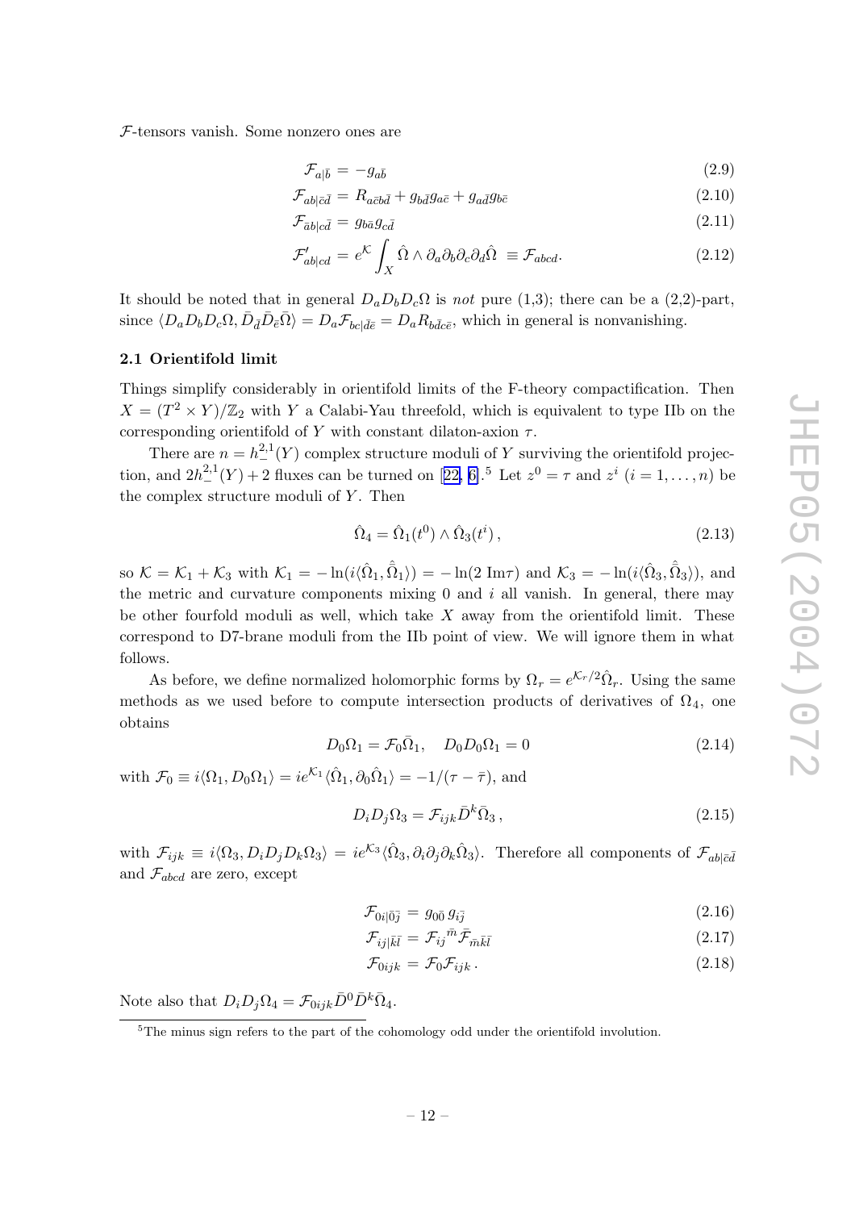$\mathcal{F}$-tensors vanish. Some nonzero ones are

$$\mathcal{F}_{a|\bar{b}} = -g_{a\bar{b}} \tag{2.9}$$

$$\mathcal{F}_{ab|\bar{c}\bar{d}} = R_{a\bar{c}b\bar{d}} + g_{b\bar{d}}g_{a\bar{c}} + g_{a\bar{d}}g_{b\bar{c}} \tag{2.10}$$

$$\mathcal{F}_{\bar{a}b|c\bar{d}} = g_{b\bar{a}}g_{c\bar{d}} \tag{2.11}$$

$$\mathcal{F}'_{ab|cd} = e^{\mathcal{K}} \int_X \hat{\Omega} \wedge \partial_a \partial_b \partial_c \partial_d \hat{\Omega} \; \equiv \mathcal{F}_{abcd}. \tag{2.12}$$

It should be noted that in general $D_a D_b D_c \Omega$ is *not* pure (1,3); there can be a (2,2)-part, since $\langle D_a D_b D_c \Omega, \bar{D}_{\bar{d}} \bar{D}_{\bar{e}} \bar{\Omega} \rangle = D_a \mathcal{F}_{bc|\bar{d}\bar{e}} = D_a R_{b\bar{d}c\bar{e}}$, which in general is nonvanishing.

### 2.1 Orientifold limit

Things simplify considerably in orientifold limits of the F-theory compactification. Then $X = (T^2 \times Y)/\mathbb{Z}_2$ with $Y$ a Calabi-Yau threefold, which is equivalent to type IIb on the corresponding orientifold of $Y$ with constant dilaton-axion $\tau$.

There are $n = h^{2,1}_-(Y)$ complex structure moduli of $Y$ surviving the orientifold projection, and $2h^{2,1}_-(Y) + 2$ fluxes can be turned on [22, 6].[5] Let $z^0 = \tau$ and $z^i$ ($i = 1, \ldots, n$) be the complex structure moduli of $Y$. Then

$$\hat{\Omega}_4 = \hat{\Omega}_1(t^0) \wedge \hat{\Omega}_3(t^i)\,, \tag{2.13}$$

so $\mathcal{K} = \mathcal{K}_1 + \mathcal{K}_3$ with $\mathcal{K}_1 = -\ln(i\langle \hat{\Omega}_1, \hat{\bar{\Omega}}_1 \rangle) = -\ln(2\,\mathrm{Im}\tau)$ and $\mathcal{K}_3 = -\ln(i\langle \hat{\Omega}_3, \hat{\bar{\Omega}}_3 \rangle)$, and the metric and curvature components mixing 0 and $i$ all vanish. In general, there may be other fourfold moduli as well, which take $X$ away from the orientifold limit. These correspond to D7-brane moduli from the IIb point of view. We will ignore them in what follows.

As before, we define normalized holomorphic forms by $\Omega_r = e^{\mathcal{K}_r/2}\hat{\Omega}_r$. Using the same methods as we used before to compute intersection products of derivatives of $\Omega_4$, one obtains

$$D_0 \Omega_1 = \mathcal{F}_0 \bar{\Omega}_1, \quad D_0 D_0 \Omega_1 = 0 \tag{2.14}$$

with $\mathcal{F}_0 \equiv i\langle \Omega_1, D_0 \Omega_1 \rangle = ie^{\mathcal{K}_1} \langle \hat{\Omega}_1, \partial_0 \hat{\Omega}_1 \rangle = -1/(\tau - \bar{\tau})$, and

$$D_i D_j \Omega_3 = \mathcal{F}_{ijk} \bar{D}^k \bar{\Omega}_3\,, \tag{2.15}$$

with $\mathcal{F}_{ijk} \equiv i\langle \Omega_3, D_i D_j D_k \Omega_3 \rangle = ie^{\mathcal{K}_3} \langle \hat{\Omega}_3, \partial_i \partial_j \partial_k \hat{\Omega}_3 \rangle$. Therefore all components of $\mathcal{F}_{ab|\bar{c}\bar{d}}$ and $\mathcal{F}_{abcd}$ are zero, except

$$\mathcal{F}_{0i|\bar{0}\bar{j}} = g_{0\bar{0}}\, g_{i\bar{j}} \tag{2.16}$$

$$\mathcal{F}_{ij|\bar{k}\bar{l}} = \mathcal{F}_{ij}{}^{\bar{m}} \bar{\mathcal{F}}_{\bar{m}\bar{k}\bar{l}} \tag{2.17}$$

$$\mathcal{F}_{0ijk} = \mathcal{F}_0 \mathcal{F}_{ijk}\,. \tag{2.18}$$

Note also that $D_i D_j \Omega_4 = \mathcal{F}_{0ijk} \bar{D}^0 \bar{D}^k \bar{\Omega}_4$.

[5] The minus sign refers to the part of the cohomology odd under the orientifold involution.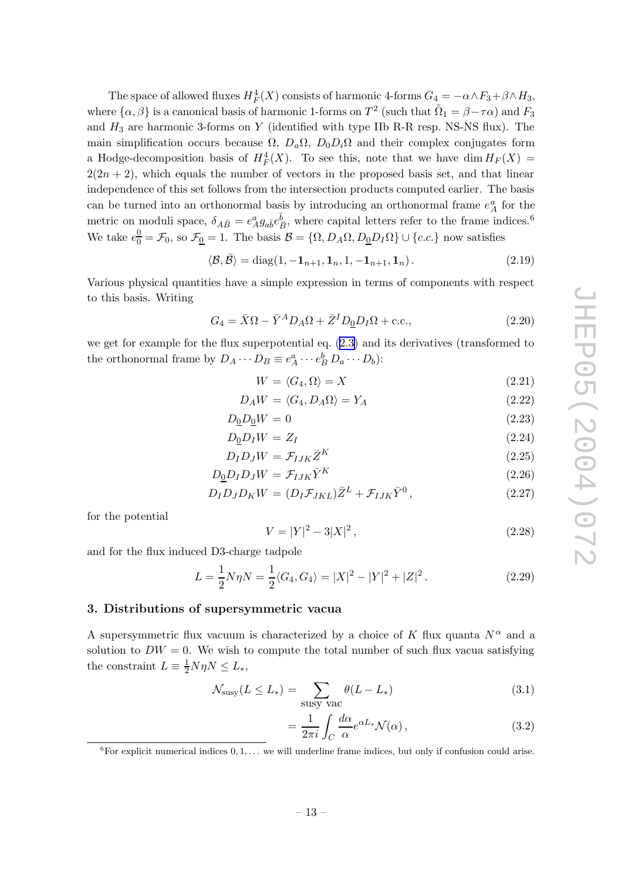The space of allowed fluxes $H^4_F(X)$ consists of harmonic 4-forms $G_4 = -\alpha\wedge F_3 + \beta\wedge H_3$, where $\{\alpha, \beta\}$ is a canonical basis of harmonic 1-forms on $T^2$ (such that $\hat{\Omega}_1 = \beta - \tau\alpha$) and $F_3$ and $H_3$ are harmonic 3-forms on $Y$ (identified with type IIb R-R resp. NS-NS flux). The main simplification occurs because $\Omega$, $D_a\Omega$, $D_0 D_i\Omega$ and their complex conjugates form a Hodge-decomposition basis of $H^4_F(X)$. To see this, note that we have $\dim H_F(X) = 2(2n+2)$, which equals the number of vectors in the proposed basis set, and that linear independence of this set follows from the intersection products computed earlier. The basis can be turned into an orthonormal basis by introducing an orthonormal frame $e^a_A$ for the metric on moduli space, $\delta_{A\bar{B}} = e^a_A g_{a\bar{b}} e^{\bar{b}}_{\bar{B}}$, where capital letters refer to the frame indices.[6] We take $e^0_{\underline{0}} = \mathcal{F}_0$, so $\mathcal{F}_{\underline{0}} = 1$. The basis $\mathcal{B} = \{\Omega, D_A\Omega, D_{\underline{0}} D_I \Omega\} \cup \{c.c.\}$ now satisfies

$$\langle \mathcal{B}, \bar{\mathcal{B}} \rangle = \mathrm{diag}(1, -\mathbf{1}_{n+1}, \mathbf{1}_n, 1, -\mathbf{1}_{n+1}, \mathbf{1}_n)\,. \tag{2.19}$$

Various physical quantities have a simple expression in terms of components with respect to this basis. Writing

$$G_4 = \bar{X}\Omega - \bar{Y}^A D_A\Omega + \bar{Z}^I D_{\underline{0}} D_I \Omega + \text{c.c.}, \tag{2.20}$$

we get for example for the flux superpotential eq. (2.3) and its derivatives (transformed to the orthonormal frame by $D_A \cdots D_B \equiv e^a_A \cdots e^b_B\, D_a \cdots D_b$):

$$W = \langle G_4, \Omega \rangle = X \tag{2.21}$$

$$D_A W = \langle G_4, D_A\Omega \rangle = Y_A \tag{2.22}$$

$$D_{\underline{0}} D_{\underline{0}} W = 0 \tag{2.23}$$

$$D_{\underline{0}} D_I W = Z_I \tag{2.24}$$

$$D_I D_J W = \mathcal{F}_{IJK} \bar{Z}^K \tag{2.25}$$

$$D_{\underline{0}} D_I D_J W = \mathcal{F}_{IJK} \bar{Y}^K \tag{2.26}$$

$$D_I D_J D_K W = (D_I \mathcal{F}_{JKL}) \bar{Z}^L + \mathcal{F}_{IJK} \bar{Y}^0\,, \tag{2.27}$$

for the potential

$$V = |Y|^2 - 3|X|^2\,, \tag{2.28}$$

and for the flux induced D3-charge tadpole

$$L = \frac{1}{2} N\eta N = \frac{1}{2}\langle G_4, G_4 \rangle = |X|^2 - |Y|^2 + |Z|^2\,. \tag{2.29}$$

## 3. Distributions of supersymmetric vacua

A supersymmetric flux vacuum is characterized by a choice of $K$ flux quanta $N^\alpha$ and a solution to $DW = 0$. We wish to compute the total number of such flux vacua satisfying the constraint $L \equiv \frac{1}{2} N\eta N \leq L_*$,

$$\mathcal{N}_{\rm susy}(L \leq L_*) = \sum_{\text{susy vac}} \theta(L - L_*) \tag{3.1}$$

$$= \frac{1}{2\pi i} \int_C \frac{d\alpha}{\alpha} e^{\alpha L_*} \mathcal{N}(\alpha)\,, \tag{3.2}$$

[6] For explicit numerical indices $0, 1, \ldots$ we will underline frame indices, but only if confusion could arise.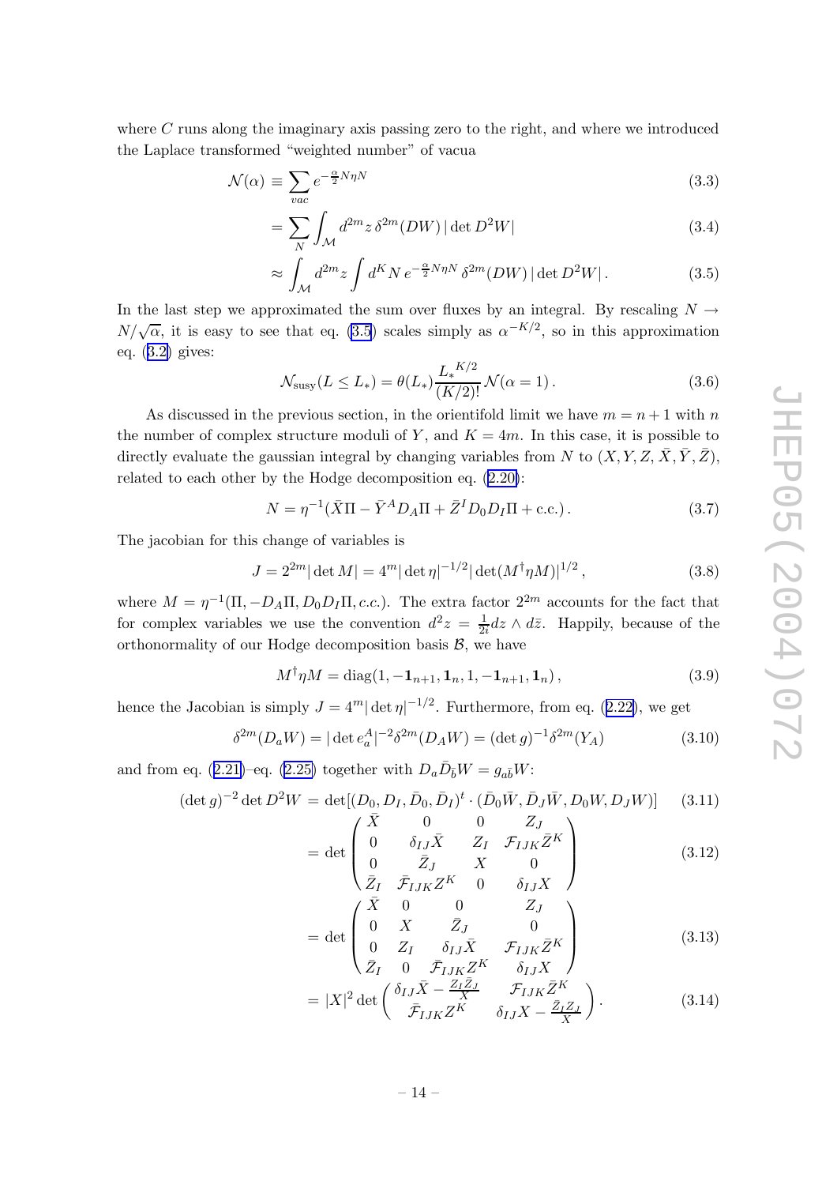where $C$ runs along the imaginary axis passing zero to the right, and where we introduced the Laplace transformed "weighted number" of vacua

$$\mathcal{N}(\alpha) \equiv \sum_{vac} e^{-\frac{\alpha}{2} N\eta N} \tag{3.3}$$

$$= \sum_N \int_{\mathcal{M}} d^{2m}z\, \delta^{2m}(DW)\, |\det D^2 W| \tag{3.4}$$

$$\approx \int_{\mathcal{M}} d^{2m}z \int d^K N\, e^{-\frac{\alpha}{2} N\eta N}\, \delta^{2m}(DW)\, |\det D^2 W|\,. \tag{3.5}$$

In the last step we approximated the sum over fluxes by an integral. By rescaling $N \to N/\sqrt{\alpha}$, it is easy to see that eq. (3.5) scales simply as $\alpha^{-K/2}$, so in this approximation eq. (3.2) gives:

$$\mathcal{N}_{\rm susy}(L \leq L_*) = \theta(L_*) \frac{{L_*}^{K/2}}{(K/2)!} \mathcal{N}(\alpha = 1)\,. \tag{3.6}$$

As discussed in the previous section, in the orientifold limit we have $m = n+1$ with $n$ the number of complex structure moduli of $Y$, and $K = 4m$. In this case, it is possible to directly evaluate the gaussian integral by changing variables from $N$ to $(X, Y, Z, \bar{X}, \bar{Y}, \bar{Z})$, related to each other by the Hodge decomposition eq. (2.20):

$$N = \eta^{-1}(\bar{X}\Pi - \bar{Y}^A D_A \Pi + \bar{Z}^I D_0 D_I \Pi + \text{c.c.})\,. \tag{3.7}$$

The jacobian for this change of variables is

$$J = 2^{2m} |\det M| = 4^m |\det \eta|^{-1/2} |\det(M^\dagger \eta M)|^{1/2}\,, \tag{3.8}$$

where $M = \eta^{-1}(\Pi, -D_A\Pi, D_0 D_I \Pi, c.c.)$. The extra factor $2^{2m}$ accounts for the fact that for complex variables we use the convention $d^2z = \frac{1}{2i} dz \wedge d\bar{z}$. Happily, because of the orthonormality of our Hodge decomposition basis $\mathcal{B}$, we have

$$M^\dagger \eta M = \text{diag}(1, -\mathbf{1}_{n+1}, \mathbf{1}_n, 1, -\mathbf{1}_{n+1}, \mathbf{1}_n)\,, \tag{3.9}$$

hence the Jacobian is simply $J = 4^m |\det \eta|^{-1/2}$. Furthermore, from eq. (2.22), we get

$$\delta^{2m}(D_a W) = |\det e_a^A|^{-2} \delta^{2m}(D_A W) = (\det g)^{-1} \delta^{2m}(Y_A) \tag{3.10}$$

and from eq. (2.21)–eq. (2.25) together with $D_a \bar{D}_{\bar{b}} W = g_{a\bar{b}} W$:

$$(\det g)^{-2} \det D^2 W = \det[(D_0, D_I, \bar{D}_0, \bar{D}_I)^t \cdot (\bar{D}_0 \bar{W}, \bar{D}_J \bar{W}, D_0 W, D_J W)] \tag{3.11}$$

$$= \det \begin{pmatrix} \bar{X} & 0 & 0 & Z_J \\ 0 & \delta_{IJ}\bar{X} & Z_I & \mathcal{F}_{IJK}\bar{Z}^K \\ 0 & \bar{Z}_J & X & 0 \\ \bar{Z}_I & \bar{\mathcal{F}}_{IJK} Z^K & 0 & \delta_{IJ} X \end{pmatrix} \tag{3.12}$$

$$= \det \begin{pmatrix} \bar{X} & 0 & 0 & Z_J \\ 0 & X & \bar{Z}_J & 0 \\ 0 & Z_I & \delta_{IJ}\bar{X} & \mathcal{F}_{IJK}\bar{Z}^K \\ \bar{Z}_I & 0 & \bar{\mathcal{F}}_{IJK} Z^K & \delta_{IJ} X \end{pmatrix} \tag{3.13}$$

$$= |X|^2 \det \begin{pmatrix} \delta_{IJ}\bar{X} - \frac{Z_I \bar{Z}_J}{X} & \mathcal{F}_{IJK}\bar{Z}^K \\ \bar{\mathcal{F}}_{IJK} Z^K & \delta_{IJ} X - \frac{\bar{Z}_I Z_J}{\bar{X}} \end{pmatrix}. \tag{3.14}$$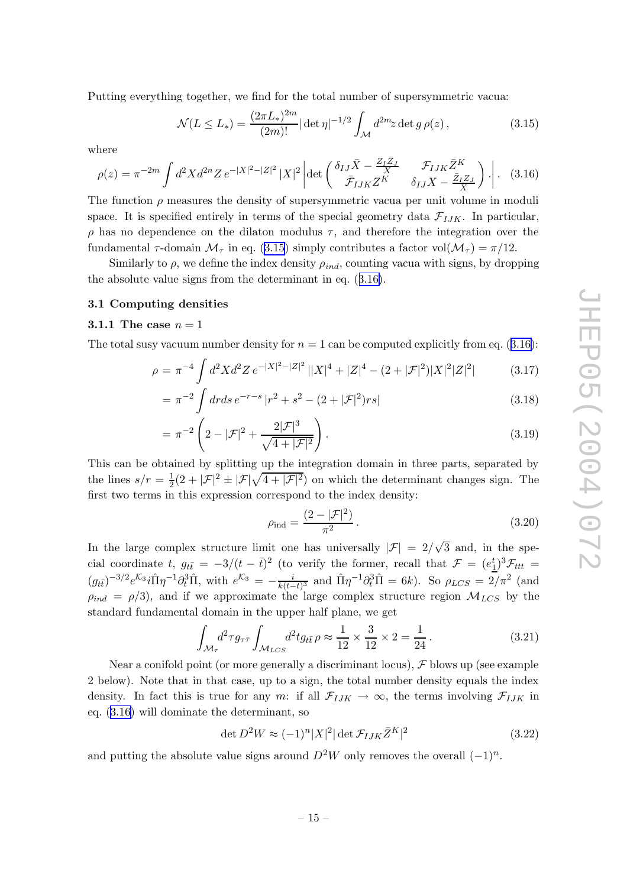Putting everything together, we find for the total number of supersymmetric vacua:

$$\mathcal{N}(L \leq L_*) = \frac{(2\pi L_*)^{2m}}{(2m)!} |\det \eta|^{-1/2} \int_{\mathcal{M}} d^{2m}z \det g \, \rho(z) \,, \tag{3.15}$$

where

$$\rho(z) = \pi^{-2m} \int d^2X d^{2n}Z \, e^{-|X|^2-|Z|^2} \, |X|^2 \left| \det \begin{pmatrix} \delta_{IJ}\bar{X} - \frac{Z_I \bar{Z}_J}{X} & \mathcal{F}_{IJK}\bar{Z}^K \\ \bar{\mathcal{F}}_{IJK}Z^K & \delta_{IJ}X - \frac{\bar{Z}_I Z_J}{\bar{X}} \end{pmatrix} \cdot \right| . \tag{3.16}$$

The function $\rho$ measures the density of supersymmetric vacua per unit volume in moduli space. It is specified entirely in terms of the special geometry data $\mathcal{F}_{IJK}$. In particular, $\rho$ has no dependence on the dilaton modulus $\tau$, and therefore the integration over the fundamental $\tau$-domain $\mathcal{M}_\tau$ in eq. (3.15) simply contributes a factor $\mathrm{vol}(\mathcal{M}_\tau) = \pi/12$.

Similarly to $\rho$, we define the index density $\rho_{ind}$, counting vacua with signs, by dropping the absolute value signs from the determinant in eq. (3.16).

### 3.1 Computing densities

#### 3.1.1 The case $n = 1$

The total susy vacuum number density for $n = 1$ can be computed explicitly from eq. (3.16):

$$\rho = \pi^{-4} \int d^2X d^2Z \, e^{-|X|^2-|Z|^2} \, ||X|^4 + |Z|^4 - (2 + |\mathcal{F}|^2)|X|^2|Z|^2| \tag{3.17}$$

$$= \pi^{-2} \int dr ds \, e^{-r-s} \, |r^2 + s^2 - (2 + |\mathcal{F}|^2)rs| \tag{3.18}$$

$$= \pi^{-2} \left( 2 - |\mathcal{F}|^2 + \frac{2|\mathcal{F}|^3}{\sqrt{4 + |\mathcal{F}|^2}} \right) . \tag{3.19}$$

This can be obtained by splitting up the integration domain in three parts, separated by the lines $s/r = \frac{1}{2}(2 + |\mathcal{F}|^2 \pm |\mathcal{F}|\sqrt{4 + |\mathcal{F}|^2})$ on which the determinant changes sign. The first two terms in this expression correspond to the index density:

$$\rho_{\rm ind} = \frac{(2 - |\mathcal{F}|^2)}{\pi^2} \,. \tag{3.20}$$

In the large complex structure limit one has universally $|\mathcal{F}| = 2/\sqrt{3}$ and, in the special coordinate $t$, $g_{t\bar{t}} = -3/(t - \bar{t})^2$ (to verify the former, recall that $\mathcal{F} = (e_{\underline{1}}^t)^3 \mathcal{F}_{ttt} = (g_{t\bar{t}})^{-3/2} e^{\mathcal{K}_3} i \hat{\Pi} \eta^{-1} \partial_t^3 \hat{\Pi}$, with $e^{\mathcal{K}_3} = -\frac{i}{k(t-\bar{t})^3}$ and $\hat{\Pi}\eta^{-1}\partial_t^3\hat{\Pi} = 6k$). So $\rho_{LCS} = 2/\pi^2$ (and $\rho_{ind} = \rho/3$), and if we approximate the large complex structure region $\mathcal{M}_{LCS}$ by the standard fundamental domain in the upper half plane, we get

$$\int_{\mathcal{M}_\tau} d^2\tau g_{\tau\bar{\tau}} \int_{\mathcal{M}_{LCS}} d^2t g_{t\bar{t}} \, \rho \approx \frac{1}{12} \times \frac{3}{12} \times 2 = \frac{1}{24} \,. \tag{3.21}$$

Near a conifold point (or more generally a discriminant locus), $\mathcal{F}$ blows up (see example 2 below). Note that in that case, up to a sign, the total number density equals the index density. In fact this is true for any $m$: if all $\mathcal{F}_{IJK} \to \infty$, the terms involving $\mathcal{F}_{IJK}$ in eq. (3.16) will dominate the determinant, so

$$\det D^2W \approx (-1)^n |X|^2 |\det \mathcal{F}_{IJK}\bar{Z}^K|^2 \tag{3.22}$$

and putting the absolute value signs around $D^2W$ only removes the overall $(-1)^n$.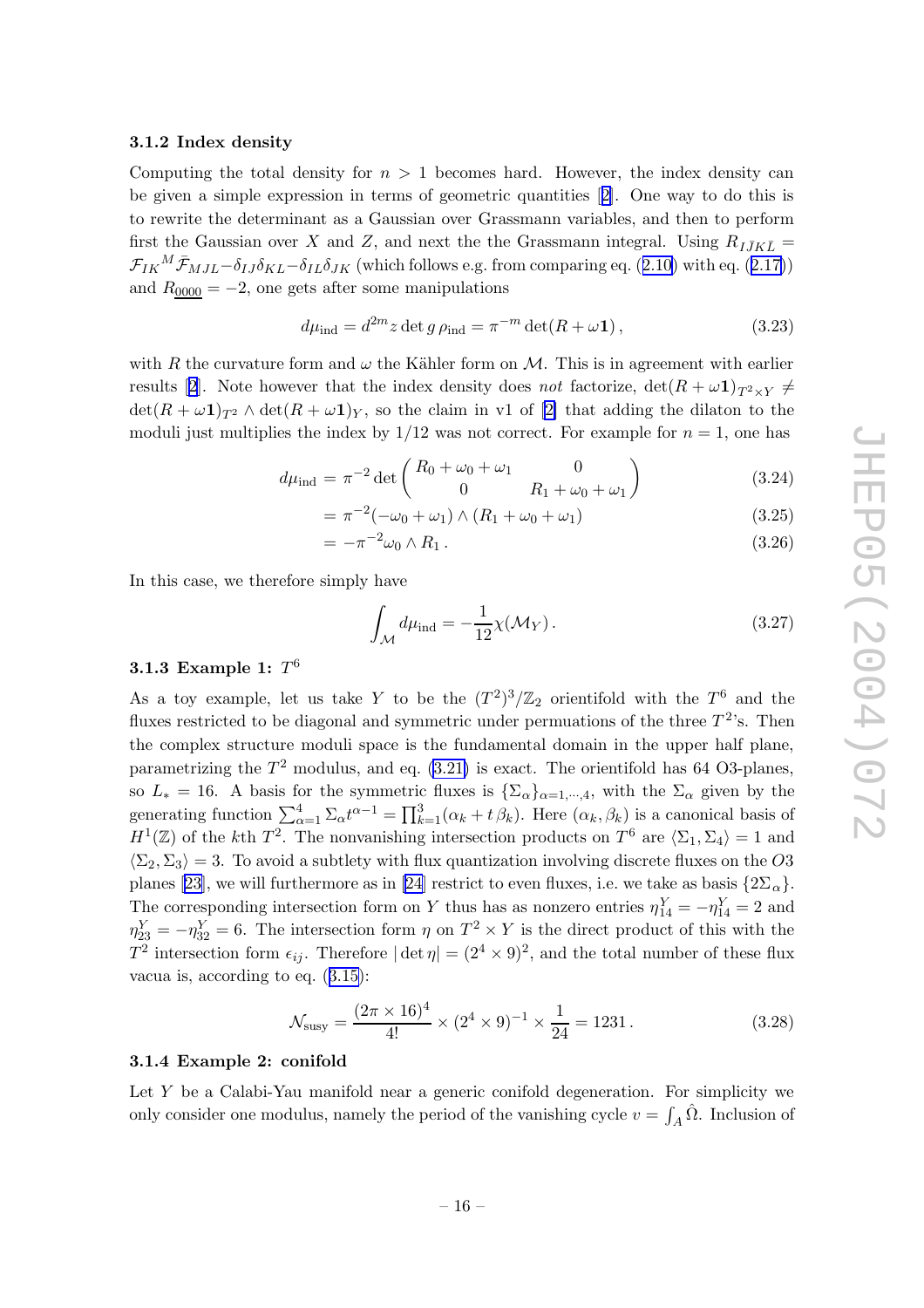### 3.1.2 Index density

Computing the total density for $n > 1$ becomes hard. However, the index density can be given a simple expression in terms of geometric quantities [2]. One way to do this is to rewrite the determinant as a Gaussian over Grassmann variables, and then to perform first the Gaussian over $X$ and $Z$, and next the the Grassmann integral. Using $R_{I\bar{J}K\bar{L}} = \mathcal{F}_{IK}{}^{M}\bar{\mathcal{F}}_{MJL} - \delta_{IJ}\delta_{KL} - \delta_{IL}\delta_{JK}$ (which follows e.g. from comparing eq. (2.10) with eq. (2.17)) and $R_{\underline{0000}} = -2$, one gets after some manipulations

$$d\mu_{\rm ind} = d^{2m}z \det g \, \rho_{\rm ind} = \pi^{-m} \det(R + \omega \mathbf{1}) \,, \tag{3.23}$$

with $R$ the curvature form and $\omega$ the Kähler form on $\mathcal{M}$. This is in agreement with earlier results [2]. Note however that the index density does *not* factorize, $\det(R+\omega\mathbf{1})_{T^2\times Y} \neq \det(R+\omega\mathbf{1})_{T^2} \wedge \det(R+\omega\mathbf{1})_{Y}$, so the claim in v1 of [2] that adding the dilaton to the moduli just multiplies the index by $1/12$ was not correct. For example for $n=1$, one has

$$d\mu_{\rm ind} = \pi^{-2} \det \begin{pmatrix} R_0 + \omega_0 + \omega_1 & 0 \\ 0 & R_1 + \omega_0 + \omega_1 \end{pmatrix} \tag{3.24}$$

$$= \pi^{-2}(-\omega_0 + \omega_1) \wedge (R_1 + \omega_0 + \omega_1) \tag{3.25}$$

$$= -\pi^{-2}\omega_0 \wedge R_1 \,. \tag{3.26}$$

In this case, we therefore simply have

$$\int_{\mathcal{M}} d\mu_{\rm ind} = -\frac{1}{12}\chi(\mathcal{M}_Y) \,. \tag{3.27}$$

### 3.1.3 Example 1: $T^6$

As a toy example, let us take $Y$ to be the $(T^2)^3/\mathbb{Z}_2$ orientifold with the $T^6$ and the fluxes restricted to be diagonal and symmetric under permuations of the three $T^2$'s. Then the complex structure moduli space is the fundamental domain in the upper half plane, parametrizing the $T^2$ modulus, and eq. (3.21) is exact. The orientifold has 64 O3-planes, so $L_* = 16$. A basis for the symmetric fluxes is $\{\Sigma_\alpha\}_{\alpha=1,\cdots,4}$, with the $\Sigma_\alpha$ given by the generating function $\sum_{\alpha=1}^{4} \Sigma_\alpha t^{\alpha-1} = \prod_{k=1}^{3}(\alpha_k + t\,\beta_k)$. Here $(\alpha_k, \beta_k)$ is a canonical basis of $H^1(\mathbb{Z})$ of the $k$th $T^2$. The nonvanishing intersection products on $T^6$ are $\langle \Sigma_1, \Sigma_4 \rangle = 1$ and $\langle \Sigma_2, \Sigma_3 \rangle = 3$. To avoid a subtlety with flux quantization involving discrete fluxes on the $O3$ planes [23], we will furthermore as in [24] restrict to even fluxes, i.e. we take as basis $\{2\Sigma_\alpha\}$. The corresponding intersection form on $Y$ thus has as nonzero entries $\eta^Y_{14} = -\eta^Y_{14} = 2$ and $\eta^Y_{23} = -\eta^Y_{32} = 6$. The intersection form $\eta$ on $T^2 \times Y$ is the direct product of this with the $T^2$ intersection form $\epsilon_{ij}$. Therefore $|\det \eta| = (2^4 \times 9)^2$, and the total number of these flux vacua is, according to eq. (3.15):

$$\mathcal{N}_{\rm susy} = \frac{(2\pi \times 16)^4}{4!} \times (2^4 \times 9)^{-1} \times \frac{1}{24} = 1231 \,. \tag{3.28}$$

### 3.1.4 Example 2: conifold

Let $Y$ be a Calabi-Yau manifold near a generic conifold degeneration. For simplicity we only consider one modulus, namely the period of the vanishing cycle $v = \int_A \hat{\Omega}$. Inclusion of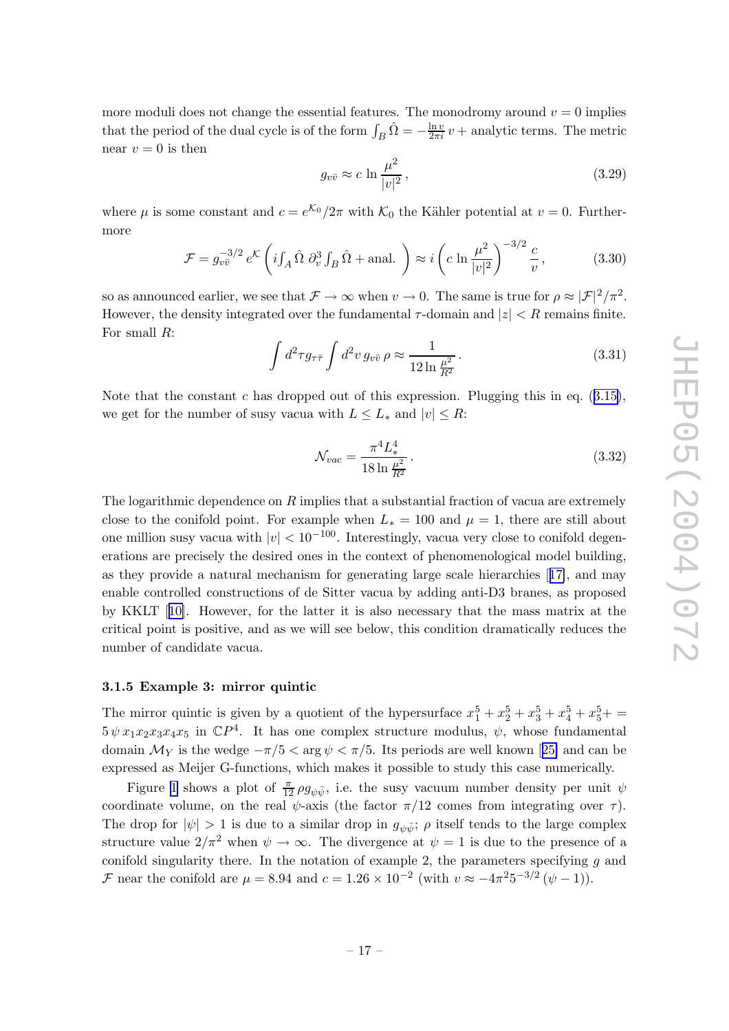more moduli does not change the essential features. The monodromy around $v = 0$ implies that the period of the dual cycle is of the form $\int_B \hat{\Omega} = -\frac{\ln v}{2\pi i} v +$ analytic terms. The metric near $v = 0$ is then

$$g_{v\bar{v}} \approx c \ln \frac{\mu^2}{|v|^2}, \tag{3.29}$$

where $\mu$ is some constant and $c = e^{\mathcal{K}_0}/2\pi$ with $\mathcal{K}_0$ the Kähler potential at $v = 0$. Furthermore

$$\mathcal{F} = g_{v\bar{v}}^{-3/2} e^{\mathcal{K}} \left( i \int_A \hat{\Omega} \, \partial_v^3 \int_B \hat{\Omega} + \text{anal.} \right) \approx i \left( c \ln \frac{\mu^2}{|v|^2} \right)^{-3/2} \frac{c}{v}, \tag{3.30}$$

so as announced earlier, we see that $\mathcal{F} \to \infty$ when $v \to 0$. The same is true for $\rho \approx |\mathcal{F}|^2/\pi^2$. However, the density integrated over the fundamental $\tau$-domain and $|z| < R$ remains finite. For small $R$:

$$\int d^2\tau g_{\tau\bar{\tau}} \int d^2 v \, g_{v\bar{v}} \, \rho \approx \frac{1}{12 \ln \frac{\mu^2}{R^2}}. \tag{3.31}$$

Note that the constant $c$ has dropped out of this expression. Plugging this in eq. (3.15), we get for the number of susy vacua with $L \leq L_*$ and $|v| \leq R$:

$$\mathcal{N}_{vac} = \frac{\pi^4 L_*^4}{18 \ln \frac{\mu^2}{R^2}}. \tag{3.32}$$

The logarithmic dependence on $R$ implies that a substantial fraction of vacua are extremely close to the conifold point. For example when $L_* = 100$ and $\mu = 1$, there are still about one million susy vacua with $|v| < 10^{-100}$. Interestingly, vacua very close to conifold degenerations are precisely the desired ones in the context of phenomenological model building, as they provide a natural mechanism for generating large scale hierarchies [17], and may enable controlled constructions of de Sitter vacua by adding anti-D3 branes, as proposed by KKLT [10]. However, for the latter it is also necessary that the mass matrix at the critical point is positive, and as we will see below, this condition dramatically reduces the number of candidate vacua.

### 3.1.5 Example 3: mirror quintic

The mirror quintic is given by a quotient of the hypersurface $x_1^5 + x_2^5 + x_3^5 + x_4^5 + x_5^5 + = 5\,\psi\, x_1 x_2 x_3 x_4 x_5$ in $\mathbb{C}P^4$. It has one complex structure modulus, $\psi$, whose fundamental domain $\mathcal{M}_Y$ is the wedge $-\pi/5 < \arg \psi < \pi/5$. Its periods are well known [25] and can be expressed as Meijer G-functions, which makes it possible to study this case numerically.

Figure 1 shows a plot of $\frac{\pi}{12} \rho g_{\psi\bar{\psi}}$, i.e. the susy vacuum number density per unit $\psi$ coordinate volume, on the real $\psi$-axis (the factor $\pi/12$ comes from integrating over $\tau$). The drop for $|\psi| > 1$ is due to a similar drop in $g_{\psi\bar{\psi}}$; $\rho$ itself tends to the large complex structure value $2/\pi^2$ when $\psi \to \infty$. The divergence at $\psi = 1$ is due to the presence of a conifold singularity there. In the notation of example 2, the parameters specifying $g$ and $\mathcal{F}$ near the conifold are $\mu = 8.94$ and $c = 1.26 \times 10^{-2}$ (with $v \approx -4\pi^2 5^{-3/2} (\psi - 1)$).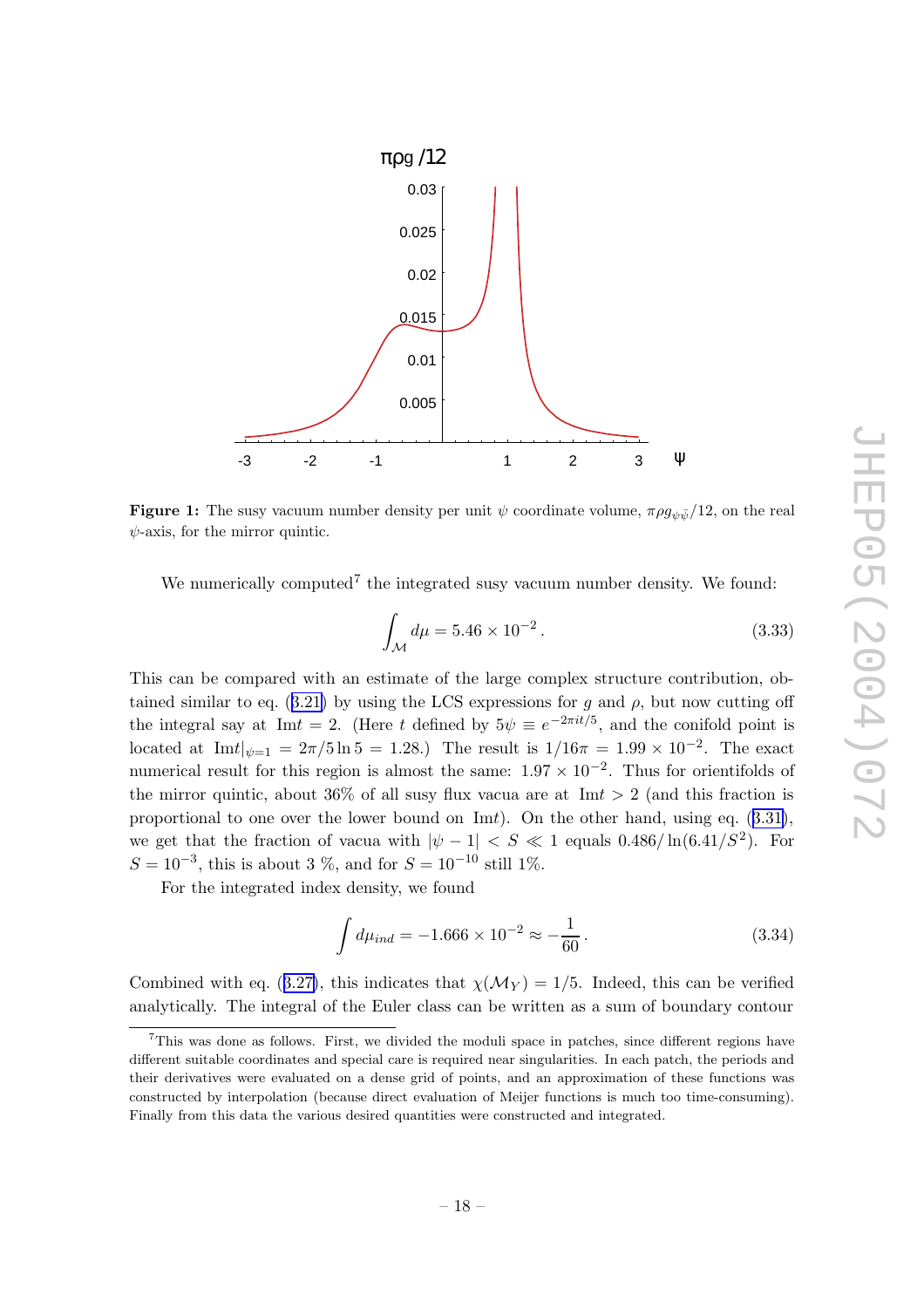**Figure 1:** The susy vacuum number density per unit $\psi$ coordinate volume, $\pi \rho g_{\psi\bar{\psi}}/12$, on the real $\psi$-axis, for the mirror quintic.

We numerically computed[7] the integrated susy vacuum number density. We found:

$$\int_{\mathcal{M}} d\mu = 5.46 \times 10^{-2} \, . \tag{3.33}$$

This can be compared with an estimate of the large complex structure contribution, obtained similar to eq. (3.21) by using the LCS expressions for $g$ and $\rho$, but now cutting off the integral say at $\mathrm{Im}t = 2$. (Here $t$ defined by $5\psi \equiv e^{-2\pi i t/5}$, and the conifold point is located at $\mathrm{Im}t|_{\psi=1} = 2\pi/5 \ln 5 = 1.28$.) The result is $1/16\pi = 1.99 \times 10^{-2}$. The exact numerical result for this region is almost the same: $1.97 \times 10^{-2}$. Thus for orientifolds of the mirror quintic, about 36% of all susy flux vacua are at $\mathrm{Im}t > 2$ (and this fraction is proportional to one over the lower bound on $\mathrm{Im}t$). On the other hand, using eq. (3.31), we get that the fraction of vacua with $|\psi - 1| < S \ll 1$ equals $0.486/\ln(6.41/S^2)$. For $S = 10^{-3}$, this is about 3 %, and for $S = 10^{-10}$ still 1%.

For the integrated index density, we found

$$\int d\mu_{ind} = -1.666 \times 10^{-2} \approx -\frac{1}{60} \, . \tag{3.34}$$

Combined with eq. (3.27), this indicates that $\chi(\mathcal{M}_Y) = 1/5$. Indeed, this can be verified analytically. The integral of the Euler class can be written as a sum of boundary contour

[7] This was done as follows. First, we divided the moduli space in patches, since different regions have different suitable coordinates and special care is required near singularities. In each patch, the periods and their derivatives were evaluated on a dense grid of points, and an approximation of these functions was constructed by interpolation (because direct evaluation of Meijer functions is much too time-consuming). Finally from this data the various desired quantities were constructed and integrated.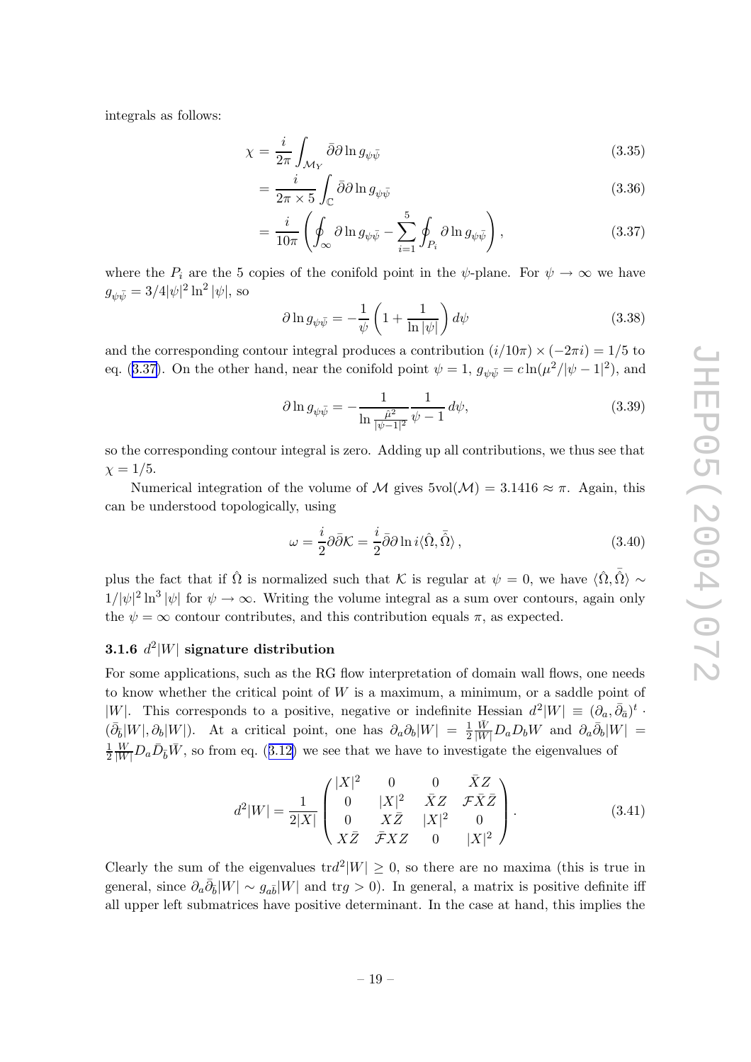integrals as follows:

$$\chi = \frac{i}{2\pi} \int_{\mathcal{M}_Y} \bar{\partial}\partial \ln g_{\psi\bar{\psi}} \tag{3.35}$$

$$= \frac{i}{2\pi \times 5} \int_{\mathbb{C}} \bar{\partial}\partial \ln g_{\psi\bar{\psi}} \tag{3.36}$$

$$= \frac{i}{10\pi} \left( \oint_{\infty} \partial \ln g_{\psi\bar{\psi}} - \sum_{i=1}^{5} \oint_{P_i} \partial \ln g_{\psi\bar{\psi}} \right), \tag{3.37}$$

where the $P_i$ are the 5 copies of the conifold point in the $\psi$-plane. For $\psi \to \infty$ we have $g_{\psi\bar{\psi}} = 3/4|\psi|^2 \ln^2 |\psi|$, so

$$\partial \ln g_{\psi\bar{\psi}} = -\frac{1}{\psi}\left(1 + \frac{1}{\ln|\psi|}\right) d\psi \tag{3.38}$$

and the corresponding contour integral produces a contribution $(i/10\pi) \times (-2\pi i) = 1/5$ to eq. (3.37). On the other hand, near the conifold point $\psi = 1$, $g_{\psi\bar{\psi}} = c \ln(\mu^2/|\psi - 1|^2)$, and

$$\partial \ln g_{\psi\bar{\psi}} = -\frac{1}{\ln \frac{\hat{\mu}^2}{|\psi-1|^2}} \frac{1}{\psi - 1}\, d\psi, \tag{3.39}$$

so the corresponding contour integral is zero. Adding up all contributions, we thus see that $\chi = 1/5$.

Numerical integration of the volume of $\mathcal{M}$ gives $5\text{vol}(\mathcal{M}) = 3.1416 \approx \pi$. Again, this can be understood topologically, using

$$\omega = \frac{i}{2}\partial\bar{\partial}\mathcal{K} = \frac{i}{2}\bar{\partial}\partial \ln i\langle \hat{\Omega}, \bar{\hat{\Omega}} \rangle\,, \tag{3.40}$$

plus the fact that if $\hat{\Omega}$ is normalized such that $\mathcal{K}$ is regular at $\psi = 0$, we have $\langle \hat{\Omega}, \bar{\hat{\Omega}} \rangle \sim 1/|\psi|^2 \ln^3 |\psi|$ for $\psi \to \infty$. Writing the volume integral as a sum over contours, again only the $\psi = \infty$ contour contributes, and this contribution equals $\pi$, as expected.

### 3.1.6 $d^2|W|$ signature distribution

For some applications, such as the RG flow interpretation of domain wall flows, one needs to know whether the critical point of $W$ is a maximum, a minimum, or a saddle point of $|W|$. This corresponds to a positive, negative or indefinite Hessian $d^2|W| \equiv (\partial_a, \bar{\partial}_{\bar{a}})^t \cdot (\bar{\partial}_{\bar{b}}|W|, \partial_b|W|)$. At a critical point, one has $\partial_a \partial_b |W| = \frac{1}{2}\frac{\bar{W}}{|W|} D_a D_b W$ and $\partial_a \bar{\partial}_b |W| = \frac{1}{2}\frac{W}{|W|} D_a \bar{D}_{\bar{b}} \bar{W}$, so from eq. (3.12) we see that we have to investigate the eigenvalues of

$$d^2|W| = \frac{1}{2|X|} \begin{pmatrix} |X|^2 & 0 & 0 & \bar{X}Z \\ 0 & |X|^2 & \bar{X}Z & \mathcal{F}\bar{X}\bar{Z} \\ 0 & X\bar{Z} & |X|^2 & 0 \\ X\bar{Z} & \bar{\mathcal{F}}XZ & 0 & |X|^2 \end{pmatrix}. \tag{3.41}$$

Clearly the sum of the eigenvalues $\text{tr}d^2|W| \geq 0$, so there are no maxima (this is true in general, since $\partial_a \bar{\partial}_{\bar{b}} |W| \sim g_{a\bar{b}}|W|$ and $\text{tr}g > 0$). In general, a matrix is positive definite iff all upper left submatrices have positive determinant. In the case at hand, this implies the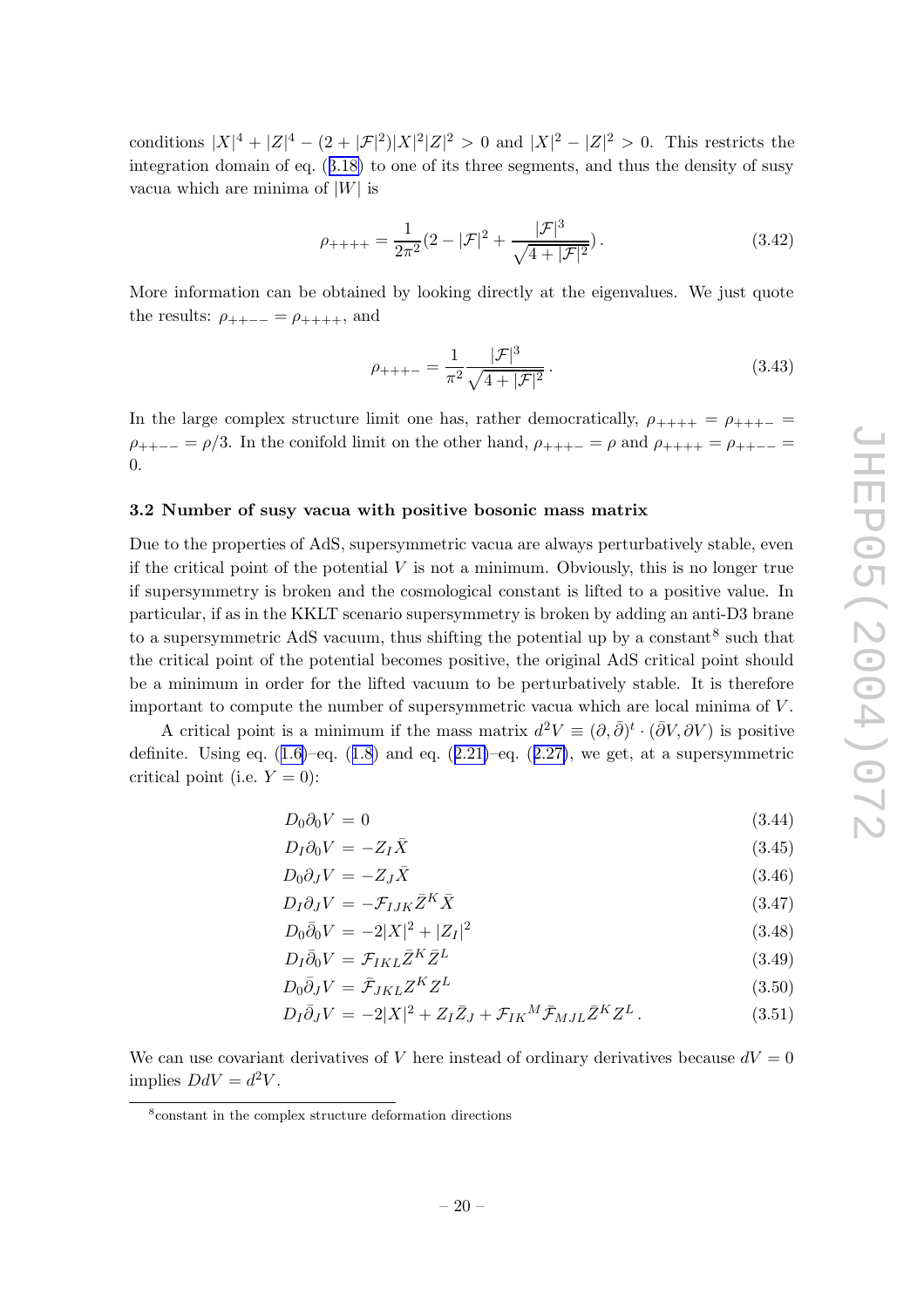conditions $|X|^4 + |Z|^4 - (2 + |\mathcal{F}|^2)|X|^2|Z|^2 > 0$ and $|X|^2 - |Z|^2 > 0$. This restricts the integration domain of eq. (3.18) to one of its three segments, and thus the density of susy vacua which are minima of $|W|$ is

$$\rho_{++++} = \frac{1}{2\pi^2}(2 - |\mathcal{F}|^2 + \frac{|\mathcal{F}|^3}{\sqrt{4 + |\mathcal{F}|^2}}). \tag{3.42}$$

More information can be obtained by looking directly at the eigenvalues. We just quote the results: $\rho_{++--} = \rho_{++++}$, and

$$\rho_{+++-} = \frac{1}{\pi^2}\frac{|\mathcal{F}|^3}{\sqrt{4 + |\mathcal{F}|^2}}. \tag{3.43}$$

In the large complex structure limit one has, rather democratically, $\rho_{++++} = \rho_{+++-} = \rho_{++--} = \rho/3$. In the conifold limit on the other hand, $\rho_{+++-} = \rho$ and $\rho_{++++} = \rho_{++--} = 0$.

### 3.2 Number of susy vacua with positive bosonic mass matrix

Due to the properties of AdS, supersymmetric vacua are always perturbatively stable, even if the critical point of the potential $V$ is not a minimum. Obviously, this is no longer true if supersymmetry is broken and the cosmological constant is lifted to a positive value. In particular, if as in the KKLT scenario supersymmetry is broken by adding an anti-D3 brane to a supersymmetric AdS vacuum, thus shifting the potential up by a constant[8] such that the critical point of the potential becomes positive, the original AdS critical point should be a minimum in order for the lifted vacuum to be perturbatively stable. It is therefore important to compute the number of supersymmetric vacua which are local minima of $V$.

A critical point is a minimum if the mass matrix $d^2V \equiv (\partial, \bar{\partial})^t \cdot (\bar{\partial}V, \partial V)$ is positive definite. Using eq. (1.6)–eq. (1.8) and eq. (2.21)–eq. (2.27), we get, at a supersymmetric critical point (i.e. $Y = 0$):

$$\begin{aligned}
D_0\partial_0 V &= 0 && (3.44)\\
D_I\partial_0 V &= -Z_I\bar{X} && (3.45)\\
D_0\partial_J V &= -Z_J\bar{X} && (3.46)\\
D_I\partial_J V &= -\mathcal{F}_{IJK}\bar{Z}^K\bar{X} && (3.47)\\
D_0\bar{\partial}_0 V &= -2|X|^2 + |Z_I|^2 && (3.48)\\
D_I\bar{\partial}_0 V &= \mathcal{F}_{IKL}\bar{Z}^K\bar{Z}^L && (3.49)\\
D_0\bar{\partial}_J V &= \bar{\mathcal{F}}_{JKL}Z^K Z^L && (3.50)\\
D_I\bar{\partial}_J V &= -2|X|^2 + Z_I\bar{Z}_J + \mathcal{F}_{IK}{}^M\bar{\mathcal{F}}_{MJL}\bar{Z}^K Z^L\,. && (3.51)
\end{aligned}$$

We can use covariant derivatives of $V$ here instead of ordinary derivatives because $dV = 0$ implies $DdV = d^2V$.

[8] constant in the complex structure deformation directions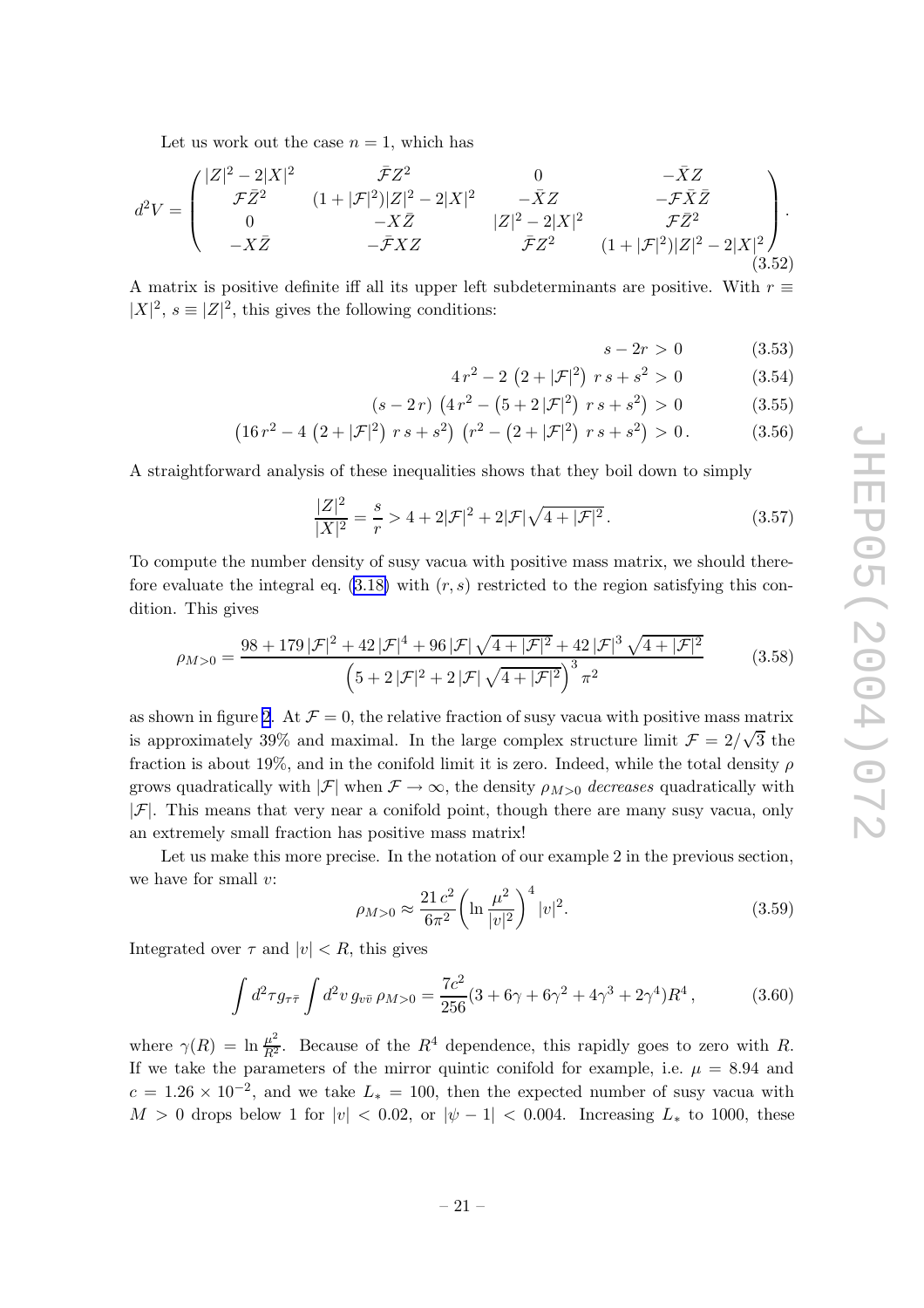Let us work out the case $n = 1$, which has

$$d^2V = \begin{pmatrix} |Z|^2 - 2|X|^2 & \bar{\mathcal{F}}Z^2 & 0 & -\bar{X}Z \\ \mathcal{F}\bar{Z}^2 & (1+|\mathcal{F}|^2)|Z|^2 - 2|X|^2 & -\bar{X}Z & -\mathcal{F}\bar{X}\bar{Z} \\ 0 & -X\bar{Z} & |Z|^2 - 2|X|^2 & \mathcal{F}\bar{Z}^2 \\ -X\bar{Z} & -\bar{\mathcal{F}}XZ & \bar{\mathcal{F}}Z^2 & (1+|\mathcal{F}|^2)|Z|^2 - 2|X|^2 \end{pmatrix}. \tag{3.52}$$

A matrix is positive definite iff all its upper left subdeterminants are positive. With $r \equiv |X|^2$, $s \equiv |Z|^2$, this gives the following conditions:

$$s - 2r > 0 \tag{3.53}$$

$$4\,r^2 - 2\,\left(2 + |\mathcal{F}|^2\right)\,r\,s + s^2 > 0 \tag{3.54}$$

$$(s - 2\,r)\,\left(4\,r^2 - \left(5 + 2\,|\mathcal{F}|^2\right)\,r\,s + s^2\right) > 0 \tag{3.55}$$

$$\left(16\,r^2 - 4\,\left(2 + |\mathcal{F}|^2\right)\,r\,s + s^2\right)\,\left(r^2 - \left(2 + |\mathcal{F}|^2\right)\,r\,s + s^2\right) > 0\,. \tag{3.56}$$

A straightforward analysis of these inequalities shows that they boil down to simply

$$\frac{|Z|^2}{|X|^2} = \frac{s}{r} > 4 + 2|\mathcal{F}|^2 + 2|\mathcal{F}|\sqrt{4 + |\mathcal{F}|^2}\,. \tag{3.57}$$

To compute the number density of susy vacua with positive mass matrix, we should therefore evaluate the integral eq. (3.18) with $(r, s)$ restricted to the region satisfying this condition. This gives

$$\rho_{M>0} = \frac{98 + 179\,|\mathcal{F}|^2 + 42\,|\mathcal{F}|^4 + 96\,|\mathcal{F}|\,\sqrt{4 + |\mathcal{F}|^2} + 42\,|\mathcal{F}|^3\,\sqrt{4 + |\mathcal{F}|^2}}{\left(5 + 2\,|\mathcal{F}|^2 + 2\,|\mathcal{F}|\,\sqrt{4 + |\mathcal{F}|^2}\right)^3\,\pi^2} \tag{3.58}$$

as shown in figure 2. At $\mathcal{F} = 0$, the relative fraction of susy vacua with positive mass matrix is approximately 39% and maximal. In the large complex structure limit $\mathcal{F} = 2/\sqrt{3}$ the fraction is about 19%, and in the conifold limit it is zero. Indeed, while the total density $\rho$ grows quadratically with $|\mathcal{F}|$ when $\mathcal{F} \to \infty$, the density $\rho_{M>0}$ *decreases* quadratically with $|\mathcal{F}|$. This means that very near a conifold point, though there are many susy vacua, only an extremely small fraction has positive mass matrix!

Let us make this more precise. In the notation of our example 2 in the previous section, we have for small $v$:

$$\rho_{M>0} \approx \frac{21\,c^2}{6\pi^2}\left(\ln\frac{\mu^2}{|v|^2}\right)^4 |v|^2. \tag{3.59}$$

Integrated over $\tau$ and $|v| < R$, this gives

$$\int d^2\tau\, g_{\tau\bar{\tau}} \int d^2v\, g_{v\bar{v}}\, \rho_{M>0} = \frac{7c^2}{256}(3 + 6\gamma + 6\gamma^2 + 4\gamma^3 + 2\gamma^4)R^4\,, \tag{3.60}$$

where $\gamma(R) = \ln\frac{\mu^2}{R^2}$. Because of the $R^4$ dependence, this rapidly goes to zero with $R$. If we take the parameters of the mirror quintic conifold for example, i.e. $\mu = 8.94$ and $c = 1.26 \times 10^{-2}$, and we take $L_* = 100$, then the expected number of susy vacua with $M > 0$ drops below 1 for $|v| < 0.02$, or $|\psi - 1| < 0.004$. Increasing $L_*$ to 1000, these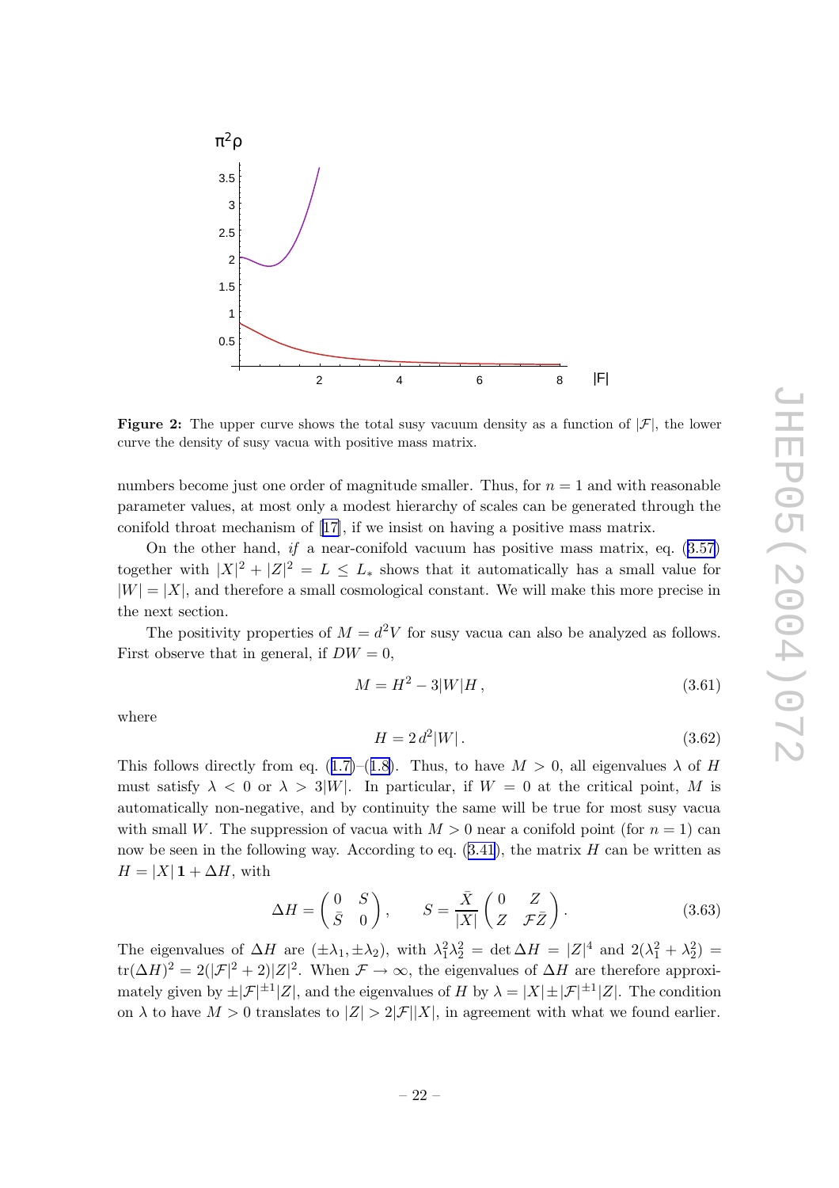**Figure 2:** The upper curve shows the total susy vacuum density as a function of $|\mathcal{F}|$, the lower curve the density of susy vacua with positive mass matrix.

numbers become just one order of magnitude smaller. Thus, for $n = 1$ and with reasonable parameter values, at most only a modest hierarchy of scales can be generated through the conifold throat mechanism of [17], if we insist on having a positive mass matrix.

On the other hand, *if* a near-conifold vacuum has positive mass matrix, eq. (3.57) together with $|X|^2 + |Z|^2 = L \leq L_*$ shows that it automatically has a small value for $|W| = |X|$, and therefore a small cosmological constant. We will make this more precise in the next section.

The positivity properties of $M = d^2 V$ for susy vacua can also be analyzed as follows. First observe that in general, if $DW = 0$,

$$M = H^2 - 3|W|H\,, \tag{3.61}$$

where

$$H = 2\, d^2 |W|\,. \tag{3.62}$$

This follows directly from eq. (1.7)–(1.8). Thus, to have $M > 0$, all eigenvalues $\lambda$ of $H$ must satisfy $\lambda < 0$ or $\lambda > 3|W|$. In particular, if $W = 0$ at the critical point, $M$ is automatically non-negative, and by continuity the same will be true for most susy vacua with small $W$. The suppression of vacua with $M > 0$ near a conifold point (for $n = 1$) can now be seen in the following way. According to eq. (3.41), the matrix $H$ can be written as $H = |X|\,\mathbf{1} + \Delta H$, with

$$\Delta H = \begin{pmatrix} 0 & S \\ \bar{S} & 0 \end{pmatrix}, \qquad S = \frac{\bar{X}}{|X|} \begin{pmatrix} 0 & Z \\ Z & \mathcal{F}\bar{Z} \end{pmatrix}. \tag{3.63}$$

The eigenvalues of $\Delta H$ are $(\pm\lambda_1, \pm\lambda_2)$, with $\lambda_1^2 \lambda_2^2 = \det \Delta H = |Z|^4$ and $2(\lambda_1^2 + \lambda_2^2) = \mathrm{tr}(\Delta H)^2 = 2(|\mathcal{F}|^2 + 2)|Z|^2$. When $\mathcal{F} \to \infty$, the eigenvalues of $\Delta H$ are therefore approximately given by $\pm|\mathcal{F}|^{\pm 1}|Z|$, and the eigenvalues of $H$ by $\lambda = |X| \pm |\mathcal{F}|^{\pm 1}|Z|$. The condition on $\lambda$ to have $M > 0$ translates to $|Z| > 2|\mathcal{F}||X|$, in agreement with what we found earlier.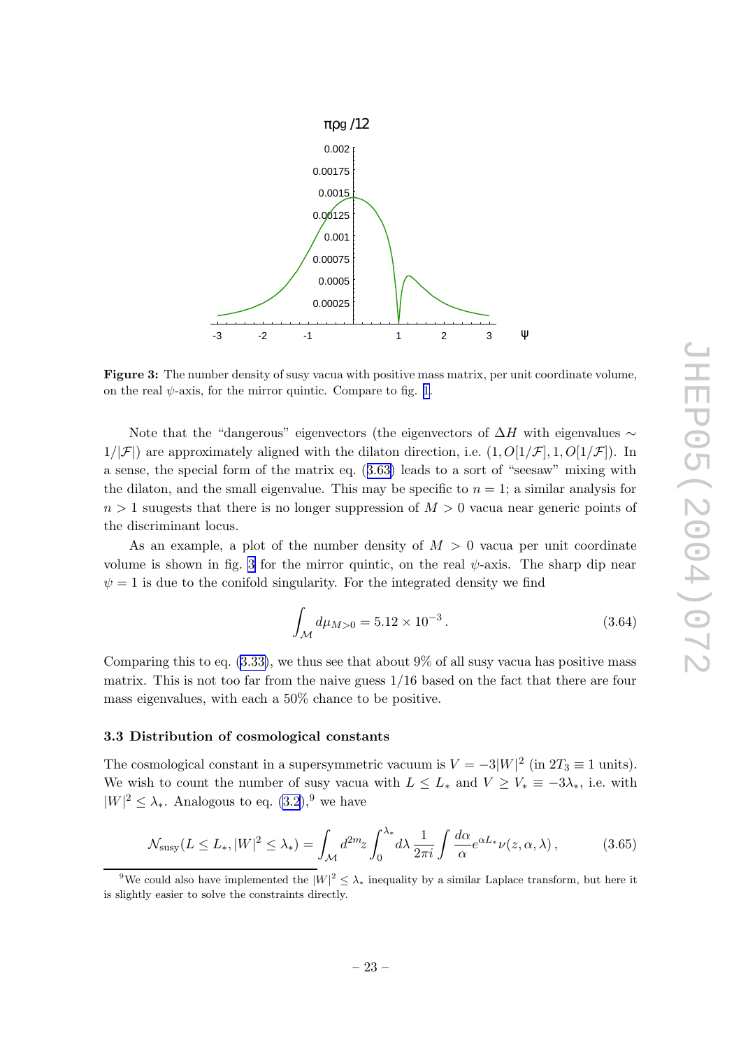**Figure 3:** The number density of susy vacua with positive mass matrix, per unit coordinate volume, on the real $\psi$-axis, for the mirror quintic. Compare to fig. 1.

Note that the "dangerous" eigenvectors (the eigenvectors of $\Delta H$ with eigenvalues $\sim 1/|\mathcal{F}|$) are approximately aligned with the dilaton direction, i.e. $(1, O[1/\mathcal{F}], 1, O[1/\mathcal{F}])$. In a sense, the special form of the matrix eq. (3.63) leads to a sort of "seesaw" mixing with the dilaton, and the small eigenvalue. This may be specific to $n = 1$; a similar analysis for $n > 1$ suugests that there is no longer suppression of $M > 0$ vacua near generic points of the discriminant locus.

As an example, a plot of the number density of $M > 0$ vacua per unit coordinate volume is shown in fig. 3 for the mirror quintic, on the real $\psi$-axis. The sharp dip near $\psi = 1$ is due to the conifold singularity. For the integrated density we find

$$\int_{\mathcal{M}} d\mu_{M>0} = 5.12 \times 10^{-3} . \tag{3.64}$$

Comparing this to eq. (3.33), we thus see that about 9% of all susy vacua has positive mass matrix. This is not too far from the naive guess 1/16 based on the fact that there are four mass eigenvalues, with each a 50% chance to be positive.

### 3.3 Distribution of cosmological constants

The cosmological constant in a supersymmetric vacuum is $V = -3|W|^2$ (in $2T_3 \equiv 1$ units). We wish to count the number of susy vacua with $L \leq L_*$ and $V \geq V_* \equiv -3\lambda_*$, i.e. with $|W|^2 \leq \lambda_*$. Analogous to eq. (3.2),[9] we have

$$\mathcal{N}_{\rm susy}(L \leq L_*, |W|^2 \leq \lambda_*) = \int_{\mathcal{M}} d^{2m}z \int_0^{\lambda_*} d\lambda \, \frac{1}{2\pi i} \int \frac{d\alpha}{\alpha} e^{\alpha L_*} \nu(z, \alpha, \lambda) \, , \tag{3.65}$$

[9] We could also have implemented the $|W|^2 \leq \lambda_*$ inequality by a similar Laplace transform, but here it is slightly easier to solve the constraints directly.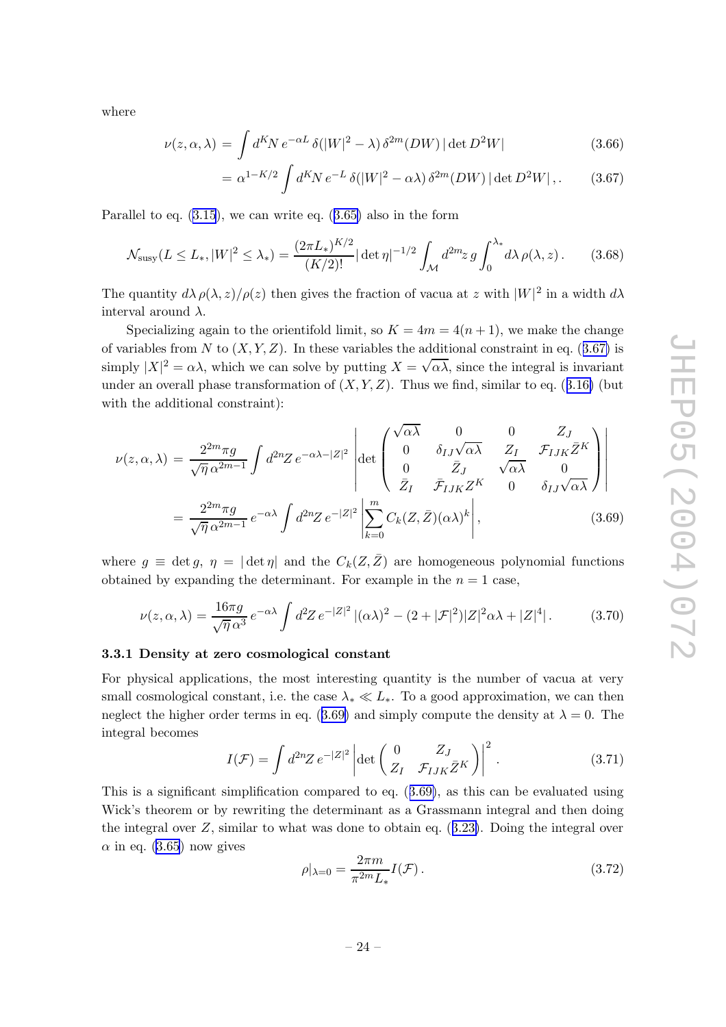where

$$\nu(z,\alpha,\lambda) = \int d^K N\, e^{-\alpha L}\, \delta(|W|^2 - \lambda)\, \delta^{2m}(DW)\, |\det D^2 W| \tag{3.66}$$

$$= \alpha^{1-K/2} \int d^K N\, e^{-L}\, \delta(|W|^2 - \alpha\lambda)\, \delta^{2m}(DW)\, |\det D^2 W|\,. \tag{3.67}$$

Parallel to eq. (3.15), we can write eq. (3.65) also in the form

$$\mathcal{N}_{\rm susy}(L \le L_*, |W|^2 \le \lambda_*) = \frac{(2\pi L_*)^{K/2}}{(K/2)!} |\det \eta|^{-1/2} \int_{\mathcal{M}} d^{2m}z\, g \int_0^{\lambda_*} d\lambda\, \rho(\lambda, z)\,. \tag{3.68}$$

The quantity $d\lambda\, \rho(\lambda, z)/\rho(z)$ then gives the fraction of vacua at $z$ with $|W|^2$ in a width $d\lambda$ interval around $\lambda$.

Specializing again to the orientifold limit, so $K = 4m = 4(n+1)$, we make the change of variables from $N$ to $(X, Y, Z)$. In these variables the additional constraint in eq. (3.67) is simply $|X|^2 = \alpha\lambda$, which we can solve by putting $X = \sqrt{\alpha\lambda}$, since the integral is invariant under an overall phase transformation of $(X, Y, Z)$. Thus we find, similar to eq. (3.16) (but with the additional constraint):

$$\nu(z,\alpha,\lambda) = \frac{2^{2m}\pi g}{\sqrt{\eta}\,\alpha^{2m-1}} \int d^{2n}Z\, e^{-\alpha\lambda - |Z|^2} \left| \det \begin{pmatrix} \sqrt{\alpha\lambda} & 0 & 0 & Z_J \\ 0 & \delta_{IJ}\sqrt{\alpha\lambda} & Z_I & \mathcal{F}_{IJK}\bar{Z}^K \\ 0 & \bar{Z}_J & \sqrt{\alpha\lambda} & 0 \\ \bar{Z}_I & \bar{\mathcal{F}}_{IJK} Z^K & 0 & \delta_{IJ}\sqrt{\alpha\lambda} \end{pmatrix} \right|$$

$$= \frac{2^{2m}\pi g}{\sqrt{\eta}\,\alpha^{2m-1}}\, e^{-\alpha\lambda} \int d^{2n}Z\, e^{-|Z|^2} \left| \sum_{k=0}^{m} C_k(Z,\bar{Z})(\alpha\lambda)^k \right|, \tag{3.69}$$

where $g \equiv \det g$, $\eta = |\det \eta|$ and the $C_k(Z,\bar{Z})$ are homogeneous polynomial functions obtained by expanding the determinant. For example in the $n=1$ case,

$$\nu(z,\alpha,\lambda) = \frac{16\pi g}{\sqrt{\eta}\,\alpha^3}\, e^{-\alpha\lambda} \int d^2 Z\, e^{-|Z|^2}\, |(\alpha\lambda)^2 - (2 + |\mathcal{F}|^2)|Z|^2\alpha\lambda + |Z|^4|\,. \tag{3.70}$$

### 3.3.1 Density at zero cosmological constant

For physical applications, the most interesting quantity is the number of vacua at very small cosmological constant, i.e. the case $\lambda_* \ll L_*$. To a good approximation, we can then neglect the higher order terms in eq. (3.69) and simply compute the density at $\lambda = 0$. The integral becomes

$$I(\mathcal{F}) = \int d^{2n}Z\, e^{-|Z|^2} \left| \det \begin{pmatrix} 0 & Z_J \\ Z_I & \mathcal{F}_{IJK}\bar{Z}^K \end{pmatrix} \right|^2. \tag{3.71}$$

This is a significant simplification compared to eq. (3.69), as this can be evaluated using Wick's theorem or by rewriting the determinant as a Grassmann integral and then doing the integral over $Z$, similar to what was done to obtain eq. (3.23). Doing the integral over $\alpha$ in eq. (3.65) now gives

$$\rho|_{\lambda=0} = \frac{2\pi m}{\pi^{2m} L_*} I(\mathcal{F})\,. \tag{3.72}$$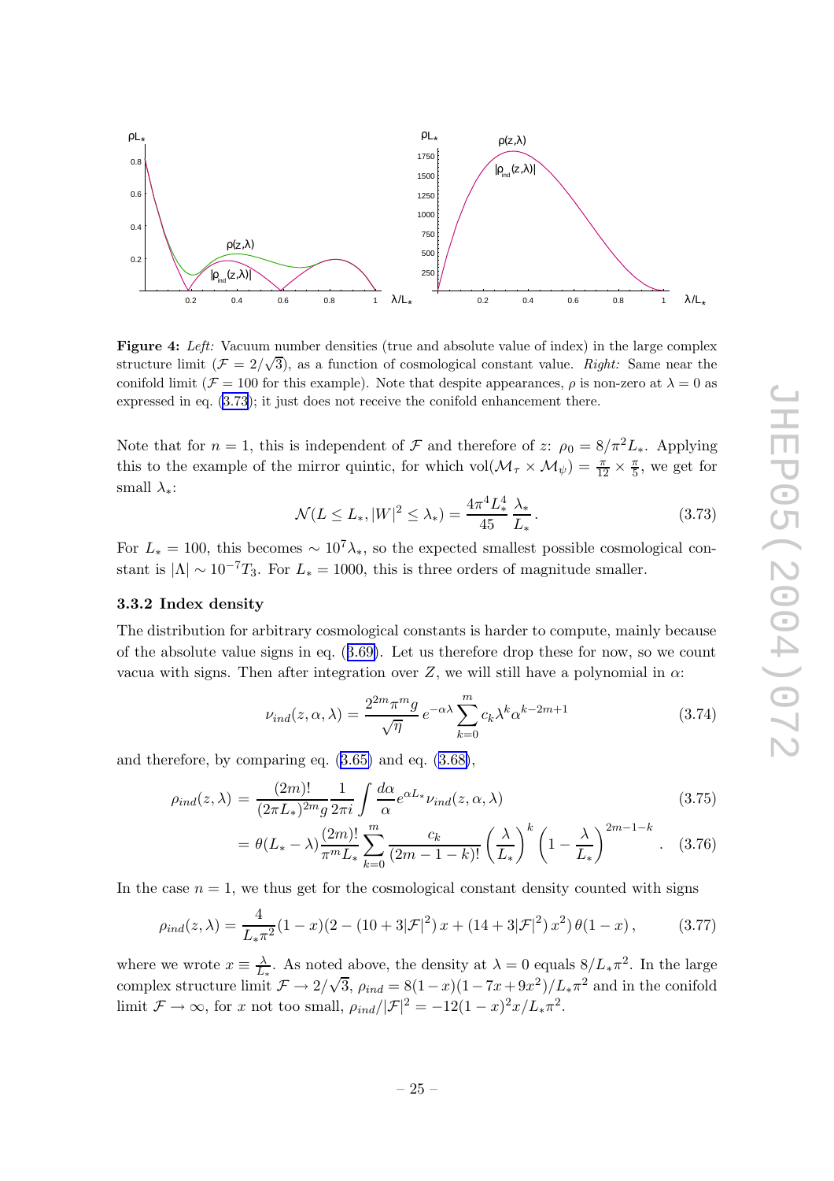**Figure 4:** *Left:* Vacuum number densities (true and absolute value of index) in the large complex structure limit ($\mathcal{F} = 2/\sqrt{3}$), as a function of cosmological constant value. *Right:* Same near the conifold limit ($\mathcal{F} = 100$ for this example). Note that despite appearances, $\rho$ is non-zero at $\lambda = 0$ as expressed in eq. (3.73); it just does not receive the conifold enhancement there.

Note that for $n = 1$, this is independent of $\mathcal{F}$ and therefore of $z$: $\rho_0 = 8/\pi^2 L_*$. Applying this to the example of the mirror quintic, for which $\mathrm{vol}(\mathcal{M}_\tau \times \mathcal{M}_\psi) = \frac{\pi}{12} \times \frac{\pi}{5}$, we get for small $\lambda_*$:

$$\mathcal{N}(L \leq L_*, |W|^2 \leq \lambda_*) = \frac{4\pi^4 L_*^4}{45} \frac{\lambda_*}{L_*}. \tag{3.73}$$

For $L_* = 100$, this becomes $\sim 10^7 \lambda_*$, so the expected smallest possible cosmological constant is $|\Lambda| \sim 10^{-7} T_3$. For $L_* = 1000$, this is three orders of magnitude smaller.

### 3.3.2 Index density

The distribution for arbitrary cosmological constants is harder to compute, mainly because of the absolute value signs in eq. (3.69). Let us therefore drop these for now, so we count vacua with signs. Then after integration over $Z$, we will still have a polynomial in $\alpha$:

$$\nu_{ind}(z, \alpha, \lambda) = \frac{2^{2m} \pi^m g}{\sqrt{\eta}} \, e^{-\alpha \lambda} \sum_{k=0}^{m} c_k \lambda^k \alpha^{k-2m+1} \tag{3.74}$$

and therefore, by comparing eq. (3.65) and eq. (3.68),

$$\rho_{ind}(z, \lambda) = \frac{(2m)!}{(2\pi L_*)^{2m} g} \frac{1}{2\pi i} \int \frac{d\alpha}{\alpha} e^{\alpha L_*} \nu_{ind}(z, \alpha, \lambda) \tag{3.75}$$

$$= \theta(L_* - \lambda) \frac{(2m)!}{\pi^m L_*} \sum_{k=0}^{m} \frac{c_k}{(2m-1-k)!} \left(\frac{\lambda}{L_*}\right)^k \left(1 - \frac{\lambda}{L_*}\right)^{2m-1-k}. \tag{3.76}$$

In the case $n = 1$, we thus get for the cosmological constant density counted with signs

$$\rho_{ind}(z, \lambda) = \frac{4}{L_* \pi^2} (1 - x)(2 - (10 + 3|\mathcal{F}|^2)\, x + (14 + 3|\mathcal{F}|^2)\, x^2)\, \theta(1 - x)\,, \tag{3.77}$$

where we wrote $x \equiv \frac{\lambda}{L_*}$. As noted above, the density at $\lambda = 0$ equals $8/L_* \pi^2$. In the large complex structure limit $\mathcal{F} \to 2/\sqrt{3}$, $\rho_{ind} = 8(1-x)(1-7x+9x^2)/L_* \pi^2$ and in the conifold limit $\mathcal{F} \to \infty$, for $x$ not too small, $\rho_{ind}/|\mathcal{F}|^2 = -12(1-x)^2 x / L_* \pi^2$.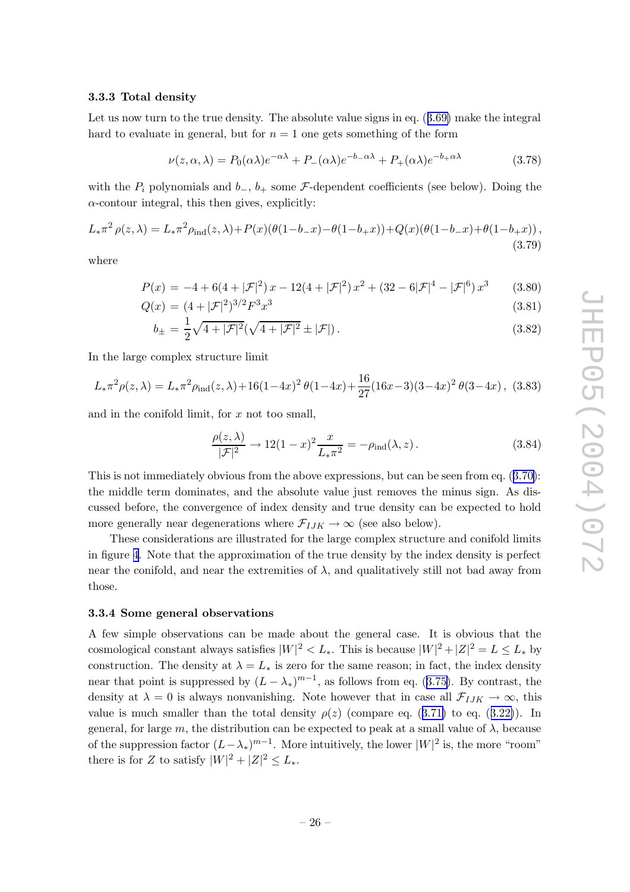### 3.3.3 Total density

Let us now turn to the true density. The absolute value signs in eq. (3.69) make the integral hard to evaluate in general, but for $n = 1$ one gets something of the form

$$\nu(z, \alpha, \lambda) = P_0(\alpha\lambda)e^{-\alpha\lambda} + P_-(\alpha\lambda)e^{-b_-\alpha\lambda} + P_+(\alpha\lambda)e^{-b_+\alpha\lambda} \tag{3.78}$$

with the $P_i$ polynomials and $b_-$, $b_+$ some $\mathcal{F}$-dependent coefficients (see below). Doing the $\alpha$-contour integral, this then gives, explicitly:

$$L_*\pi^2 \rho(z, \lambda) = L_*\pi^2\rho_{\rm ind}(z, \lambda) + P(x)(\theta(1-b_-x) - \theta(1-b_+x)) + Q(x)(\theta(1-b_-x) + \theta(1-b_+x)), \tag{3.79}$$

where

$$P(x) = -4 + 6(4 + |\mathcal{F}|^2)\, x - 12(4 + |\mathcal{F}|^2)\, x^2 + (32 - 6|\mathcal{F}|^4 - |\mathcal{F}|^6)\, x^3 \tag{3.80}$$

$$Q(x) = (4 + |\mathcal{F}|^2)^{3/2} F^3 x^3 \tag{3.81}$$

$$b_\pm = \frac{1}{2}\sqrt{4 + |\mathcal{F}|^2}(\sqrt{4 + |\mathcal{F}|^2} \pm |\mathcal{F}|)\,. \tag{3.82}$$

In the large complex structure limit

$$L_*\pi^2\rho(z, \lambda) = L_*\pi^2\rho_{\rm ind}(z, \lambda) + 16(1-4x)^2\, \theta(1-4x) + \frac{16}{27}(16x-3)(3-4x)^2\, \theta(3-4x)\,, \tag{3.83}$$

and in the conifold limit, for $x$ not too small,

$$\frac{\rho(z, \lambda)}{|\mathcal{F}|^2} \to 12(1-x)^2 \frac{x}{L_*\pi^2} = -\rho_{\rm ind}(\lambda, z)\,. \tag{3.84}$$

This is not immediately obvious from the above expressions, but can be seen from eq. (3.70): the middle term dominates, and the absolute value just removes the minus sign. As discussed before, the convergence of index density and true density can be expected to hold more generally near degenerations where $\mathcal{F}_{IJK} \to \infty$ (see also below).

These considerations are illustrated for the large complex structure and conifold limits in figure 4. Note that the approximation of the true density by the index density is perfect near the conifold, and near the extremities of $\lambda$, and qualitatively still not bad away from those.

### 3.3.4 Some general observations

A few simple observations can be made about the general case. It is obvious that the cosmological constant always satisfies $|W|^2 < L_*$. This is because $|W|^2 + |Z|^2 = L \leq L_*$ by construction. The density at $\lambda = L_*$ is zero for the same reason; in fact, the index density near that point is suppressed by $(L - \lambda_*)^{m-1}$, as follows from eq. (3.75). By contrast, the density at $\lambda = 0$ is always nonvanishing. Note however that in case all $\mathcal{F}_{IJK} \to \infty$, this value is much smaller than the total density $\rho(z)$ (compare eq. (3.71) to eq. (3.22)). In general, for large $m$, the distribution can be expected to peak at a small value of $\lambda$, because of the suppression factor $(L - \lambda_*)^{m-1}$. More intuitively, the lower $|W|^2$ is, the more "room" there is for $Z$ to satisfy $|W|^2 + |Z|^2 \leq L_*$.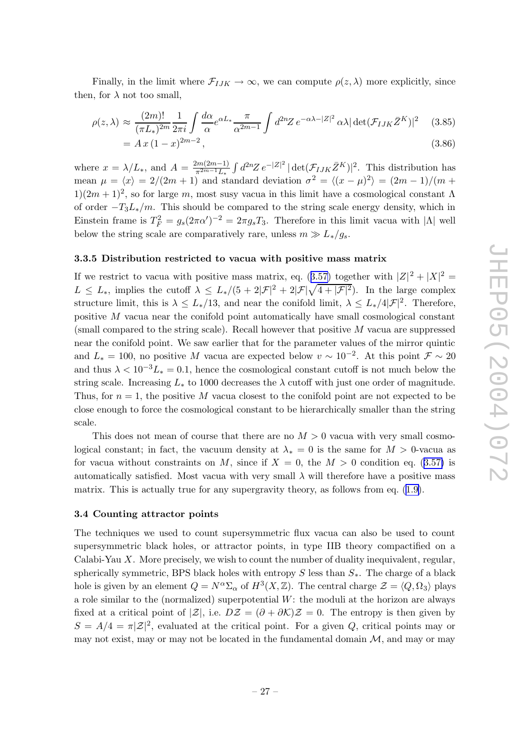Finally, in the limit where $\mathcal{F}_{IJK} \to \infty$, we can compute $\rho(z,\lambda)$ more explicitly, since then, for $\lambda$ not too small,

$$\rho(z,\lambda) \approx \frac{(2m)!}{(\pi L_*)^{2m}} \frac{1}{2\pi i} \int \frac{d\alpha}{\alpha} e^{\alpha L_*} \frac{\pi}{\alpha^{2m-1}} \int d^{2n}Z \, e^{-\alpha\lambda - |Z|^2} \, \alpha\lambda |\det(\mathcal{F}_{IJK}\bar{Z}^K)|^2 \tag{3.85}$$

$$= A\, x\, (1-x)^{2m-2}\,, \tag{3.86}$$

where $x = \lambda/L_*$, and $A = \frac{2m(2m-1)}{\pi^{2m-1}L_*} \int d^{2n}Z \, e^{-|Z|^2} |\det(\mathcal{F}_{IJK}\bar{Z}^K)|^2$. This distribution has mean $\mu = \langle x \rangle = 2/(2m+1)$ and standard deviation $\sigma^2 = \langle (x-\mu)^2 \rangle = (2m-1)/(m+1)(2m+1)^2$, so for large $m$, most susy vacua in this limit have a cosmological constant $\Lambda$ of order $-T_3 L_*/m$. This should be compared to the string scale energy density, which in Einstein frame is $T_F^2 = g_s (2\pi\alpha')^{-2} = 2\pi g_s T_3$. Therefore in this limit vacua with $|\Lambda|$ well below the string scale are comparatively rare, unless $m \gg L_*/g_s$.

### 3.3.5 Distribution restricted to vacua with positive mass matrix

If we restrict to vacua with positive mass matrix, eq. (3.57) together with $|Z|^2 + |X|^2 = L \leq L_*$, implies the cutoff $\lambda \leq L_*/(5 + 2|\mathcal{F}|^2 + 2|\mathcal{F}|\sqrt{4+|\mathcal{F}|^2})$. In the large complex structure limit, this is $\lambda \leq L_*/13$, and near the conifold limit, $\lambda \leq L_*/4|\mathcal{F}|^2$. Therefore, positive $M$ vacua near the conifold point automatically have small cosmological constant (small compared to the string scale). Recall however that positive $M$ vacua are suppressed near the conifold point. We saw earlier that for the parameter values of the mirror quintic and $L_* = 100$, no positive $M$ vacua are expected below $v \sim 10^{-2}$. At this point $\mathcal{F} \sim 20$ and thus $\lambda < 10^{-3} L_* = 0.1$, hence the cosmological constant cutoff is not much below the string scale. Increasing $L_*$ to 1000 decreases the $\lambda$ cutoff with just one order of magnitude. Thus, for $n = 1$, the positive $M$ vacua closest to the conifold point are not expected to be close enough to force the cosmological constant to be hierarchically smaller than the string scale.

This does not mean of course that there are no $M > 0$ vacua with very small cosmological constant; in fact, the vacuum density at $\lambda_* = 0$ is the same for $M > 0$-vacua as for vacua without constraints on $M$, since if $X = 0$, the $M > 0$ condition eq. (3.57) is automatically satisfied. Most vacua with very small $\lambda$ will therefore have a positive mass matrix. This is actually true for any supergravity theory, as follows from eq. (1.9).

## 3.4 Counting attractor points

The techniques we used to count supersymmetric flux vacua can also be used to count supersymmetric black holes, or attractor points, in type IIB theory compactified on a Calabi-Yau $X$. More precisely, we wish to count the number of duality inequivalent, regular, spherically symmetric, BPS black holes with entropy $S$ less than $S_*$. The charge of a black hole is given by an element $Q = N^\alpha \Sigma_\alpha$ of $H^3(X,\mathbb{Z})$. The central charge $\mathcal{Z} = \langle Q, \Omega_3 \rangle$ plays a role similar to the (normalized) superpotential $W$: the moduli at the horizon are always fixed at a critical point of $|\mathcal{Z}|$, i.e. $D\mathcal{Z} = (\partial + \partial\mathcal{K})\mathcal{Z} = 0$. The entropy is then given by $S = A/4 = \pi|\mathcal{Z}|^2$, evaluated at the critical point. For a given $Q$, critical points may or may not exist, may or may not be located in the fundamental domain $\mathcal{M}$, and may or may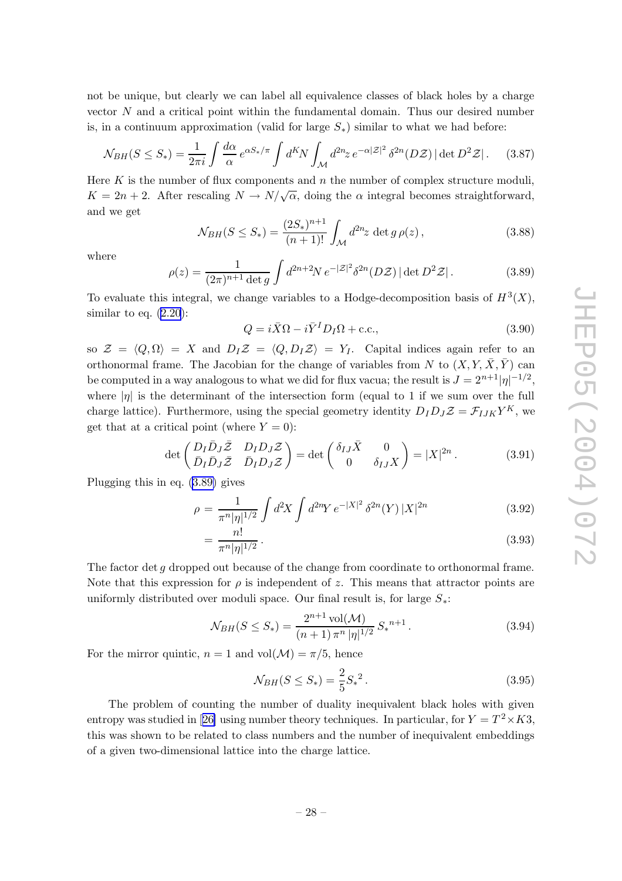not be unique, but clearly we can label all equivalence classes of black holes by a charge vector $N$ and a critical point within the fundamental domain. Thus our desired number is, in a continuum approximation (valid for large $S_*$) similar to what we had before:

$$\mathcal{N}_{BH}(S \leq S_*) = \frac{1}{2\pi i} \int \frac{d\alpha}{\alpha}\, e^{\alpha S_*/\pi} \int d^K N \int_{\mathcal{M}} d^{2n} z\, e^{-\alpha |\mathcal{Z}|^2}\, \delta^{2n}(D\mathcal{Z})\, |\det D^2 \mathcal{Z}|\,. \tag{3.87}$$

Here $K$ is the number of flux components and $n$ the number of complex structure moduli, $K = 2n+2$. After rescaling $N \to N/\sqrt{\alpha}$, doing the $\alpha$ integral becomes straightforward, and we get

$$\mathcal{N}_{BH}(S \leq S_*) = \frac{(2S_*)^{n+1}}{(n+1)!} \int_{\mathcal{M}} d^{2n} z\, \det g\, \rho(z)\,, \tag{3.88}$$

where

$$\rho(z) = \frac{1}{(2\pi)^{n+1} \det g} \int d^{2n+2} N\, e^{-|\mathcal{Z}|^2} \delta^{2n}(D\mathcal{Z})\, |\det D^2 \mathcal{Z}|\,. \tag{3.89}$$

To evaluate this integral, we change variables to a Hodge-decomposition basis of $H^3(X)$, similar to eq. (2.20):

$$Q = i\bar{X}\Omega - i\bar{Y}^I D_I \Omega + \text{c.c.}, \tag{3.90}$$

so $\mathcal{Z} = \langle Q, \Omega \rangle = X$ and $D_I \mathcal{Z} = \langle Q, D_I \mathcal{Z} \rangle = Y_I$. Capital indices again refer to an orthonormal frame. The Jacobian for the change of variables from $N$ to $(X, Y, \bar{X}, \bar{Y})$ can be computed in a way analogous to what we did for flux vacua; the result is $J = 2^{n+1} |\eta|^{-1/2}$, where $|\eta|$ is the determinant of the intersection form (equal to 1 if we sum over the full charge lattice). Furthermore, using the special geometry identity $D_I D_J \mathcal{Z} = \mathcal{F}_{IJK} Y^K$, we get that at a critical point (where $Y = 0$):

$$\det \begin{pmatrix} D_I \bar{D}_J \bar{\mathcal{Z}} & D_I D_J \mathcal{Z} \\ \bar{D}_I \bar{D}_J \bar{\mathcal{Z}} & \bar{D}_I D_J \mathcal{Z} \end{pmatrix} = \det \begin{pmatrix} \delta_{IJ} \bar{X} & 0 \\ 0 & \delta_{IJ} X \end{pmatrix} = |X|^{2n}\,. \tag{3.91}$$

Plugging this in eq. (3.89) gives

$$\rho = \frac{1}{\pi^n |\eta|^{1/2}} \int d^2 X \int d^{2n} Y\, e^{-|X|^2}\, \delta^{2n}(Y)\, |X|^{2n} \tag{3.92}$$

$$= \frac{n!}{\pi^n |\eta|^{1/2}}\,. \tag{3.93}$$

The factor $\det g$ dropped out because of the change from coordinate to orthonormal frame. Note that this expression for $\rho$ is independent of $z$. This means that attractor points are uniformly distributed over moduli space. Our final result is, for large $S_*$:

$$\mathcal{N}_{BH}(S \leq S_*) = \frac{2^{n+1}\, \text{vol}(\mathcal{M})}{(n+1)\, \pi^n\, |\eta|^{1/2}}\, {S_*}^{n+1}\,. \tag{3.94}$$

For the mirror quintic, $n = 1$ and $\text{vol}(\mathcal{M}) = \pi/5$, hence

$$\mathcal{N}_{BH}(S \leq S_*) = \frac{2}{5} {S_*}^2\,. \tag{3.95}$$

The problem of counting the number of duality inequivalent black holes with given entropy was studied in [26] using number theory techniques. In particular, for $Y = T^2 \times K3$, this was shown to be related to class numbers and the number of inequivalent embeddings of a given two-dimensional lattice into the charge lattice.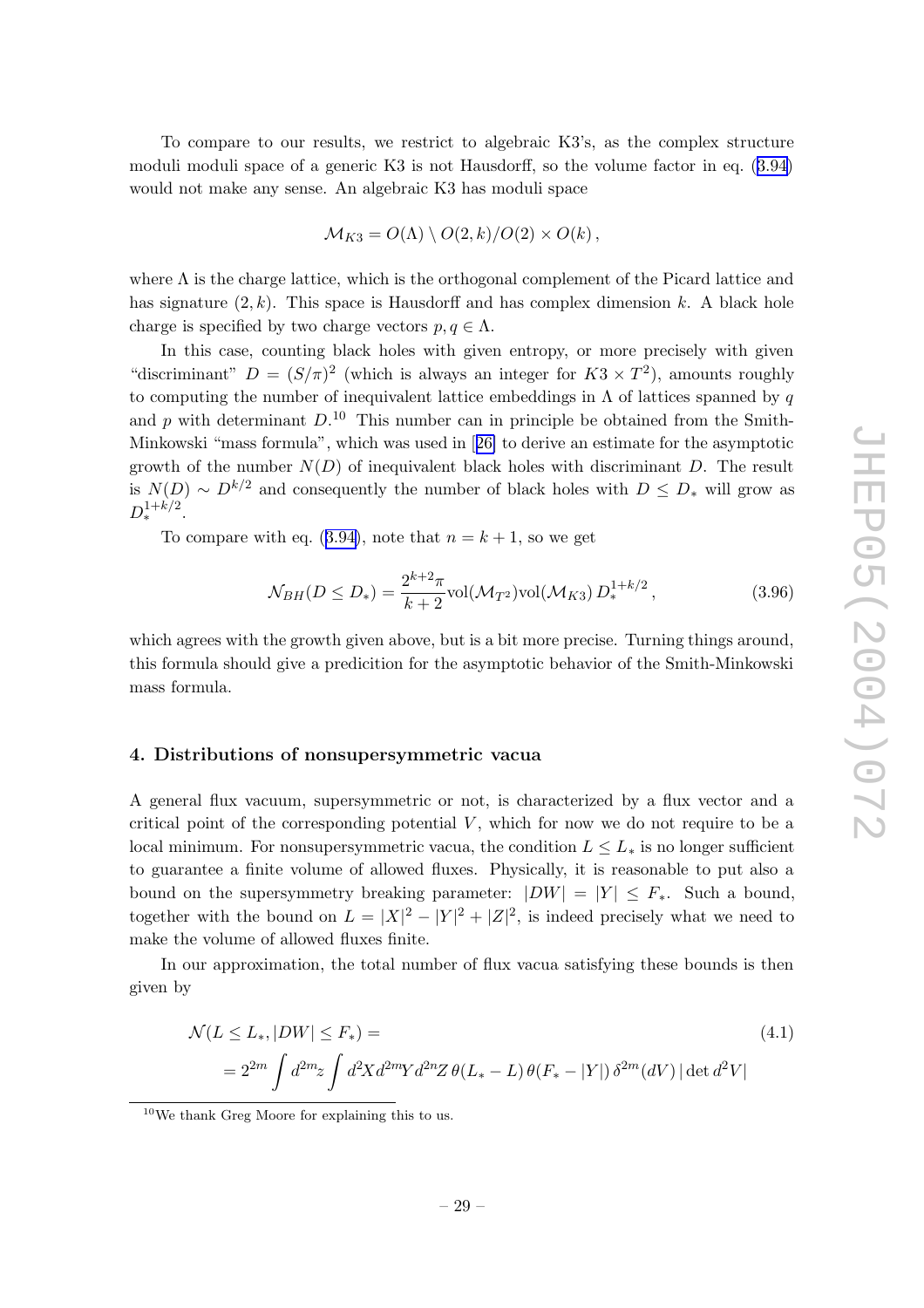To compare to our results, we restrict to algebraic K3's, as the complex structure moduli moduli space of a generic K3 is not Hausdorff, so the volume factor in eq. (3.94) would not make any sense. An algebraic K3 has moduli space

$$\mathcal{M}_{K3} = O(\Lambda) \setminus O(2,k)/O(2) \times O(k)\,,$$

where $\Lambda$ is the charge lattice, which is the orthogonal complement of the Picard lattice and has signature $(2,k)$. This space is Hausdorff and has complex dimension $k$. A black hole charge is specified by two charge vectors $p, q \in \Lambda$.

In this case, counting black holes with given entropy, or more precisely with given "discriminant" $D = (S/\pi)^2$ (which is always an integer for $K3 \times T^2$), amounts roughly to computing the number of inequivalent lattice embeddings in $\Lambda$ of lattices spanned by $q$ and $p$ with determinant $D$.[10] This number can in principle be obtained from the Smith-Minkowski "mass formula", which was used in [26] to derive an estimate for the asymptotic growth of the number $N(D)$ of inequivalent black holes with discriminant $D$. The result is $N(D) \sim D^{k/2}$ and consequently the number of black holes with $D \leq D_*$ will grow as $D_*^{1+k/2}$.

To compare with eq. (3.94), note that $n = k+1$, so we get

$$\mathcal{N}_{BH}(D \leq D_*) = \frac{2^{k+2}\pi}{k+2} \mathrm{vol}(\mathcal{M}_{T^2}) \mathrm{vol}(\mathcal{M}_{K3})\, D_*^{1+k/2}\,, \tag{3.96}$$

which agrees with the growth given above, but is a bit more precise. Turning things around, this formula should give a predicition for the asymptotic behavior of the Smith-Minkowski mass formula.

## 4. Distributions of nonsupersymmetric vacua

A general flux vacuum, supersymmetric or not, is characterized by a flux vector and a critical point of the corresponding potential $V$, which for now we do not require to be a local minimum. For nonsupersymmetric vacua, the condition $L \leq L_*$ is no longer sufficient to guarantee a finite volume of allowed fluxes. Physically, it is reasonable to put also a bound on the supersymmetry breaking parameter: $|DW| = |Y| \leq F_*$. Such a bound, together with the bound on $L = |X|^2 - |Y|^2 + |Z|^2$, is indeed precisely what we need to make the volume of allowed fluxes finite.

In our approximation, the total number of flux vacua satisfying these bounds is then given by

$$\begin{aligned}
&\mathcal{N}(L \leq L_*, |DW| \leq F_*) = \\
&\quad = 2^{2m} \int d^{2m}z \int d^2X d^{2m}Y d^{2n}Z\, \theta(L_* - L)\, \theta(F_* - |Y|)\, \delta^{2m}(dV)\, |\det d^2V|
\end{aligned} \tag{4.1}$$

[10] We thank Greg Moore for explaining this to us.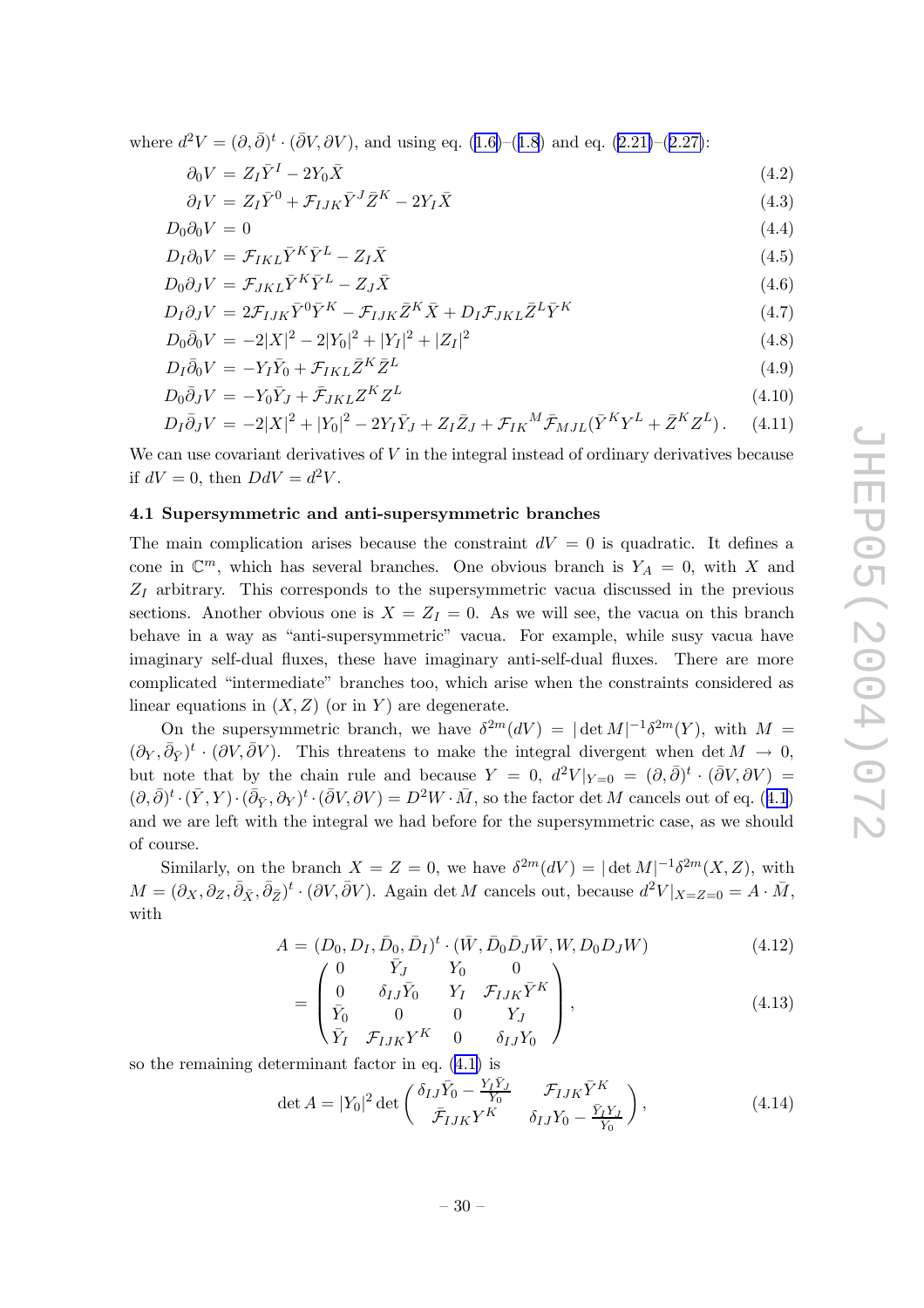where $d^2V = (\partial, \bar{\partial})^t \cdot (\bar{\partial}V, \partial V)$, and using eq. (1.6)–(1.8) and eq. (2.21)–(2.27):

$$\partial_0 V = Z_I \bar{Y}^I - 2Y_0 \bar{X} \tag{4.2}$$

$$\partial_I V = Z_I \bar{Y}^0 + \mathcal{F}_{IJK} \bar{Y}^J \bar{Z}^K - 2Y_I \bar{X} \tag{4.3}$$

$$D_0 \partial_0 V = 0 \tag{4.4}$$

$$D_I \partial_0 V = \mathcal{F}_{IKL} \bar{Y}^K \bar{Y}^L - Z_I \bar{X} \tag{4.5}$$

$$D_0 \partial_J V = \mathcal{F}_{JKL} \bar{Y}^K \bar{Y}^L - Z_J \bar{X} \tag{4.6}$$

$$D_I \partial_J V = 2\mathcal{F}_{IJK} \bar{Y}^0 \bar{Y}^K - \mathcal{F}_{IJK} \bar{Z}^K \bar{X} + D_I \mathcal{F}_{JKL} \bar{Z}^L \bar{Y}^K \tag{4.7}$$

$$D_0 \bar{\partial}_0 V = -2|X|^2 - 2|Y_0|^2 + |Y_I|^2 + |Z_I|^2 \tag{4.8}$$

$$D_I \bar{\partial}_0 V = -Y_I \bar{Y}_0 + \mathcal{F}_{IKL} \bar{Z}^K \bar{Z}^L \tag{4.9}$$

$$D_0 \bar{\partial}_J V = -Y_0 \bar{Y}_J + \bar{\mathcal{F}}_{JKL} Z^K Z^L \tag{4.10}$$

$$D_I \bar{\partial}_J V = -2|X|^2 + |Y_0|^2 - 2Y_I \bar{Y}_J + Z_I \bar{Z}_J + \mathcal{F}_{IK}{}^M \bar{\mathcal{F}}_{MJL} (\bar{Y}^K Y^L + \bar{Z}^K Z^L) \,. \tag{4.11}$$

We can use covariant derivatives of $V$ in the integral instead of ordinary derivatives because if $dV = 0$, then $DdV = d^2V$.

### 4.1 Supersymmetric and anti-supersymmetric branches

The main complication arises because the constraint $dV = 0$ is quadratic. It defines a cone in $\mathbb{C}^m$, which has several branches. One obvious branch is $Y_A = 0$, with $X$ and $Z_I$ arbitrary. This corresponds to the supersymmetric vacua discussed in the previous sections. Another obvious one is $X = Z_I = 0$. As we will see, the vacua on this branch behave in a way as "anti-supersymmetric" vacua. For example, while susy vacua have imaginary self-dual fluxes, these have imaginary anti-self-dual fluxes. There are more complicated "intermediate" branches too, which arise when the constraints considered as linear equations in $(X, Z)$ (or in $Y$) are degenerate.

On the supersymmetric branch, we have $\delta^{2m}(dV) = |\det M|^{-1} \delta^{2m}(Y)$, with $M = (\partial_Y, \bar{\partial}_{\bar{Y}})^t \cdot (\partial V, \bar{\partial} V)$. This threatens to make the integral divergent when $\det M \to 0$, but note that by the chain rule and because $Y = 0$, $d^2V|_{Y=0} = (\partial, \bar{\partial})^t \cdot (\bar{\partial}V, \partial V) = (\partial, \bar{\partial})^t \cdot (\bar{Y}, Y) \cdot (\bar{\partial}_{\bar{Y}}, \partial_Y)^t \cdot (\bar{\partial}V, \partial V) = D^2 W \cdot \bar{M}$, so the factor $\det M$ cancels out of eq. (4.1) and we are left with the integral we had before for the supersymmetric case, as we should of course.

Similarly, on the branch $X = Z = 0$, we have $\delta^{2m}(dV) = |\det M|^{-1} \delta^{2m}(X, Z)$, with $M = (\partial_X, \partial_Z, \bar{\partial}_{\bar{X}}, \bar{\partial}_{\bar{Z}})^t \cdot (\partial V, \bar{\partial} V)$. Again $\det M$ cancels out, because $d^2V|_{X=Z=0} = A \cdot \bar{M}$, with

$$A = (D_0, D_I, \bar{D}_0, \bar{D}_I)^t \cdot (\bar{W}, \bar{D}_0 \bar{D}_J \bar{W}, W, D_0 D_J W) \tag{4.12}$$

$$= \begin{pmatrix} 0 & \bar{Y}_J & Y_0 & 0 \\ 0 & \delta_{IJ} \bar{Y}_0 & Y_I & \mathcal{F}_{IJK} \bar{Y}^K \\ \bar{Y}_0 & 0 & 0 & Y_J \\ \bar{Y}_I & \mathcal{F}_{IJK} Y^K & 0 & \delta_{IJ} Y_0 \end{pmatrix}, \tag{4.13}$$

so the remaining determinant factor in eq. (4.1) is

$$\det A = |Y_0|^2 \det \begin{pmatrix} \delta_{IJ} \bar{Y}_0 - \frac{Y_I \bar{Y}_J}{Y_0} & \mathcal{F}_{IJK} \bar{Y}^K \\ \bar{\mathcal{F}}_{IJK} Y^K & \delta_{IJ} Y_0 - \frac{\bar{Y}_I Y_J}{\bar{Y}_0} \end{pmatrix}, \tag{4.14}$$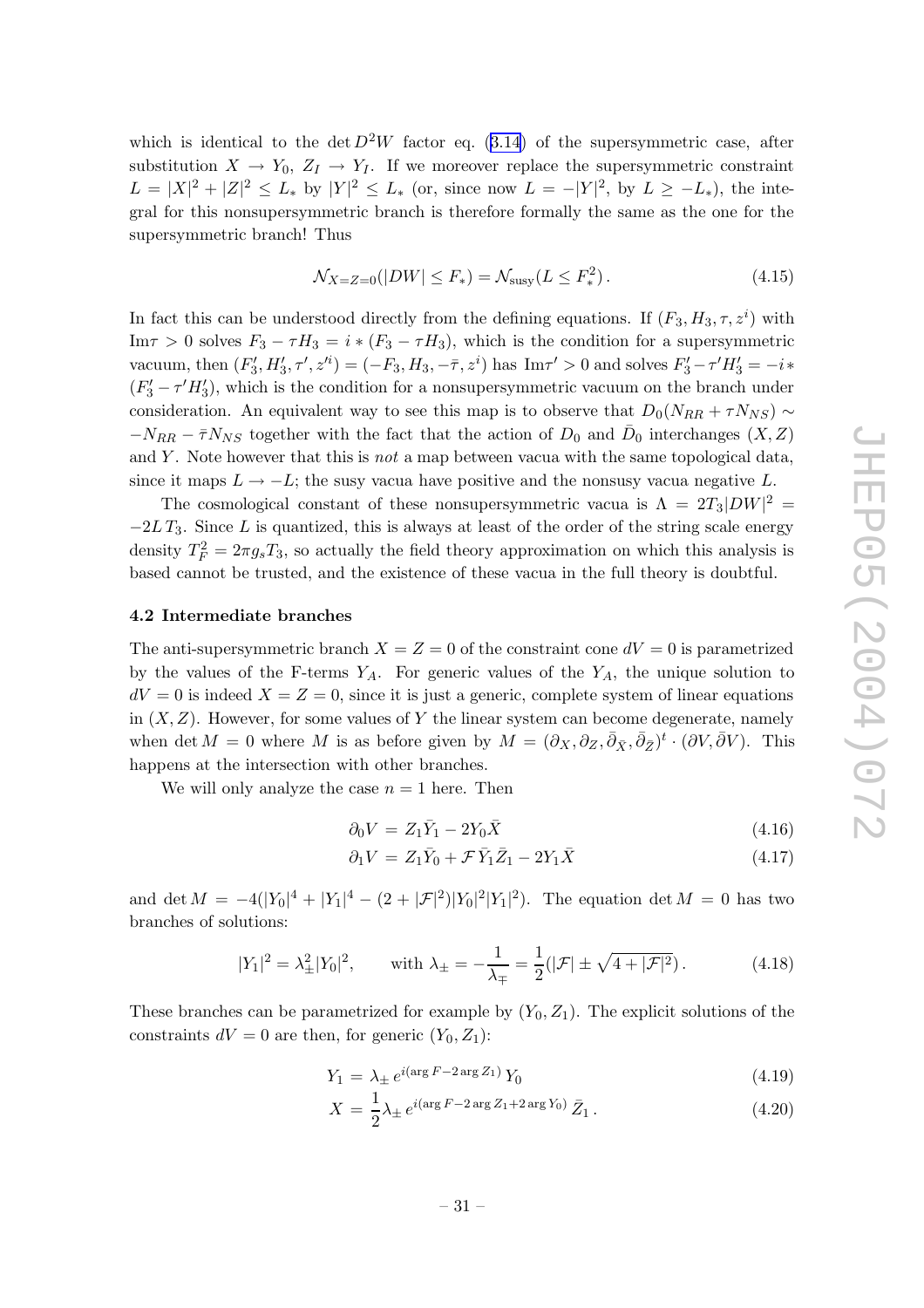which is identical to the $\det D^2W$ factor eq. (3.14) of the supersymmetric case, after substitution $X \to Y_0$, $Z_I \to Y_I$. If we moreover replace the supersymmetric constraint $L = |X|^2 + |Z|^2 \leq L_*$ by $|Y|^2 \leq L_*$ (or, since now $L = -|Y|^2$, by $L \geq -L_*$), the integral for this nonsupersymmetric branch is therefore formally the same as the one for the supersymmetric branch! Thus

$$\mathcal{N}_{X=Z=0}(|DW| \leq F_*) = \mathcal{N}_{\rm susy}(L \leq F_*^2)\,. \tag{4.15}$$

In fact this can be understood directly from the defining equations. If $(F_3, H_3, \tau, z^i)$ with $\mathrm{Im}\tau > 0$ solves $F_3 - \tau H_3 = i * (F_3 - \tau H_3)$, which is the condition for a supersymmetric vacuum, then $(F_3', H_3', \tau', z'^i) = (-F_3, H_3, -\bar{\tau}, z^i)$ has $\mathrm{Im}\tau' > 0$ and solves $F_3' - \tau' H_3' = -i * (F_3' - \tau' H_3')$, which is the condition for a nonsupersymmetric vacuum on the branch under consideration. An equivalent way to see this map is to observe that $D_0(N_{RR} + \tau N_{NS}) \sim -N_{RR} - \bar{\tau} N_{NS}$ together with the fact that the action of $D_0$ and $\bar{D}_0$ interchanges $(X, Z)$ and $Y$. Note however that this is *not* a map between vacua with the same topological data, since it maps $L \to -L$; the susy vacua have positive and the nonsusy vacua negative $L$.

The cosmological constant of these nonsupersymmetric vacua is $\Lambda = 2T_3|DW|^2 = -2L\,T_3$. Since $L$ is quantized, this is always at least of the order of the string scale energy density $T_F^2 = 2\pi g_s T_3$, so actually the field theory approximation on which this analysis is based cannot be trusted, and the existence of these vacua in the full theory is doubtful.

### 4.2 Intermediate branches

The anti-supersymmetric branch $X = Z = 0$ of the constraint cone $dV = 0$ is parametrized by the values of the F-terms $Y_A$. For generic values of the $Y_A$, the unique solution to $dV = 0$ is indeed $X = Z = 0$, since it is just a generic, complete system of linear equations in $(X, Z)$. However, for some values of $Y$ the linear system can become degenerate, namely when $\det M = 0$ where $M$ is as before given by $M = (\partial_X, \partial_Z, \bar{\partial}_{\bar{X}}, \bar{\partial}_{\bar{Z}})^t \cdot (\partial V, \bar{\partial} V)$. This happens at the intersection with other branches.

We will only analyze the case $n = 1$ here. Then

$$\partial_0 V = Z_1 \bar{Y}_1 - 2Y_0 \bar{X} \tag{4.16}$$

$$\partial_1 V = Z_1 \bar{Y}_0 + \mathcal{F}\, \bar{Y}_1 \bar{Z}_1 - 2Y_1 \bar{X} \tag{4.17}$$

and $\det M = -4(|Y_0|^4 + |Y_1|^4 - (2 + |\mathcal{F}|^2)|Y_0|^2|Y_1|^2)$. The equation $\det M = 0$ has two branches of solutions:

$$|Y_1|^2 = \lambda_\pm^2 |Y_0|^2, \qquad \text{with } \lambda_\pm = -\frac{1}{\lambda_\mp} = \frac{1}{2}(|\mathcal{F}| \pm \sqrt{4 + |\mathcal{F}|^2})\,. \tag{4.18}$$

These branches can be parametrized for example by $(Y_0, Z_1)$. The explicit solutions of the constraints $dV = 0$ are then, for generic $(Y_0, Z_1)$:

$$Y_1 = \lambda_\pm\, e^{i(\arg F - 2\arg Z_1)}\, Y_0 \tag{4.19}$$

$$X = \frac{1}{2} \lambda_\pm\, e^{i(\arg F - 2\arg Z_1 + 2\arg Y_0)}\, \bar{Z}_1\,. \tag{4.20}$$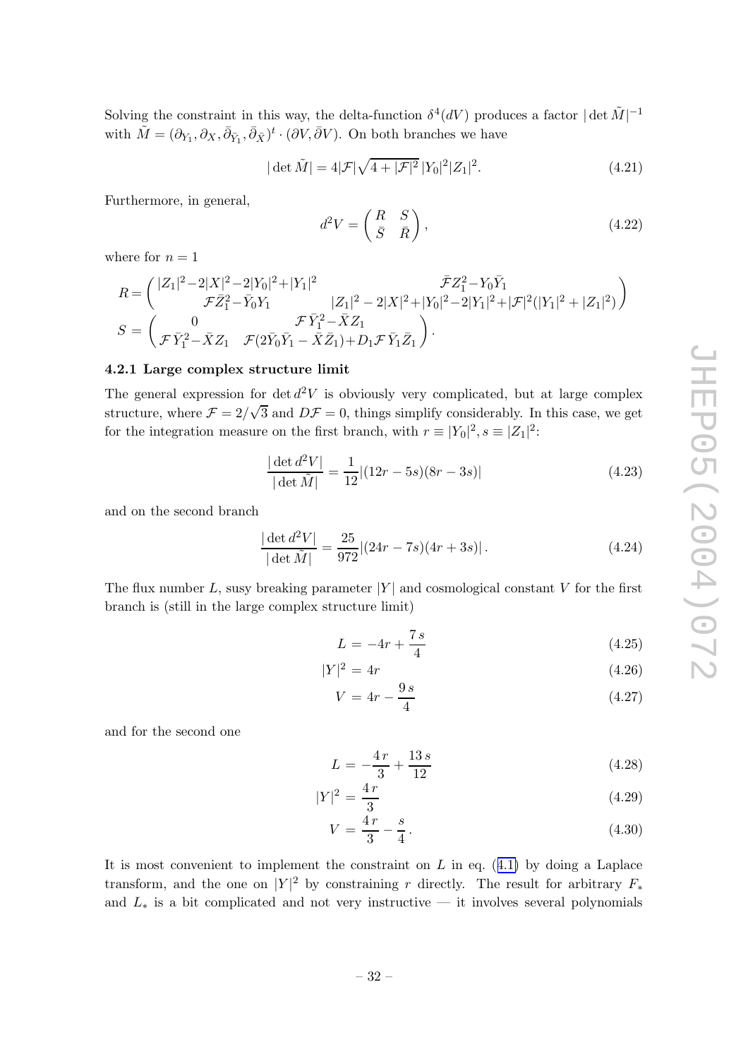Solving the constraint in this way, the delta-function $\delta^4(dV)$ produces a factor $|\det \tilde{M}|^{-1}$ with $\tilde{M} = (\partial_{Y_1}, \partial_X, \bar{\partial}_{\bar{Y}_1}, \bar{\partial}_{\bar{X}})^t \cdot (\partial V, \bar{\partial} V)$. On both branches we have

$$|\det \tilde{M}| = 4|\mathcal{F}|\sqrt{4+|\mathcal{F}|^2}\,|Y_0|^2|Z_1|^2. \tag{4.21}$$

Furthermore, in general,

$$d^2V = \begin{pmatrix} R & S \\ \bar{S} & \bar{R} \end{pmatrix}, \tag{4.22}$$

where for $n=1$

$$R = \begin{pmatrix} |Z_1|^2 - 2|X|^2 - 2|Y_0|^2 + |Y_1|^2 & \bar{\mathcal{F}} Z_1^2 - Y_0 \bar{Y}_1 \\ \mathcal{F} \bar{Z}_1^2 - \bar{Y}_0 Y_1 & |Z_1|^2 - 2|X|^2 + |Y_0|^2 - 2|Y_1|^2 + |\mathcal{F}|^2(|Y_1|^2 + |Z_1|^2) \end{pmatrix}$$

$$S = \begin{pmatrix} 0 & \mathcal{F}\bar{Y}_1^2 - \bar{X} Z_1 \\ \mathcal{F}\bar{Y}_1^2 - \bar{X} Z_1 & \mathcal{F}(2\bar{Y}_0\bar{Y}_1 - \bar{X}\bar{Z}_1) + D_1\mathcal{F}\,\bar{Y}_1\bar{Z}_1 \end{pmatrix}.$$

### 4.2.1 Large complex structure limit

The general expression for $\det d^2V$ is obviously very complicated, but at large complex structure, where $\mathcal{F} = 2/\sqrt{3}$ and $D\mathcal{F} = 0$, things simplify considerably. In this case, we get for the integration measure on the first branch, with $r \equiv |Y_0|^2, s \equiv |Z_1|^2$:

$$\frac{|\det d^2V|}{|\det \tilde{M}|} = \frac{1}{12}|(12r - 5s)(8r - 3s)| \tag{4.23}$$

and on the second branch

$$\frac{|\det d^2V|}{|\det \tilde{M}|} = \frac{25}{972}|(24r - 7s)(4r + 3s)|\,. \tag{4.24}$$

The flux number $L$, susy breaking parameter $|Y|$ and cosmological constant $V$ for the first branch is (still in the large complex structure limit)

$$L = -4r + \frac{7\,s}{4} \tag{4.25}$$

$$|Y|^2 = 4r \tag{4.26}$$

$$V = 4r - \frac{9\,s}{4} \tag{4.27}$$

and for the second one

$$L = -\frac{4\,r}{3} + \frac{13\,s}{12} \tag{4.28}$$

$$|Y|^2 = \frac{4\,r}{3} \tag{4.29}$$

$$V = \frac{4\,r}{3} - \frac{s}{4}\,. \tag{4.30}$$

It is most convenient to implement the constraint on $L$ in eq. (4.1) by doing a Laplace transform, and the one on $|Y|^2$ by constraining $r$ directly. The result for arbitrary $F_*$ and $L_*$ is a bit complicated and not very instructive — it involves several polynomials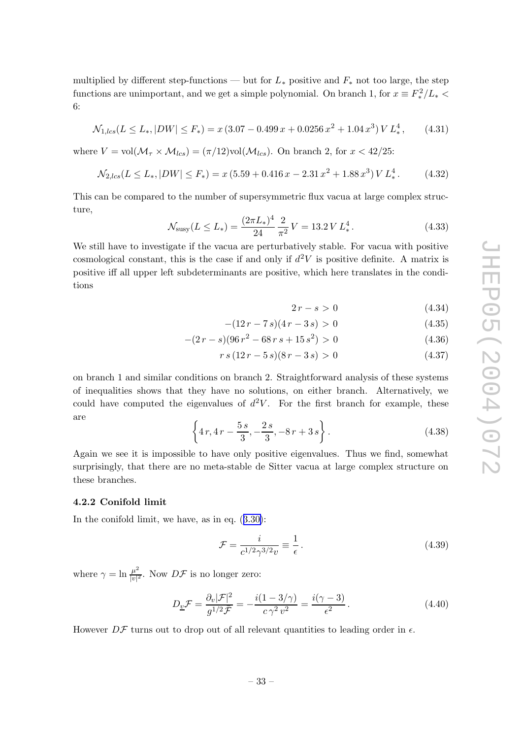multiplied by different step-functions — but for $L_*$ positive and $F_*$ not too large, the step functions are unimportant, and we get a simple polynomial. On branch 1, for $x \equiv F_*^2/L_* < 6$:

$$\mathcal{N}_{1,lcs}(L \leq L_*, |DW| \leq F_*) = x\,(3.07 - 0.499\,x + 0.0256\,x^2 + 1.04\,x^3)\,V\,L_*^4\,, \tag{4.31}$$

where $V = \mathrm{vol}(\mathcal{M}_\tau \times \mathcal{M}_{lcs}) = (\pi/12)\mathrm{vol}(\mathcal{M}_{lcs})$. On branch 2, for $x < 42/25$:

$$\mathcal{N}_{2,lcs}(L \leq L_*, |DW| \leq F_*) = x\,(5.59 + 0.416\,x - 2.31\,x^2 + 1.88\,x^3)\,V\,L_*^4\,. \tag{4.32}$$

This can be compared to the number of supersymmetric flux vacua at large complex structure,

$$\mathcal{N}_{\rm susy}(L \leq L_*) = \frac{(2\pi L_*)^4}{24}\,\frac{2}{\pi^2}\,V = 13.2\,V\,L_*^4\,. \tag{4.33}$$

We still have to investigate if the vacua are perturbatively stable. For vacua with positive cosmological constant, this is the case if and only if $d^2V$ is positive definite. A matrix is positive iff all upper left subdeterminants are positive, which here translates in the conditions

$$2\,r - s > 0 \tag{4.34}$$

$$-(12\,r - 7\,s)(4\,r - 3\,s) > 0 \tag{4.35}$$

$$-(2\,r - s)(96\,r^2 - 68\,r\,s + 15\,s^2) > 0 \tag{4.36}$$

$$r\,s\,(12\,r - 5\,s)(8\,r - 3\,s) > 0 \tag{4.37}$$

on branch 1 and similar conditions on branch 2. Straightforward analysis of these systems of inequalities shows that they have no solutions, on either branch. Alternatively, we could have computed the eigenvalues of $d^2V$. For the first branch for example, these are

$$\left\{4\,r, 4\,r - \frac{5\,s}{3}, -\frac{2\,s}{3}, -8\,r + 3\,s\right\}. \tag{4.38}$$

Again we see it is impossible to have only positive eigenvalues. Thus we find, somewhat surprisingly, that there are no meta-stable de Sitter vacua at large complex structure on these branches.

### 4.2.2 Conifold limit

In the conifold limit, we have, as in eq. (3.30):

$$\mathcal{F} = \frac{i}{c^{1/2}\gamma^{3/2}v} \equiv \frac{1}{\epsilon}\,. \tag{4.39}$$

where $\gamma = \ln \frac{\mu^2}{|v|^2}$. Now $D\mathcal{F}$ is no longer zero:

$$D_{\underline{v}}\mathcal{F} = \frac{\partial_v|\mathcal{F}|^2}{g^{1/2}\mathcal{F}} = -\frac{i(1-3/\gamma)}{c\,\gamma^2\,v^2} = \frac{i(\gamma-3)}{\epsilon^2}\,. \tag{4.40}$$

However $D\mathcal{F}$ turns out to drop out of all relevant quantities to leading order in $\epsilon$.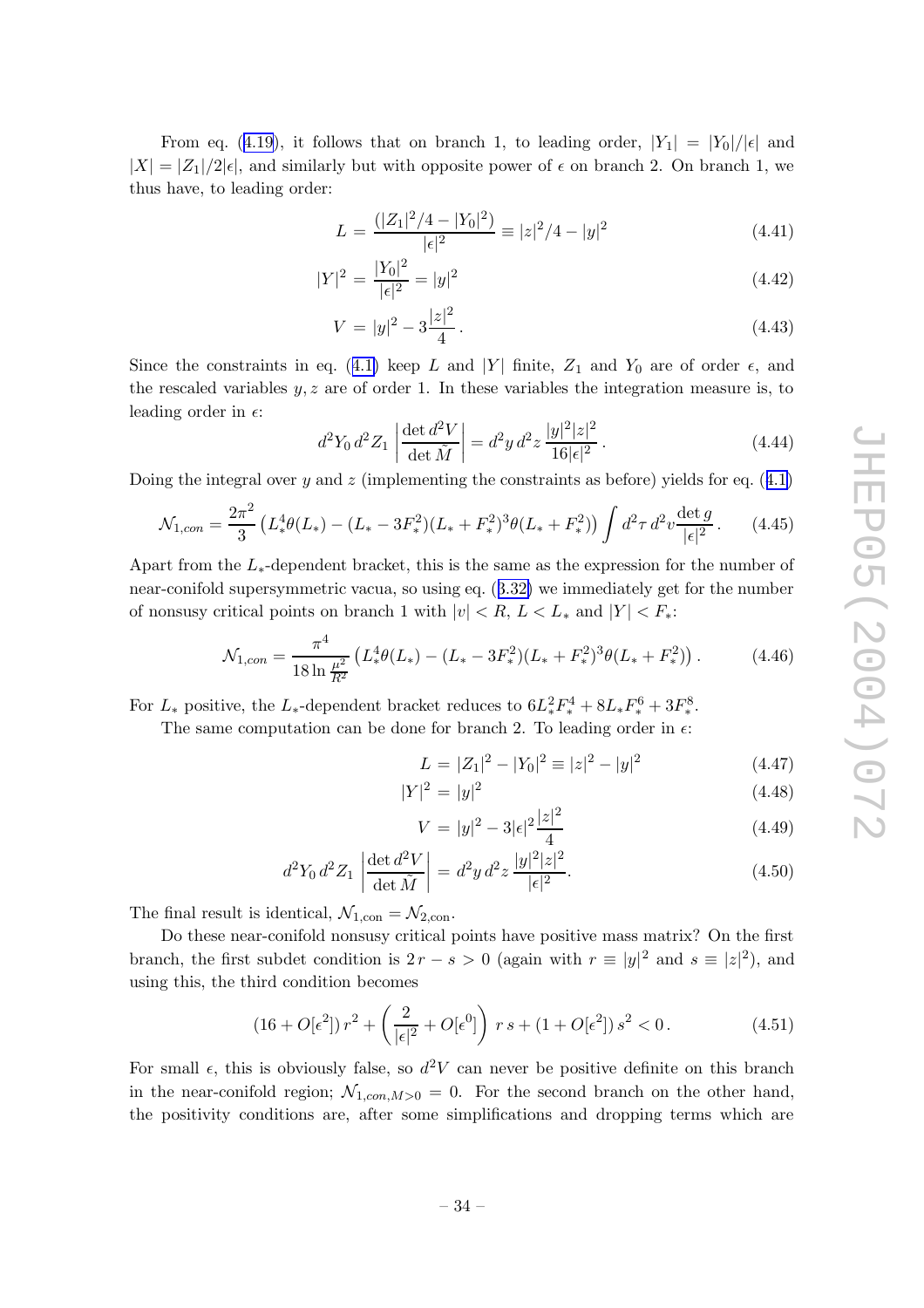From eq. (4.19), it follows that on branch 1, to leading order, $|Y_1| = |Y_0|/|\epsilon|$ and $|X| = |Z_1|/2|\epsilon|$, and similarly but with opposite power of $\epsilon$ on branch 2. On branch 1, we thus have, to leading order:

$$L = \frac{(|Z_1|^2/4 - |Y_0|^2)}{|\epsilon|^2} \equiv |z|^2/4 - |y|^2 \tag{4.41}$$

$$|Y|^2 = \frac{|Y_0|^2}{|\epsilon|^2} = |y|^2 \tag{4.42}$$

$$V = |y|^2 - 3\frac{|z|^2}{4}. \tag{4.43}$$

Since the constraints in eq. (4.1) keep $L$ and $|Y|$ finite, $Z_1$ and $Y_0$ are of order $\epsilon$, and the rescaled variables $y, z$ are of order 1. In these variables the integration measure is, to leading order in $\epsilon$:

$$d^2Y_0\, d^2Z_1 \left|\frac{\det d^2V}{\det \tilde{M}}\right| = d^2y\, d^2z\, \frac{|y|^2|z|^2}{16|\epsilon|^2}. \tag{4.44}$$

Doing the integral over $y$ and $z$ (implementing the constraints as before) yields for eq. (4.1)

$$\mathcal{N}_{1,con} = \frac{2\pi^2}{3}\left(L_*^4\theta(L_*) - (L_* - 3F_*^2)(L_* + F_*^2)^3\theta(L_* + F_*^2)\right)\int d^2\tau\, d^2v \frac{\det g}{|\epsilon|^2}. \tag{4.45}$$

Apart from the $L_*$-dependent bracket, this is the same as the expression for the number of near-conifold supersymmetric vacua, so using eq. (3.32) we immediately get for the number of nonsusy critical points on branch 1 with $|v| < R$, $L < L_*$ and $|Y| < F_*$:

$$\mathcal{N}_{1,con} = \frac{\pi^4}{18\ln\frac{\mu^2}{R^2}}\left(L_*^4\theta(L_*) - (L_* - 3F_*^2)(L_* + F_*^2)^3\theta(L_* + F_*^2)\right). \tag{4.46}$$

For $L_*$ positive, the $L_*$-dependent bracket reduces to $6L_*^2F_*^4 + 8L_*F_*^6 + 3F_*^8$.

The same computation can be done for branch 2. To leading order in $\epsilon$:

$$L = |Z_1|^2 - |Y_0|^2 \equiv |z|^2 - |y|^2 \tag{4.47}$$

$$|Y|^2 = |y|^2 \tag{4.48}$$

$$V = |y|^2 - 3|\epsilon|^2\frac{|z|^2}{4} \tag{4.49}$$

$$d^2Y_0\, d^2Z_1 \left|\frac{\det d^2V}{\det \tilde{M}}\right| = d^2y\, d^2z\, \frac{|y|^2|z|^2}{|\epsilon|^2}. \tag{4.50}$$

The final result is identical, $\mathcal{N}_{1,\text{con}} = \mathcal{N}_{2,\text{con}}$.

Do these near-conifold nonsusy critical points have positive mass matrix? On the first branch, the first subdet condition is $2r - s > 0$ (again with $r \equiv |y|^2$ and $s \equiv |z|^2$), and using this, the third condition becomes

$$(16 + O[\epsilon^2])\, r^2 + \left(\frac{2}{|\epsilon|^2} + O[\epsilon^0]\right)\, r\, s + (1 + O[\epsilon^2])\, s^2 < 0. \tag{4.51}$$

For small $\epsilon$, this is obviously false, so $d^2V$ can never be positive definite on this branch in the near-conifold region; $\mathcal{N}_{1,con,M>0} = 0$. For the second branch on the other hand, the positivity conditions are, after some simplifications and dropping terms which are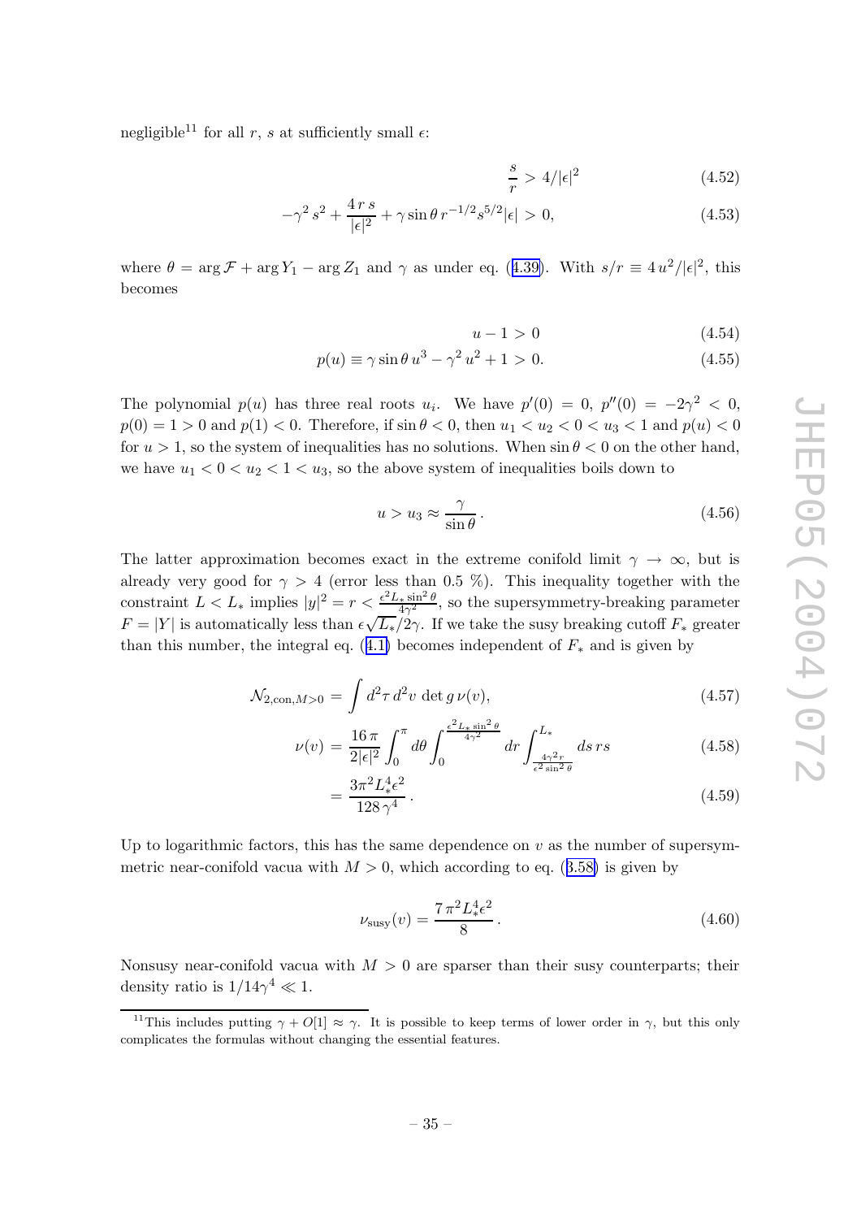negligible[11] for all $r$, $s$ at sufficiently small $\epsilon$:

$$\frac{s}{r} > 4/|\epsilon|^2 \tag{4.52}$$

$$-\gamma^2 s^2 + \frac{4\,r\,s}{|\epsilon|^2} + \gamma \sin\theta \, r^{-1/2} s^{5/2} |\epsilon| > 0, \tag{4.53}$$

where $\theta = \arg \mathcal{F} + \arg Y_1 - \arg Z_1$ and $\gamma$ as under eq. (4.39). With $s/r \equiv 4\,u^2/|\epsilon|^2$, this becomes

$$u - 1 > 0 \tag{4.54}$$

$$p(u) \equiv \gamma \sin\theta \, u^3 - \gamma^2 \, u^2 + 1 > 0. \tag{4.55}$$

The polynomial $p(u)$ has three real roots $u_i$. We have $p'(0) = 0$, $p''(0) = -2\gamma^2 < 0$, $p(0) = 1 > 0$ and $p(1) < 0$. Therefore, if $\sin\theta < 0$, then $u_1 < u_2 < 0 < u_3 < 1$ and $p(u) < 0$ for $u > 1$, so the system of inequalities has no solutions. When $\sin\theta < 0$ on the other hand, we have $u_1 < 0 < u_2 < 1 < u_3$, so the above system of inequalities boils down to

$$u > u_3 \approx \frac{\gamma}{\sin\theta}\,. \tag{4.56}$$

The latter approximation becomes exact in the extreme conifold limit $\gamma \to \infty$, but is already very good for $\gamma > 4$ (error less than 0.5 %). This inequality together with the constraint $L < L_*$ implies $|y|^2 = r < \frac{\epsilon^2 L_* \sin^2\theta}{4\gamma^2}$, so the supersymmetry-breaking parameter $F = |Y|$ is automatically less than $\epsilon\sqrt{L_*}/2\gamma$. If we take the susy breaking cutoff $F_*$ greater than this number, the integral eq. (4.1) becomes independent of $F_*$ and is given by

$$\mathcal{N}_{2,\mathrm{con},M>0} = \int d^2\tau \, d^2 v \, \det g \, \nu(v), \tag{4.57}$$

$$\nu(v) = \frac{16\,\pi}{2|\epsilon|^2} \int_0^\pi d\theta \int_0^{\frac{\epsilon^2 L_* \sin^2\theta}{4\gamma^2}} dr \int_{\frac{4\gamma^2 r}{\epsilon^2 \sin^2\theta}}^{L_*} ds \, r s \tag{4.58}$$

$$= \frac{3\pi^2 L_*^4 \epsilon^2}{128\,\gamma^4}\,. \tag{4.59}$$

Up to logarithmic factors, this has the same dependence on $v$ as the number of supersymmetric near-conifold vacua with $M > 0$, which according to eq. (3.58) is given by

$$\nu_{\mathrm{susy}}(v) = \frac{7\,\pi^2 L_*^4 \epsilon^2}{8}\,. \tag{4.60}$$

Nonsusy near-conifold vacua with $M > 0$ are sparser than their susy counterparts; their density ratio is $1/14\gamma^4 \ll 1$.

[11] This includes putting $\gamma + O[1] \approx \gamma$. It is possible to keep terms of lower order in $\gamma$, but this only complicates the formulas without changing the essential features.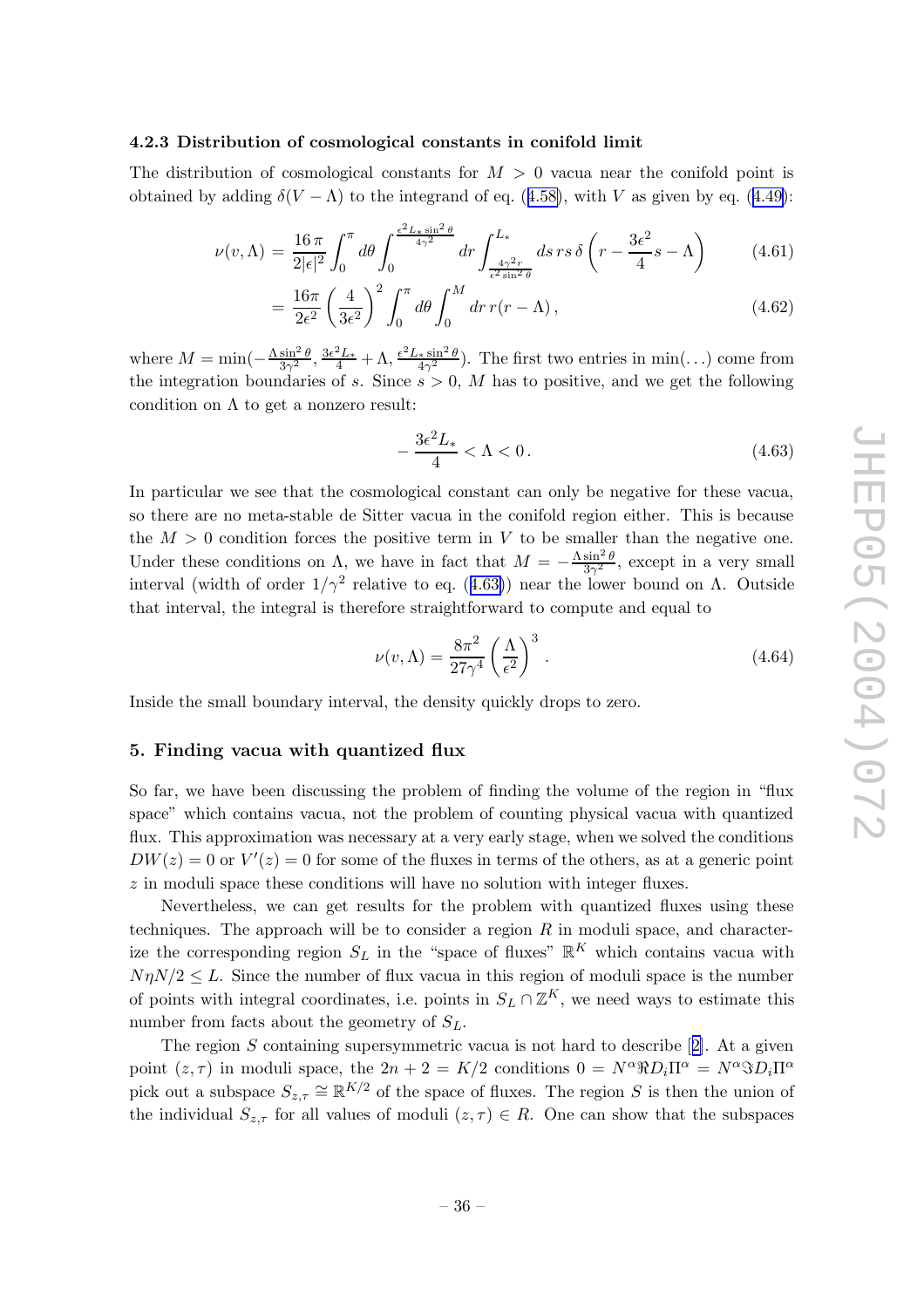#### 4.2.3 Distribution of cosmological constants in conifold limit

The distribution of cosmological constants for $M > 0$ vacua near the conifold point is obtained by adding $\delta(V - \Lambda)$ to the integrand of eq. (4.58), with $V$ as given by eq. (4.49):

$$\nu(v, \Lambda) = \frac{16\,\pi}{2|\epsilon|^2} \int_0^\pi d\theta \int_0^{\frac{\epsilon^2 L_* \sin^2\theta}{4\gamma^2}} dr \int_{\frac{4\gamma^2 r}{\epsilon^2 \sin^2\theta}}^{L_*} ds\, rs\, \delta\left(r - \frac{3\epsilon^2}{4} s - \Lambda\right) \tag{4.61}$$

$$= \frac{16\pi}{2\epsilon^2} \left(\frac{4}{3\epsilon^2}\right)^2 \int_0^\pi d\theta \int_0^M dr\, r(r - \Lambda)\,, \tag{4.62}$$

where $M = \min(-\frac{\Lambda \sin^2\theta}{3\gamma^2}, \frac{3\epsilon^2 L_*}{4} + \Lambda, \frac{\epsilon^2 L_* \sin^2\theta}{4\gamma^2})$. The first two entries in $\min(\ldots)$ come from the integration boundaries of $s$. Since $s > 0$, $M$ has to positive, and we get the following condition on $\Lambda$ to get a nonzero result:

$$-\frac{3\epsilon^2 L_*}{4} < \Lambda < 0\,. \tag{4.63}$$

In particular we see that the cosmological constant can only be negative for these vacua, so there are no meta-stable de Sitter vacua in the conifold region either. This is because the $M > 0$ condition forces the positive term in $V$ to be smaller than the negative one. Under these conditions on $\Lambda$, we have in fact that $M = -\frac{\Lambda \sin^2\theta}{3\gamma^2}$, except in a very small interval (width of order $1/\gamma^2$ relative to eq. (4.63)) near the lower bound on $\Lambda$. Outside that interval, the integral is therefore straightforward to compute and equal to

$$\nu(v, \Lambda) = \frac{8\pi^2}{27\gamma^4} \left(\frac{\Lambda}{\epsilon^2}\right)^3\,. \tag{4.64}$$

Inside the small boundary interval, the density quickly drops to zero.

## 5. Finding vacua with quantized flux

So far, we have been discussing the problem of finding the volume of the region in "flux space" which contains vacua, not the problem of counting physical vacua with quantized flux. This approximation was necessary at a very early stage, when we solved the conditions $DW(z) = 0$ or $V'(z) = 0$ for some of the fluxes in terms of the others, as at a generic point $z$ in moduli space these conditions will have no solution with integer fluxes.

Nevertheless, we can get results for the problem with quantized fluxes using these techniques. The approach will be to consider a region $R$ in moduli space, and characterize the corresponding region $S_L$ in the "space of fluxes" $\mathbb{R}^K$ which contains vacua with $N\eta N/2 \leq L$. Since the number of flux vacua in this region of moduli space is the number of points with integral coordinates, i.e. points in $S_L \cap \mathbb{Z}^K$, we need ways to estimate this number from facts about the geometry of $S_L$.

The region $S$ containing supersymmetric vacua is not hard to describe [2]. At a given point $(z, \tau)$ in moduli space, the $2n + 2 = K/2$ conditions $0 = N^\alpha \Re D_i \Pi^\alpha = N^\alpha \Im D_i \Pi^\alpha$ pick out a subspace $S_{z,\tau} \cong \mathbb{R}^{K/2}$ of the space of fluxes. The region $S$ is then the union of the individual $S_{z,\tau}$ for all values of moduli $(z, \tau) \in R$. One can show that the subspaces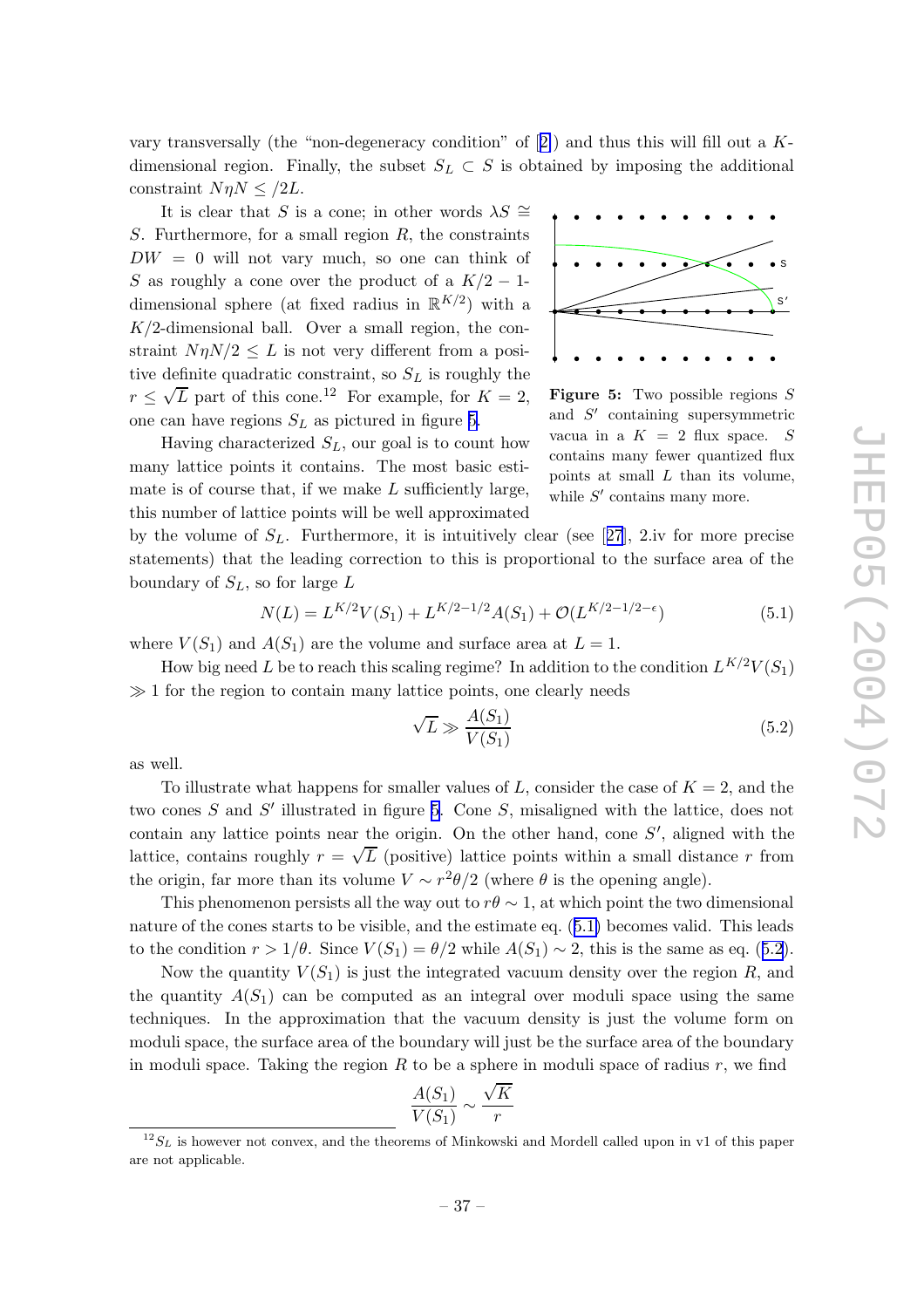vary transversally (the "non-degeneracy condition" of [2]) and thus this will fill out a $K$-dimensional region. Finally, the subset $S_L \subset S$ is obtained by imposing the additional constraint $N\eta N \leq /2L$.

It is clear that $S$ is a cone; in other words $\lambda S \cong S$. Furthermore, for a small region $R$, the constraints $DW = 0$ will not vary much, so one can think of $S$ as roughly a cone over the product of a $K/2-1$-dimensional sphere (at fixed radius in $\mathbb{R}^{K/2}$) with a $K/2$-dimensional ball. Over a small region, the constraint $N\eta N/2 \leq L$ is not very different from a positive definite quadratic constraint, so $S_L$ is roughly the $r \leq \sqrt{L}$ part of this cone.[12] For example, for $K=2$, one can have regions $S_L$ as pictured in figure 5.

**Figure 5:** Two possible regions $S$ and $S'$ containing supersymmetric vacua in a $K=2$ flux space. $S$ contains many fewer quantized flux points at small $L$ than its volume, while $S'$ contains many more.

Having characterized $S_L$, our goal is to count how many lattice points it contains. The most basic estimate is of course that, if we make $L$ sufficiently large, this number of lattice points will be well approximated by the volume of $S_L$. Furthermore, it is intuitively clear (see [27], 2.iv for more precise statements) that the leading correction to this is proportional to the surface area of the boundary of $S_L$, so for large $L$

$$N(L) = L^{K/2}V(S_1) + L^{K/2-1/2}A(S_1) + \mathcal{O}(L^{K/2-1/2-\epsilon}) \tag{5.1}$$

where $V(S_1)$ and $A(S_1)$ are the volume and surface area at $L=1$.

How big need $L$ be to reach this scaling regime? In addition to the condition $L^{K/2}V(S_1) \gg 1$ for the region to contain many lattice points, one clearly needs

$$\sqrt{L} \gg \frac{A(S_1)}{V(S_1)} \tag{5.2}$$

as well.

To illustrate what happens for smaller values of $L$, consider the case of $K=2$, and the two cones $S$ and $S'$ illustrated in figure 5. Cone $S$, misaligned with the lattice, does not contain any lattice points near the origin. On the other hand, cone $S'$, aligned with the lattice, contains roughly $r = \sqrt{L}$ (positive) lattice points within a small distance $r$ from the origin, far more than its volume $V \sim r^2\theta/2$ (where $\theta$ is the opening angle).

This phenomenon persists all the way out to $r\theta \sim 1$, at which point the two dimensional nature of the cones starts to be visible, and the estimate eq. (5.1) becomes valid. This leads to the condition $r > 1/\theta$. Since $V(S_1) = \theta/2$ while $A(S_1) \sim 2$, this is the same as eq. (5.2).

Now the quantity $V(S_1)$ is just the integrated vacuum density over the region $R$, and the quantity $A(S_1)$ can be computed as an integral over moduli space using the same techniques. In the approximation that the vacuum density is just the volume form on moduli space, the surface area of the boundary will just be the surface area of the boundary in moduli space. Taking the region $R$ to be a sphere in moduli space of radius $r$, we find

$$\frac{A(S_1)}{V(S_1)} \sim \frac{\sqrt{K}}{r}$$

[12] $S_L$ is however not convex, and the theorems of Minkowski and Mordell called upon in v1 of this paper are not applicable.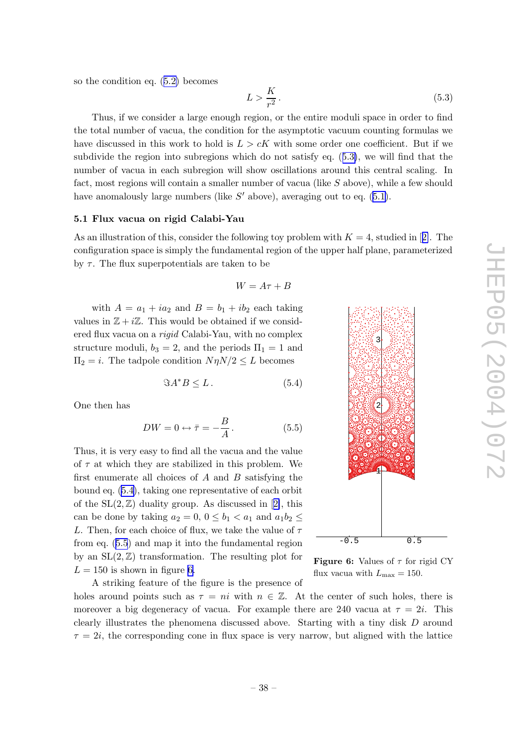so the condition eq. (5.2) becomes

$$L > \frac{K}{r^2}. \tag{5.3}$$

Thus, if we consider a large enough region, or the entire moduli space in order to find the total number of vacua, the condition for the asymptotic vacuum counting formulas we have discussed in this work to hold is $L > cK$ with some order one coefficient. But if we subdivide the region into subregions which do not satisfy eq. (5.3), we will find that the number of vacua in each subregion will show oscillations around this central scaling. In fact, most regions will contain a smaller number of vacua (like $S$ above), while a few should have anomalously large numbers (like $S'$ above), averaging out to eq. (5.1).

### 5.1 Flux vacua on rigid Calabi-Yau

As an illustration of this, consider the following toy problem with $K = 4$, studied in [2]. The configuration space is simply the fundamental region of the upper half plane, parameterized by $\tau$. The flux superpotentials are taken to be

$$W = A\tau + B$$

with $A = a_1 + ia_2$ and $B = b_1 + ib_2$ each taking values in $\mathbb{Z} + i\mathbb{Z}$. This would be obtained if we considered flux vacua on a *rigid* Calabi-Yau, with no complex structure moduli, $b_3 = 2$, and the periods $\Pi_1 = 1$ and $\Pi_2 = i$. The tadpole condition $N\eta N/2 \leq L$ becomes

$$\Im A^* B \leq L. \tag{5.4}$$

One then has

$$DW = 0 \leftrightarrow \bar{\tau} = -\frac{B}{A}. \tag{5.5}$$

Thus, it is very easy to find all the vacua and the value of $\tau$ at which they are stabilized in this problem. We first enumerate all choices of $A$ and $B$ satisfying the bound eq. (5.4), taking one representative of each orbit of the $SL(2,\mathbb{Z})$ duality group. As discussed in [2], this can be done by taking $a_2 = 0$, $0 \leq b_1 < a_1$ and $a_1 b_2 \leq L$. Then, for each choice of flux, we take the value of $\tau$ from eq. (5.5) and map it into the fundamental region by an $SL(2,\mathbb{Z})$ transformation. The resulting plot for $L = 150$ is shown in figure 6.

**Figure 6:** Values of $\tau$ for rigid CY flux vacua with $L_{\max} = 150$.

A striking feature of the figure is the presence of holes around points such as $\tau = ni$ with $n \in \mathbb{Z}$. At the center of such holes, there is moreover a big degeneracy of vacua. For example there are 240 vacua at $\tau = 2i$. This clearly illustrates the phenomena discussed above. Starting with a tiny disk $D$ around $\tau = 2i$, the corresponding cone in flux space is very narrow, but aligned with the lattice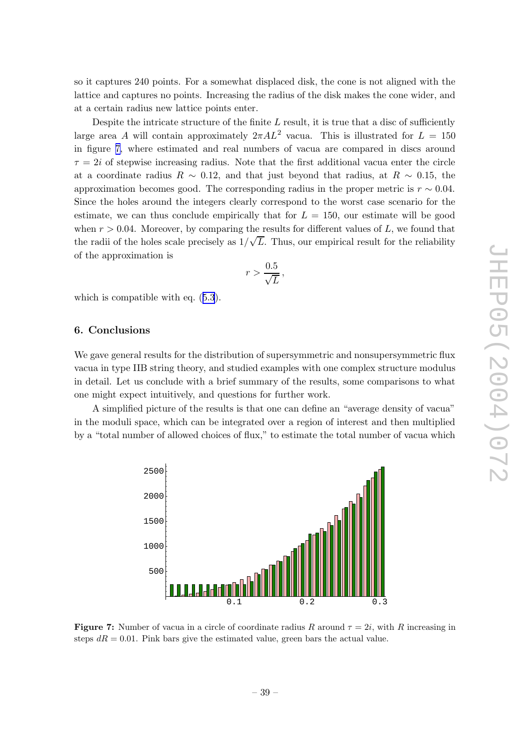so it captures 240 points. For a somewhat displaced disk, the cone is not aligned with the lattice and captures no points. Increasing the radius of the disk makes the cone wider, and at a certain radius new lattice points enter.

Despite the intricate structure of the finite $L$ result, it is true that a disc of sufficiently large area $A$ will contain approximately $2\pi A L^2$ vacua. This is illustrated for $L = 150$ in figure 7, where estimated and real numbers of vacua are compared in discs around $\tau = 2i$ of stepwise increasing radius. Note that the first additional vacua enter the circle at a coordinate radius $R \sim 0.12$, and that just beyond that radius, at $R \sim 0.15$, the approximation becomes good. The corresponding radius in the proper metric is $r \sim 0.04$. Since the holes around the integers clearly correspond to the worst case scenario for the estimate, we can thus conclude empirically that for $L = 150$, our estimate will be good when $r > 0.04$. Moreover, by comparing the results for different values of $L$, we found that the radii of the holes scale precisely as $1/\sqrt{L}$. Thus, our empirical result for the reliability of the approximation is

$$r > \frac{0.5}{\sqrt{L}},$$

which is compatible with eq. (5.3).

## 6. Conclusions

We gave general results for the distribution of supersymmetric and nonsupersymmetric flux vacua in type IIB string theory, and studied examples with one complex structure modulus in detail. Let us conclude with a brief summary of the results, some comparisons to what one might expect intuitively, and questions for further work.

A simplified picture of the results is that one can define an "average density of vacua" in the moduli space, which can be integrated over a region of interest and then multiplied by a "total number of allowed choices of flux," to estimate the total number of vacua which

**Figure 7:** Number of vacua in a circle of coordinate radius $R$ around $\tau = 2i$, with $R$ increasing in steps $dR = 0.01$. Pink bars give the estimated value, green bars the actual value.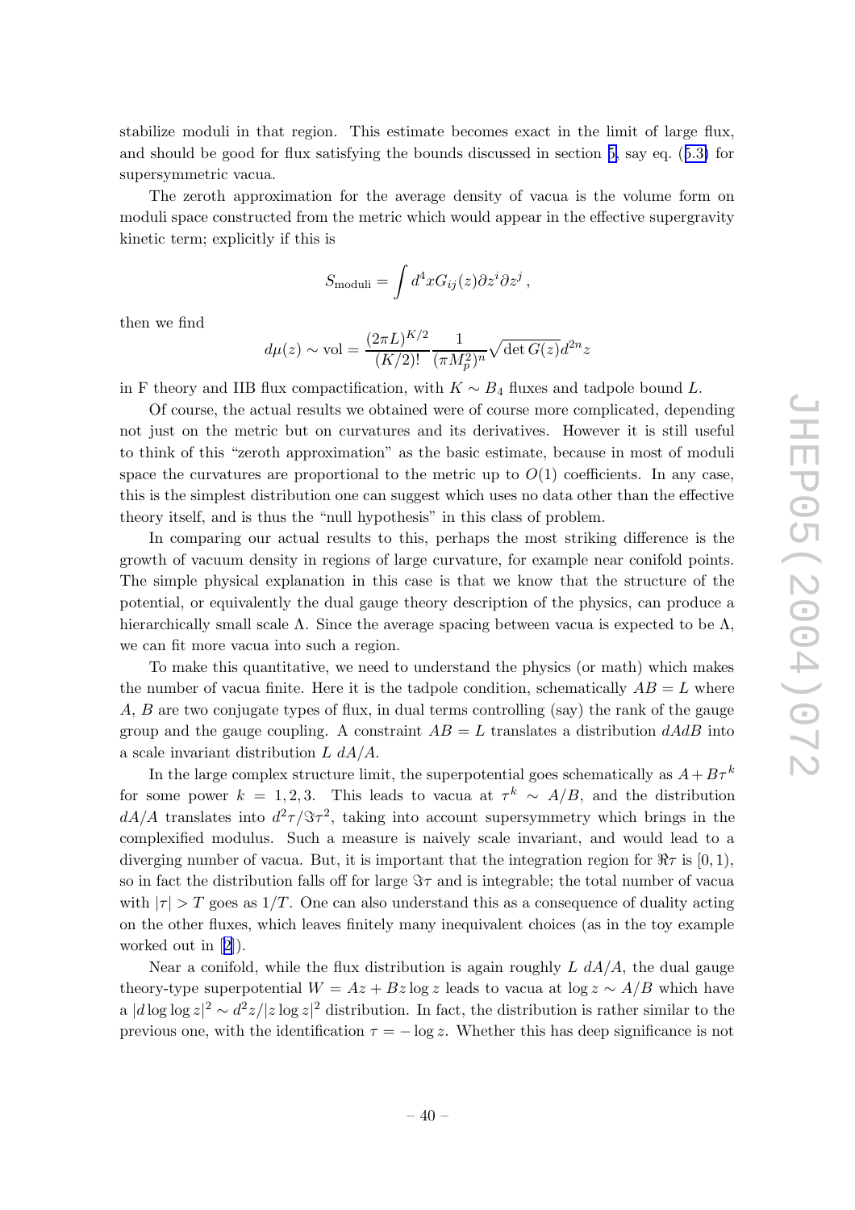stabilize moduli in that region. This estimate becomes exact in the limit of large flux, and should be good for flux satisfying the bounds discussed in section 5, say eq. (5.3) for supersymmetric vacua.

The zeroth approximation for the average density of vacua is the volume form on moduli space constructed from the metric which would appear in the effective supergravity kinetic term; explicitly if this is

$$S_{\rm moduli} = \int d^4x G_{ij}(z) \partial z^i \partial z^j \,,$$

then we find

$$d\mu(z) \sim {\rm vol} = \frac{(2\pi L)^{K/2}}{(K/2)!} \frac{1}{(\pi M_p^2)^n} \sqrt{\det G(z)} d^{2n}z$$

in F theory and IIB flux compactification, with $K \sim B_4$ fluxes and tadpole bound $L$.

Of course, the actual results we obtained were of course more complicated, depending not just on the metric but on curvatures and its derivatives. However it is still useful to think of this "zeroth approximation" as the basic estimate, because in most of moduli space the curvatures are proportional to the metric up to $O(1)$ coefficients. In any case, this is the simplest distribution one can suggest which uses no data other than the effective theory itself, and is thus the "null hypothesis" in this class of problem.

In comparing our actual results to this, perhaps the most striking difference is the growth of vacuum density in regions of large curvature, for example near conifold points. The simple physical explanation in this case is that we know that the structure of the potential, or equivalently the dual gauge theory description of the physics, can produce a hierarchically small scale $\Lambda$. Since the average spacing between vacua is expected to be $\Lambda$, we can fit more vacua into such a region.

To make this quantitative, we need to understand the physics (or math) which makes the number of vacua finite. Here it is the tadpole condition, schematically $AB = L$ where $A$, $B$ are two conjugate types of flux, in dual terms controlling (say) the rank of the gauge group and the gauge coupling. A constraint $AB = L$ translates a distribution $dAdB$ into a scale invariant distribution $L\ dA/A$.

In the large complex structure limit, the superpotential goes schematically as $A + B\tau^k$ for some power $k = 1, 2, 3$. This leads to vacua at $\tau^k \sim A/B$, and the distribution $dA/A$ translates into $d^2\tau/\Im\tau^2$, taking into account supersymmetry which brings in the complexified modulus. Such a measure is naively scale invariant, and would lead to a diverging number of vacua. But, it is important that the integration region for $\Re\tau$ is $[0, 1)$, so in fact the distribution falls off for large $\Im\tau$ and is integrable; the total number of vacua with $|\tau| > T$ goes as $1/T$. One can also understand this as a consequence of duality acting on the other fluxes, which leaves finitely many inequivalent choices (as in the toy example worked out in [2]).

Near a conifold, while the flux distribution is again roughly $L\ dA/A$, the dual gauge theory-type superpotential $W = Az + Bz \log z$ leads to vacua at $\log z \sim A/B$ which have a $|d \log \log z|^2 \sim d^2z/|z \log z|^2$ distribution. In fact, the distribution is rather similar to the previous one, with the identification $\tau = -\log z$. Whether this has deep significance is not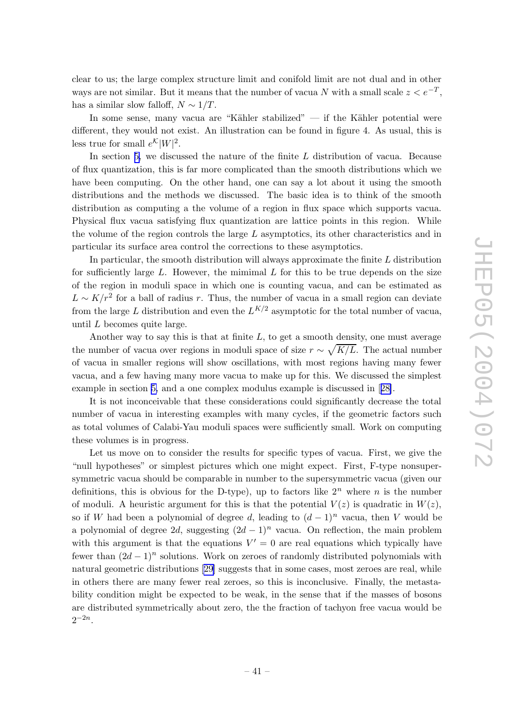clear to us; the large complex structure limit and conifold limit are not dual and in other ways are not similar. But it means that the number of vacua $N$ with a small scale $z < e^{-T}$, has a similar slow falloff, $N \sim 1/T$.

In some sense, many vacua are "Kähler stabilized" — if the Kähler potential were different, they would not exist. An illustration can be found in figure 4. As usual, this is less true for small $e^{\mathcal{K}}|W|^2$.

In section 5, we discussed the nature of the finite $L$ distribution of vacua. Because of flux quantization, this is far more complicated than the smooth distributions which we have been computing. On the other hand, one can say a lot about it using the smooth distributions and the methods we discussed. The basic idea is to think of the smooth distribution as computing a the volume of a region in flux space which supports vacua. Physical flux vacua satisfying flux quantization are lattice points in this region. While the volume of the region controls the large $L$ asymptotics, its other characteristics and in particular its surface area control the corrections to these asymptotics.

In particular, the smooth distribution will always approximate the finite $L$ distribution for sufficiently large $L$. However, the mimimal $L$ for this to be true depends on the size of the region in moduli space in which one is counting vacua, and can be estimated as $L \sim K/r^2$ for a ball of radius $r$. Thus, the number of vacua in a small region can deviate from the large $L$ distribution and even the $L^{K/2}$ asymptotic for the total number of vacua, until $L$ becomes quite large.

Another way to say this is that at finite $L$, to get a smooth density, one must average the number of vacua over regions in moduli space of size $r \sim \sqrt{K/L}$. The actual number of vacua in smaller regions will show oscillations, with most regions having many fewer vacua, and a few having many more vacua to make up for this. We discussed the simplest example in section 5, and a one complex modulus example is discussed in [28].

It is not inconceivable that these considerations could significantly decrease the total number of vacua in interesting examples with many cycles, if the geometric factors such as total volumes of Calabi-Yau moduli spaces were sufficiently small. Work on computing these volumes is in progress.

Let us move on to consider the results for specific types of vacua. First, we give the "null hypotheses" or simplest pictures which one might expect. First, F-type nonsupersymmetric vacua should be comparable in number to the supersymmetric vacua (given our definitions, this is obvious for the D-type), up to factors like $2^n$ where $n$ is the number of moduli. A heuristic argument for this is that the potential $V(z)$ is quadratic in $W(z)$, so if $W$ had been a polynomial of degree $d$, leading to $(d-1)^n$ vacua, then $V$ would be a polynomial of degree $2d$, suggesting $(2d-1)^n$ vacua. On reflection, the main problem with this argument is that the equations $V' = 0$ are real equations which typically have fewer than $(2d-1)^n$ solutions. Work on zeroes of randomly distributed polynomials with natural geometric distributions [29] suggests that in some cases, most zeroes are real, while in others there are many fewer real zeroes, so this is inconclusive. Finally, the metastability condition might be expected to be weak, in the sense that if the masses of bosons are distributed symmetrically about zero, the the fraction of tachyon free vacua would be $2^{-2n}$.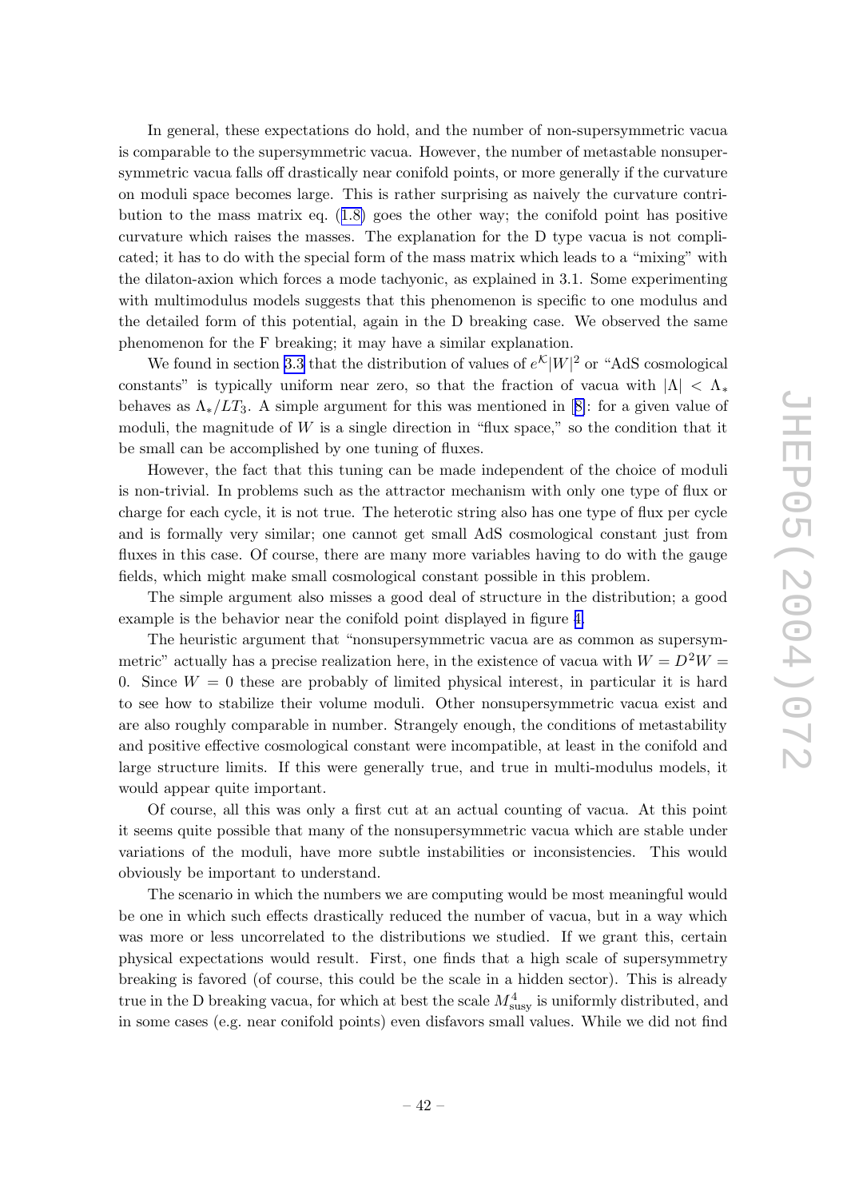In general, these expectations do hold, and the number of non-supersymmetric vacua is comparable to the supersymmetric vacua. However, the number of metastable nonsupersymmetric vacua falls off drastically near conifold points, or more generally if the curvature on moduli space becomes large. This is rather surprising as naively the curvature contribution to the mass matrix eq. (1.8) goes the other way; the conifold point has positive curvature which raises the masses. The explanation for the D type vacua is not complicated; it has to do with the special form of the mass matrix which leads to a "mixing" with the dilaton-axion which forces a mode tachyonic, as explained in 3.1. Some experimenting with multimodulus models suggests that this phenomenon is specific to one modulus and the detailed form of this potential, again in the D breaking case. We observed the same phenomenon for the F breaking; it may have a similar explanation.

We found in section 3.3 that the distribution of values of $e^{\mathcal{K}}|W|^2$ or "AdS cosmological constants" is typically uniform near zero, so that the fraction of vacua with $|\Lambda| < \Lambda_*$ behaves as $\Lambda_*/LT_3$. A simple argument for this was mentioned in [8]: for a given value of moduli, the magnitude of $W$ is a single direction in "flux space," so the condition that it be small can be accomplished by one tuning of fluxes.

However, the fact that this tuning can be made independent of the choice of moduli is non-trivial. In problems such as the attractor mechanism with only one type of flux or charge for each cycle, it is not true. The heterotic string also has one type of flux per cycle and is formally very similar; one cannot get small AdS cosmological constant just from fluxes in this case. Of course, there are many more variables having to do with the gauge fields, which might make small cosmological constant possible in this problem.

The simple argument also misses a good deal of structure in the distribution; a good example is the behavior near the conifold point displayed in figure 4.

The heuristic argument that "nonsupersymmetric vacua are as common as supersymmetric" actually has a precise realization here, in the existence of vacua with $W = D^2W = 0$. Since $W = 0$ these are probably of limited physical interest, in particular it is hard to see how to stabilize their volume moduli. Other nonsupersymmetric vacua exist and are also roughly comparable in number. Strangely enough, the conditions of metastability and positive effective cosmological constant were incompatible, at least in the conifold and large structure limits. If this were generally true, and true in multi-modulus models, it would appear quite important.

Of course, all this was only a first cut at an actual counting of vacua. At this point it seems quite possible that many of the nonsupersymmetric vacua which are stable under variations of the moduli, have more subtle instabilities or inconsistencies. This would obviously be important to understand.

The scenario in which the numbers we are computing would be most meaningful would be one in which such effects drastically reduced the number of vacua, but in a way which was more or less uncorrelated to the distributions we studied. If we grant this, certain physical expectations would result. First, one finds that a high scale of supersymmetry breaking is favored (of course, this could be the scale in a hidden sector). This is already true in the D breaking vacua, for which at best the scale $M_{\rm susy}^4$ is uniformly distributed, and in some cases (e.g. near conifold points) even disfavors small values. While we did not find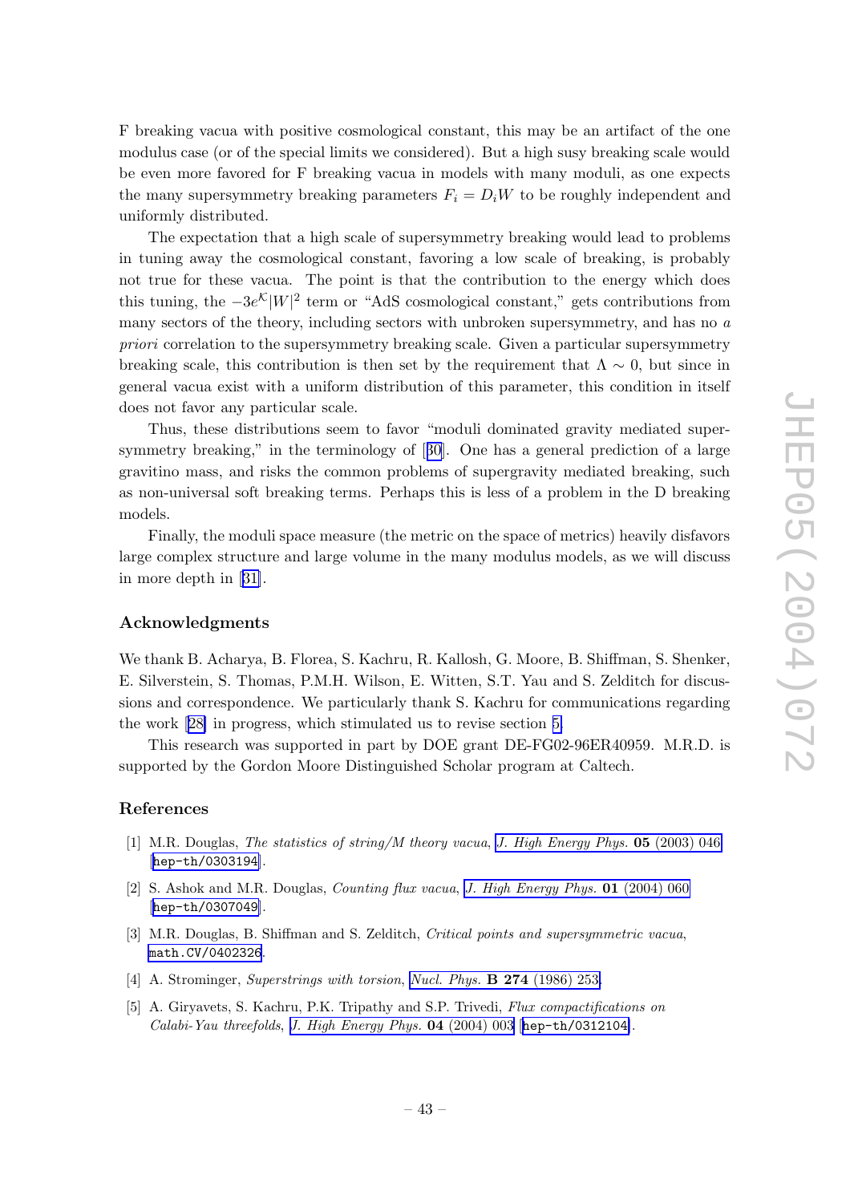F breaking vacua with positive cosmological constant, this may be an artifact of the one modulus case (or of the special limits we considered). But a high susy breaking scale would be even more favored for F breaking vacua in models with many moduli, as one expects the many supersymmetry breaking parameters $F_i = D_i W$ to be roughly independent and uniformly distributed.

The expectation that a high scale of supersymmetry breaking would lead to problems in tuning away the cosmological constant, favoring a low scale of breaking, is probably not true for these vacua. The point is that the contribution to the energy which does this tuning, the $-3e^{\mathcal{K}}|W|^2$ term or "AdS cosmological constant," gets contributions from many sectors of the theory, including sectors with unbroken supersymmetry, and has no *a priori* correlation to the supersymmetry breaking scale. Given a particular supersymmetry breaking scale, this contribution is then set by the requirement that $\Lambda \sim 0$, but since in general vacua exist with a uniform distribution of this parameter, this condition in itself does not favor any particular scale.

Thus, these distributions seem to favor "moduli dominated gravity mediated supersymmetry breaking," in the terminology of [30]. One has a general prediction of a large gravitino mass, and risks the common problems of supergravity mediated breaking, such as non-universal soft breaking terms. Perhaps this is less of a problem in the D breaking models.

Finally, the moduli space measure (the metric on the space of metrics) heavily disfavors large complex structure and large volume in the many modulus models, as we will discuss in more depth in [31].

## Acknowledgments

We thank B. Acharya, B. Florea, S. Kachru, R. Kallosh, G. Moore, B. Shiffman, S. Shenker, E. Silverstein, S. Thomas, P.M.H. Wilson, E. Witten, S.T. Yau and S. Zelditch for discussions and correspondence. We particularly thank S. Kachru for communications regarding the work [28] in progress, which stimulated us to revise section 5.

This research was supported in part by DOE grant DE-FG02-96ER40959. M.R.D. is supported by the Gordon Moore Distinguished Scholar program at Caltech.

## References

[1] M.R. Douglas, *The statistics of string/M theory vacua*, J. High Energy Phys. **05** (2003) 046 [hep-th/0303194].

[2] S. Ashok and M.R. Douglas, *Counting flux vacua*, J. High Energy Phys. **01** (2004) 060 [hep-th/0307049].

[3] M.R. Douglas, B. Shiffman and S. Zelditch, *Critical points and supersymmetric vacua*, math.CV/0402326.

[4] A. Strominger, *Superstrings with torsion*, Nucl. Phys. **B 274** (1986) 253.

[5] A. Giryavets, S. Kachru, P.K. Tripathy and S.P. Trivedi, *Flux compactifications on Calabi-Yau threefolds*, J. High Energy Phys. **04** (2004) 003 [hep-th/0312104].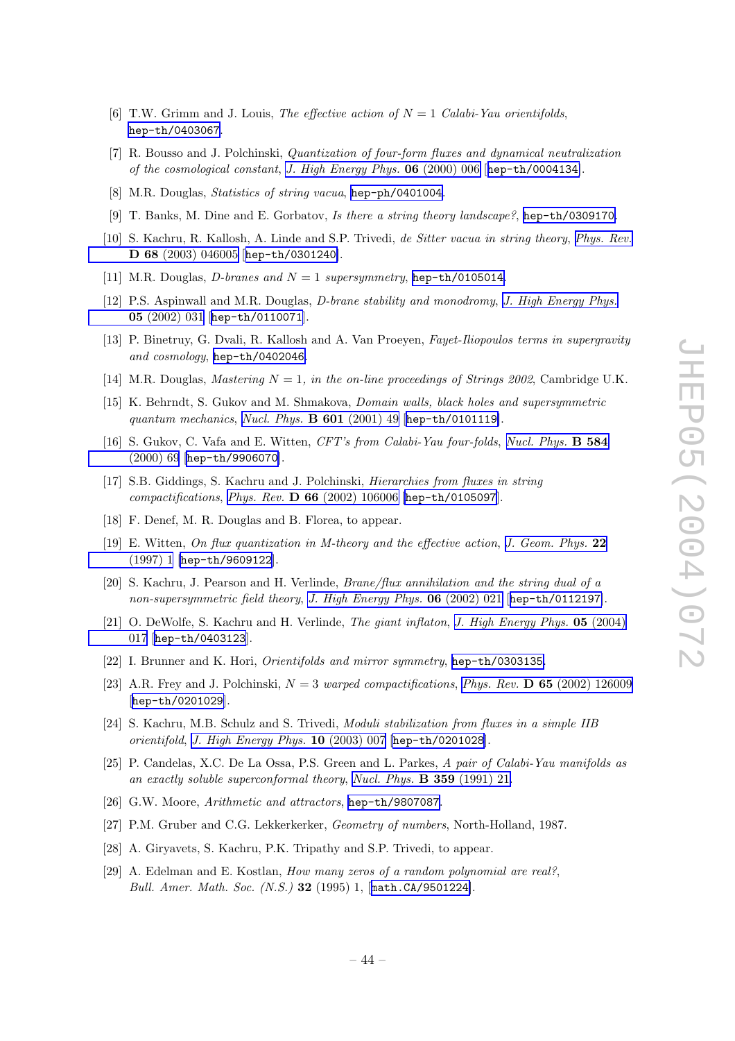[6] T.W. Grimm and J. Louis, *The effective action of $N = 1$ Calabi-Yau orientifolds*, hep-th/0403067.

[7] R. Bousso and J. Polchinski, *Quantization of four-form fluxes and dynamical neutralization of the cosmological constant*, *J. High Energy Phys.* **06** (2000) 006 [hep-th/0004134].

[8] M.R. Douglas, *Statistics of string vacua*, hep-ph/0401004.

[9] T. Banks, M. Dine and E. Gorbatov, *Is there a string theory landscape?*, hep-th/0309170.

[10] S. Kachru, R. Kallosh, A. Linde and S.P. Trivedi, *de Sitter vacua in string theory*, *Phys. Rev.* **D 68** (2003) 046005 [hep-th/0301240].

[11] M.R. Douglas, *D-branes and $N = 1$ supersymmetry*, hep-th/0105014.

[12] P.S. Aspinwall and M.R. Douglas, *D-brane stability and monodromy*, *J. High Energy Phys.* **05** (2002) 031 [hep-th/0110071].

[13] P. Binetruy, G. Dvali, R. Kallosh and A. Van Proeyen, *Fayet-Iliopoulos terms in supergravity and cosmology*, hep-th/0402046.

[14] M.R. Douglas, *Mastering $N = 1$*, *in the on-line proceedings of Strings 2002*, Cambridge U.K.

[15] K. Behrndt, S. Gukov and M. Shmakova, *Domain walls, black holes and supersymmetric quantum mechanics*, *Nucl. Phys.* **B 601** (2001) 49 [hep-th/0101119].

[16] S. Gukov, C. Vafa and E. Witten, *CFT's from Calabi-Yau four-folds*, *Nucl. Phys.* **B 584** (2000) 69 [hep-th/9906070].

[17] S.B. Giddings, S. Kachru and J. Polchinski, *Hierarchies from fluxes in string compactifications*, *Phys. Rev.* **D 66** (2002) 106006 [hep-th/0105097].

[18] F. Denef, M. R. Douglas and B. Florea, to appear.

[19] E. Witten, *On flux quantization in M-theory and the effective action*, *J. Geom. Phys.* **22** (1997) 1 [hep-th/9609122].

[20] S. Kachru, J. Pearson and H. Verlinde, *Brane/flux annihilation and the string dual of a non-supersymmetric field theory*, *J. High Energy Phys.* **06** (2002) 021 [hep-th/0112197].

[21] O. DeWolfe, S. Kachru and H. Verlinde, *The giant inflaton*, *J. High Energy Phys.* **05** (2004) 017 [hep-th/0403123].

[22] I. Brunner and K. Hori, *Orientifolds and mirror symmetry*, hep-th/0303135.

[23] A.R. Frey and J. Polchinski, *$N = 3$ warped compactifications*, *Phys. Rev.* **D 65** (2002) 126009 [hep-th/0201029].

[24] S. Kachru, M.B. Schulz and S. Trivedi, *Moduli stabilization from fluxes in a simple IIB orientifold*, *J. High Energy Phys.* **10** (2003) 007 [hep-th/0201028].

[25] P. Candelas, X.C. De La Ossa, P.S. Green and L. Parkes, *A pair of Calabi-Yau manifolds as an exactly soluble superconformal theory*, *Nucl. Phys.* **B 359** (1991) 21.

[26] G.W. Moore, *Arithmetic and attractors*, hep-th/9807087.

[27] P.M. Gruber and C.G. Lekkerkerker, *Geometry of numbers*, North-Holland, 1987.

[28] A. Giryavets, S. Kachru, P.K. Tripathy and S.P. Trivedi, to appear.

[29] A. Edelman and E. Kostlan, *How many zeros of a random polynomial are real?*, *Bull. Amer. Math. Soc. (N.S.)* **32** (1995) 1, [math.CA/9501224].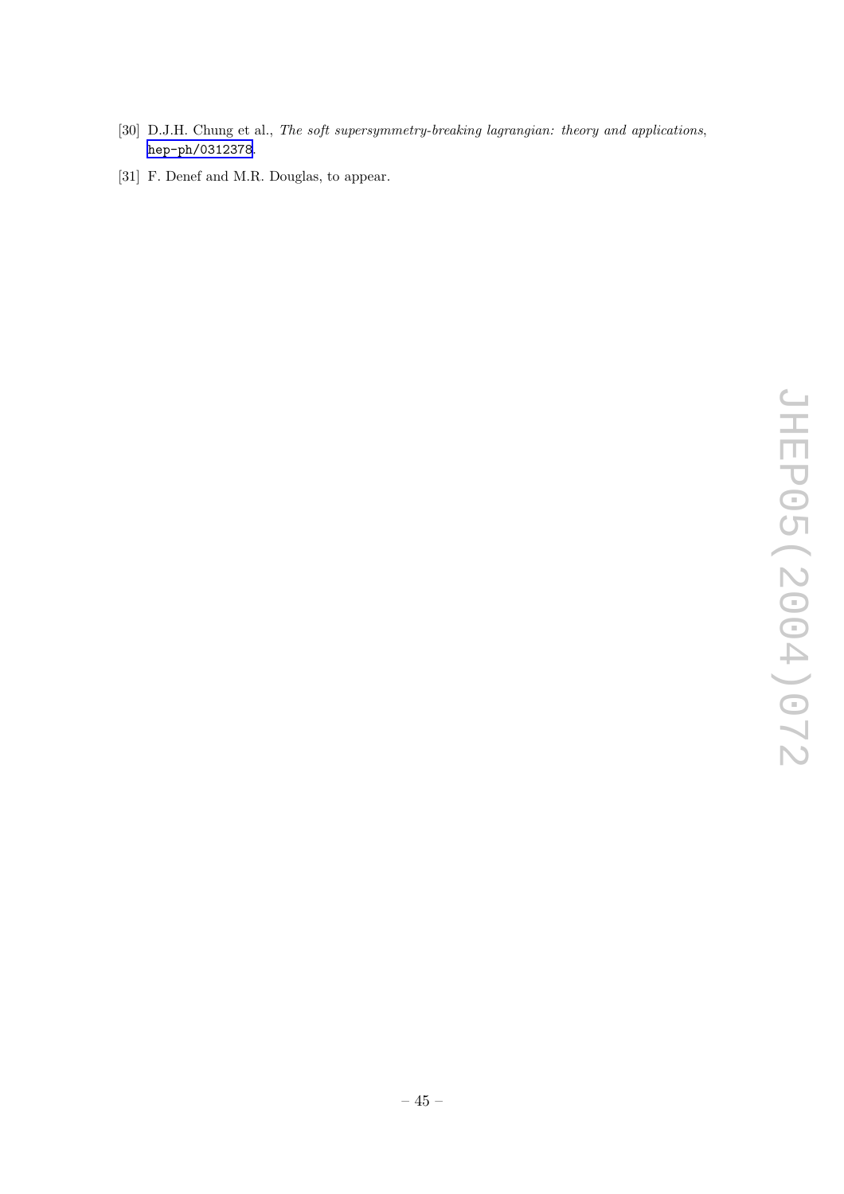[30] D.J.H. Chung et al., *The soft supersymmetry-breaking lagrangian: theory and applications*, hep-ph/0312378.

[31] F. Denef and M.R. Douglas, to appear.